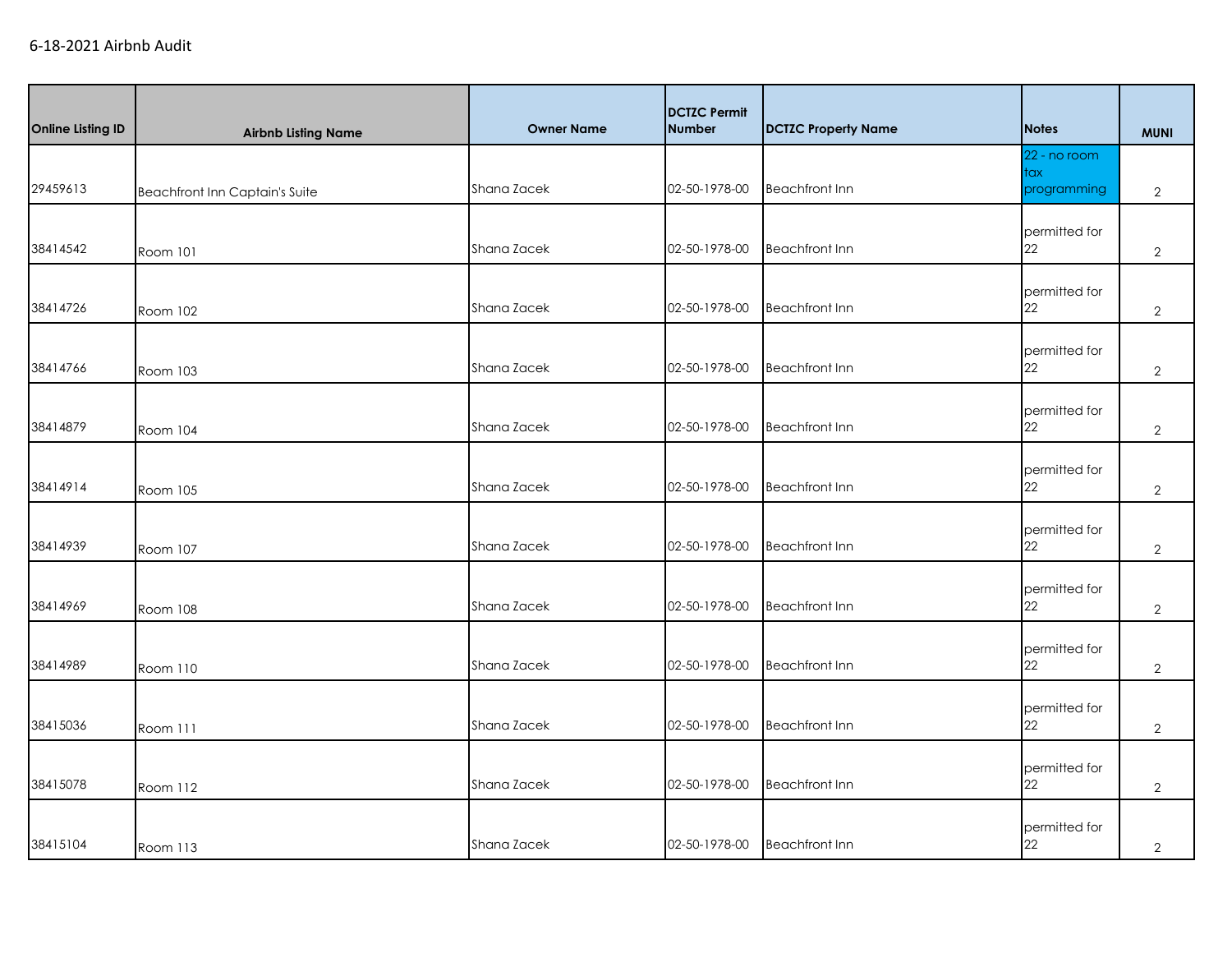6-18-2021 Airbnb Audit

| Online Listing ID | Airbnb Listing Name | Owner Name | DCTZC Permit Number | DCTZC Property Name | Notes | MUNI |
|---|---|---|---|---|---|---|
| 29459613 | Beachfront Inn Captain's Suite | Shana Zacek | 02-50-1978-00 | Beachfront Inn | 22 - no room tax programming | 2 |
| 38414542 | Room 101 | Shana Zacek | 02-50-1978-00 | Beachfront Inn | permitted for 22 | 2 |
| 38414726 | Room 102 | Shana Zacek | 02-50-1978-00 | Beachfront Inn | permitted for 22 | 2 |
| 38414766 | Room 103 | Shana Zacek | 02-50-1978-00 | Beachfront Inn | permitted for 22 | 2 |
| 38414879 | Room 104 | Shana Zacek | 02-50-1978-00 | Beachfront Inn | permitted for 22 | 2 |
| 38414914 | Room 105 | Shana Zacek | 02-50-1978-00 | Beachfront Inn | permitted for 22 | 2 |
| 38414939 | Room 107 | Shana Zacek | 02-50-1978-00 | Beachfront Inn | permitted for 22 | 2 |
| 38414969 | Room 108 | Shana Zacek | 02-50-1978-00 | Beachfront Inn | permitted for 22 | 2 |
| 38414989 | Room 110 | Shana Zacek | 02-50-1978-00 | Beachfront Inn | permitted for 22 | 2 |
| 38415036 | Room 111 | Shana Zacek | 02-50-1978-00 | Beachfront Inn | permitted for 22 | 2 |
| 38415078 | Room 112 | Shana Zacek | 02-50-1978-00 | Beachfront Inn | permitted for 22 | 2 |
| 38415104 | Room 113 | Shana Zacek | 02-50-1978-00 | Beachfront Inn | permitted for 22 | 2 |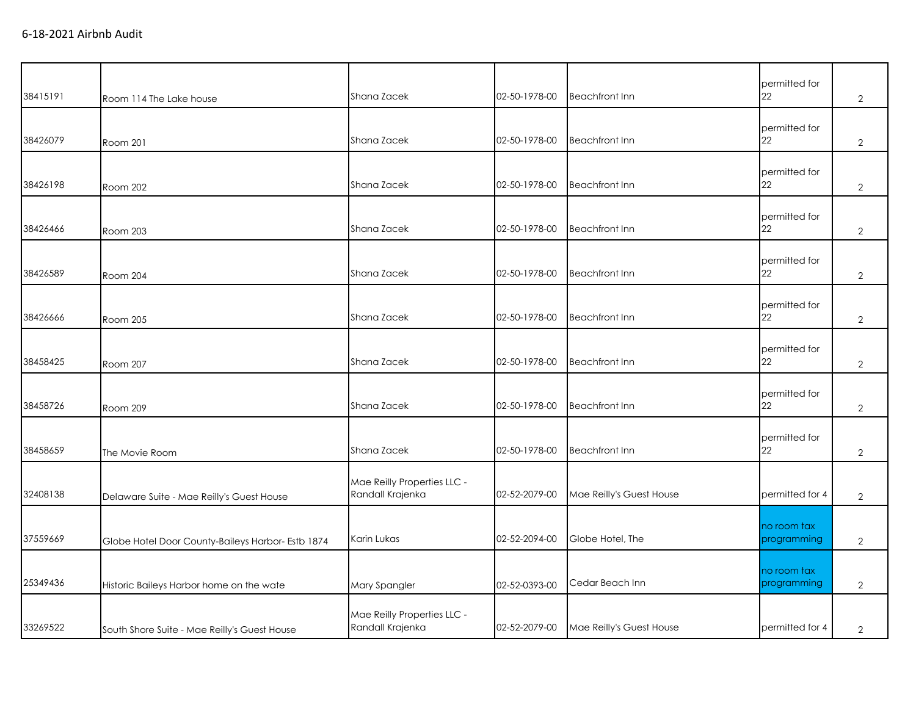| | | | | | | |
|---|---|---|---|---|---|---|
| 38415191 | Room 114 The Lake house | Shana Zacek | 02-50-1978-00 | Beachfront Inn | permitted for 22 | 2 |
| 38426079 | Room 201 | Shana Zacek | 02-50-1978-00 | Beachfront Inn | permitted for 22 | 2 |
| 38426198 | Room 202 | Shana Zacek | 02-50-1978-00 | Beachfront Inn | permitted for 22 | 2 |
| 38426466 | Room 203 | Shana Zacek | 02-50-1978-00 | Beachfront Inn | permitted for 22 | 2 |
| 38426589 | Room 204 | Shana Zacek | 02-50-1978-00 | Beachfront Inn | permitted for 22 | 2 |
| 38426666 | Room 205 | Shana Zacek | 02-50-1978-00 | Beachfront Inn | permitted for 22 | 2 |
| 38458425 | Room 207 | Shana Zacek | 02-50-1978-00 | Beachfront Inn | permitted for 22 | 2 |
| 38458726 | Room 209 | Shana Zacek | 02-50-1978-00 | Beachfront Inn | permitted for 22 | 2 |
| 38458659 | The Movie Room | Shana Zacek | 02-50-1978-00 | Beachfront Inn | permitted for 22 | 2 |
| 32408138 | Delaware Suite - Mae Reilly's Guest House | Mae Reilly Properties LLC - Randall Krajenka | 02-52-2079-00 | Mae Reilly's Guest House | permitted for 4 | 2 |
| 37559669 | Globe Hotel Door County-Baileys Harbor- Estb 1874 | Karin Lukas | 02-52-2094-00 | Globe Hotel, The | no room tax programming | 2 |
| 25349436 | Historic Baileys Harbor home on the wate | Mary Spangler | 02-52-0393-00 | Cedar Beach Inn | no room tax programming | 2 |
| 33269522 | South Shore Suite - Mae Reilly's Guest House | Mae Reilly Properties LLC - Randall Krajenka | 02-52-2079-00 | Mae Reilly's Guest House | permitted for 4 | 2 |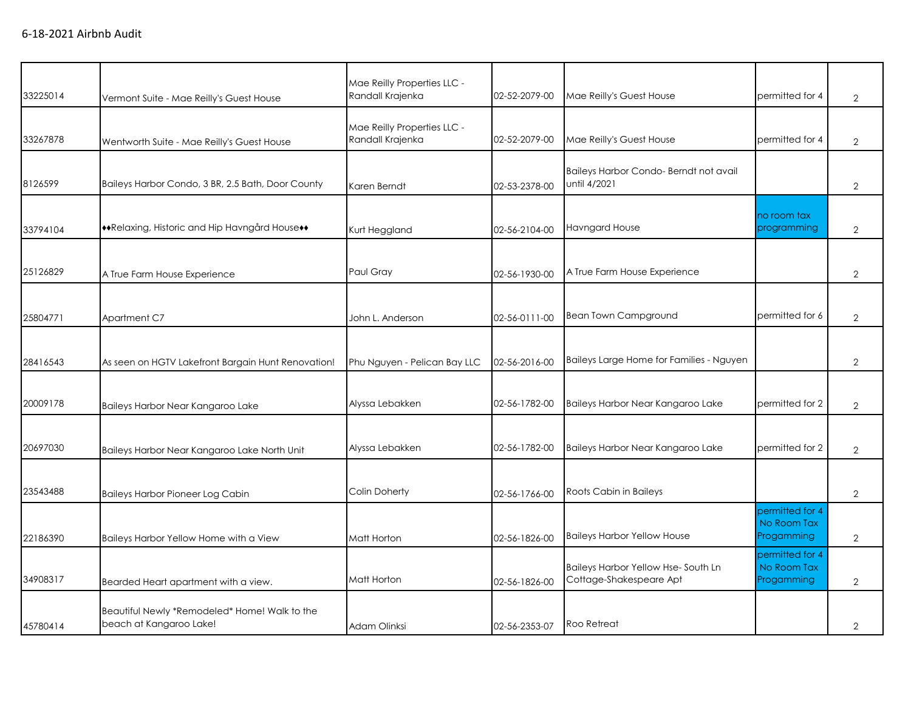6-18-2021 Airbnb Audit

| | | | | | | |
|---|---|---|---|---|---|---|
| 33225014 | Vermont Suite - Mae Reilly's Guest House | Mae Reilly Properties LLC - Randall Krajenka | 02-52-2079-00 | Mae Reilly's Guest House | permitted for 4 | 2 |
| 33267878 | Wentworth Suite - Mae Reilly's Guest House | Mae Reilly Properties LLC - Randall Krajenka | 02-52-2079-00 | Mae Reilly's Guest House | permitted for 4 | 2 |
| 8126599 | Baileys Harbor Condo, 3 BR, 2.5 Bath, Door County | Karen Berndt | 02-53-2378-00 | Baileys Harbor Condo- Berndt not avail until 4/2021 | | 2 |
| 33794104 | ♦♦Relaxing, Historic and Hip Havngård House♦♦ | Kurt Heggland | 02-56-2104-00 | Havngard House | no room tax programming | 2 |
| 25126829 | A True Farm House Experience | Paul Gray | 02-56-1930-00 | A True Farm House Experience | | 2 |
| 25804771 | Apartment C7 | John L. Anderson | 02-56-0111-00 | Bean Town Campground | permitted for 6 | 2 |
| 28416543 | As seen on HGTV Lakefront Bargain Hunt Renovation! | Phu Nguyen - Pelican Bay LLC | 02-56-2016-00 | Baileys Large Home for Families - Nguyen | | 2 |
| 20009178 | Baileys Harbor Near Kangaroo Lake | Alyssa Lebakken | 02-56-1782-00 | Baileys Harbor Near Kangaroo Lake | permitted for 2 | 2 |
| 20697030 | Baileys Harbor Near Kangaroo Lake North Unit | Alyssa Lebakken | 02-56-1782-00 | Baileys Harbor Near Kangaroo Lake | permitted for 2 | 2 |
| 23543488 | Baileys Harbor Pioneer Log Cabin | Colin Doherty | 02-56-1766-00 | Roots Cabin in Baileys | | 2 |
| 22186390 | Baileys Harbor Yellow Home with a View | Matt Horton | 02-56-1826-00 | Baileys Harbor Yellow House | permitted for 4 No Room Tax Progamming | 2 |
| 34908317 | Bearded Heart apartment with a view. | Matt Horton | 02-56-1826-00 | Baileys Harbor Yellow Hse- South Ln Cottage-Shakespeare Apt | permitted for 4 No Room Tax Progamming | 2 |
| 45780414 | Beautiful Newly *Remodeled* Home! Walk to the beach at Kangaroo Lake! | Adam Olinksi | 02-56-2353-07 | Roo Retreat | | 2 |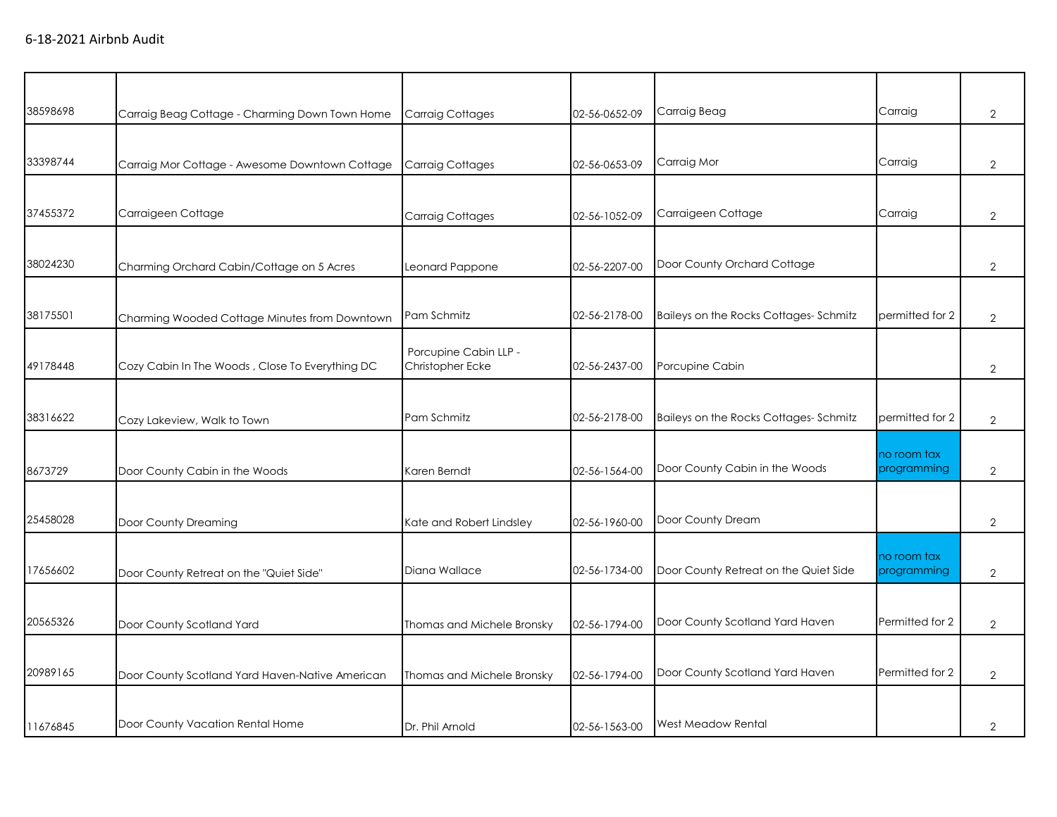6-18-2021 Airbnb Audit

| | | | | | | |
|---|---|---|---|---|---|---|
| 38598698 | Carraig Beag Cottage - Charming Down Town Home | Carraig Cottages | 02-56-0652-09 | Carraig Beag | Carraig | 2 |
| 33398744 | Carraig Mor Cottage - Awesome Downtown Cottage | Carraig Cottages | 02-56-0653-09 | Carraig Mor | Carraig | 2 |
| 37455372 | Carraigeen Cottage | Carraig Cottages | 02-56-1052-09 | Carraigeen Cottage | Carraig | 2 |
| 38024230 | Charming Orchard Cabin/Cottage on 5 Acres | Leonard Pappone | 02-56-2207-00 | Door County Orchard Cottage | | 2 |
| 38175501 | Charming Wooded Cottage Minutes from Downtown | Pam Schmitz | 02-56-2178-00 | Baileys on the Rocks Cottages- Schmitz | permitted for 2 | 2 |
| 49178448 | Cozy Cabin In The Woods , Close To Everything DC | Porcupine Cabin LLP - Christopher Ecke | 02-56-2437-00 | Porcupine Cabin | | 2 |
| 38316622 | Cozy Lakeview, Walk to Town | Pam Schmitz | 02-56-2178-00 | Baileys on the Rocks Cottages- Schmitz | permitted for 2 | 2 |
| 8673729 | Door County Cabin in the Woods | Karen Berndt | 02-56-1564-00 | Door County Cabin in the Woods | no room tax programming | 2 |
| 25458028 | Door County Dreaming | Kate and Robert Lindsley | 02-56-1960-00 | Door County Dream | | 2 |
| 17656602 | Door County Retreat on the "Quiet Side" | Diana Wallace | 02-56-1734-00 | Door County Retreat on the Quiet Side | no room tax programming | 2 |
| 20565326 | Door County Scotland Yard | Thomas and Michele Bronsky | 02-56-1794-00 | Door County Scotland Yard Haven | Permitted for 2 | 2 |
| 20989165 | Door County Scotland Yard Haven-Native American | Thomas and Michele Bronsky | 02-56-1794-00 | Door County Scotland Yard Haven | Permitted for 2 | 2 |
| 11676845 | Door County Vacation Rental Home | Dr. Phil Arnold | 02-56-1563-00 | West Meadow Rental | | 2 |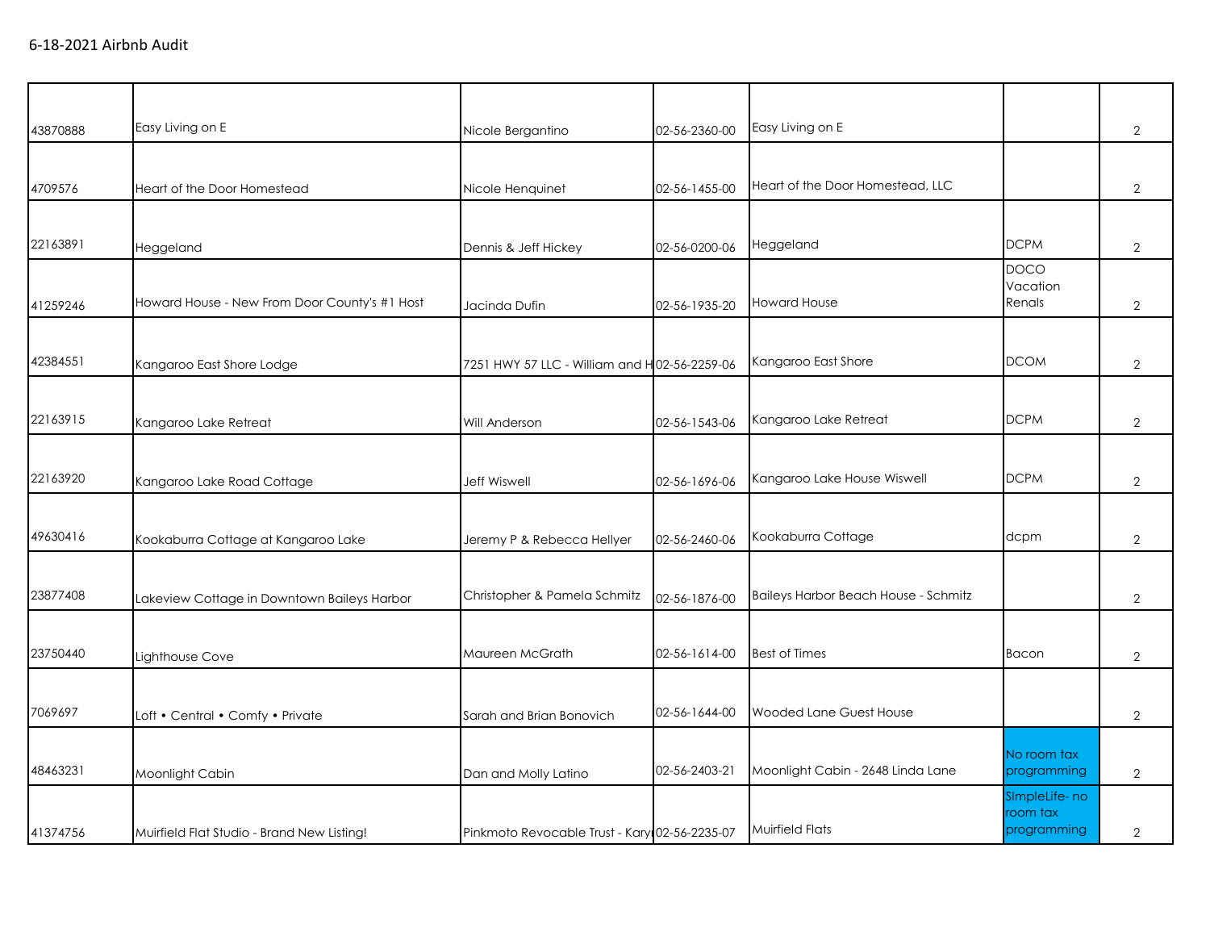6-18-2021 Airbnb Audit

| | | | | | | |
|---|---|---|---|---|---|---|
| 43870888 | Easy Living on E | Nicole Bergantino | 02-56-2360-00 | Easy Living on E | | 2 |
| 4709576 | Heart of the Door Homestead | Nicole Henquinet | 02-56-1455-00 | Heart of the Door Homestead, LLC | | 2 |
| 22163891 | Heggeland | Dennis & Jeff Hickey | 02-56-0200-06 | Heggeland | DCPM | 2 |
| 41259246 | Howard House - New From Door County's #1 Host | Jacinda Dufin | 02-56-1935-20 | Howard House | DOCO Vacation Renals | 2 |
| 42384551 | Kangaroo East Shore Lodge | 7251 HWY 57 LLC - William and H | 02-56-2259-06 | Kangaroo East Shore | DCOM | 2 |
| 22163915 | Kangaroo Lake Retreat | Will Anderson | 02-56-1543-06 | Kangaroo Lake Retreat | DCPM | 2 |
| 22163920 | Kangaroo Lake Road Cottage | Jeff Wiswell | 02-56-1696-06 | Kangaroo Lake House Wiswell | DCPM | 2 |
| 49630416 | Kookaburra Cottage at Kangaroo Lake | Jeremy P & Rebecca Hellyer | 02-56-2460-06 | Kookaburra Cottage | dcpm | 2 |
| 23877408 | Lakeview Cottage in Downtown Baileys Harbor | Christopher & Pamela Schmitz | 02-56-1876-00 | Baileys Harbor Beach House - Schmitz | | 2 |
| 23750440 | Lighthouse Cove | Maureen McGrath | 02-56-1614-00 | Best of Times | Bacon | 2 |
| 7069697 | Loft • Central • Comfy • Private | Sarah and Brian Bonovich | 02-56-1644-00 | Wooded Lane Guest House | | 2 |
| 48463231 | Moonlight Cabin | Dan and Molly Latino | 02-56-2403-21 | Moonlight Cabin - 2648 Linda Lane | No room tax programming | 2 |
| 41374756 | Muirfield Flat Studio - Brand New Listing! | Pinkmoto Revocable Trust - Kary | 02-56-2235-07 | Muirfield Flats | SImpleLife- no room tax programming | 2 |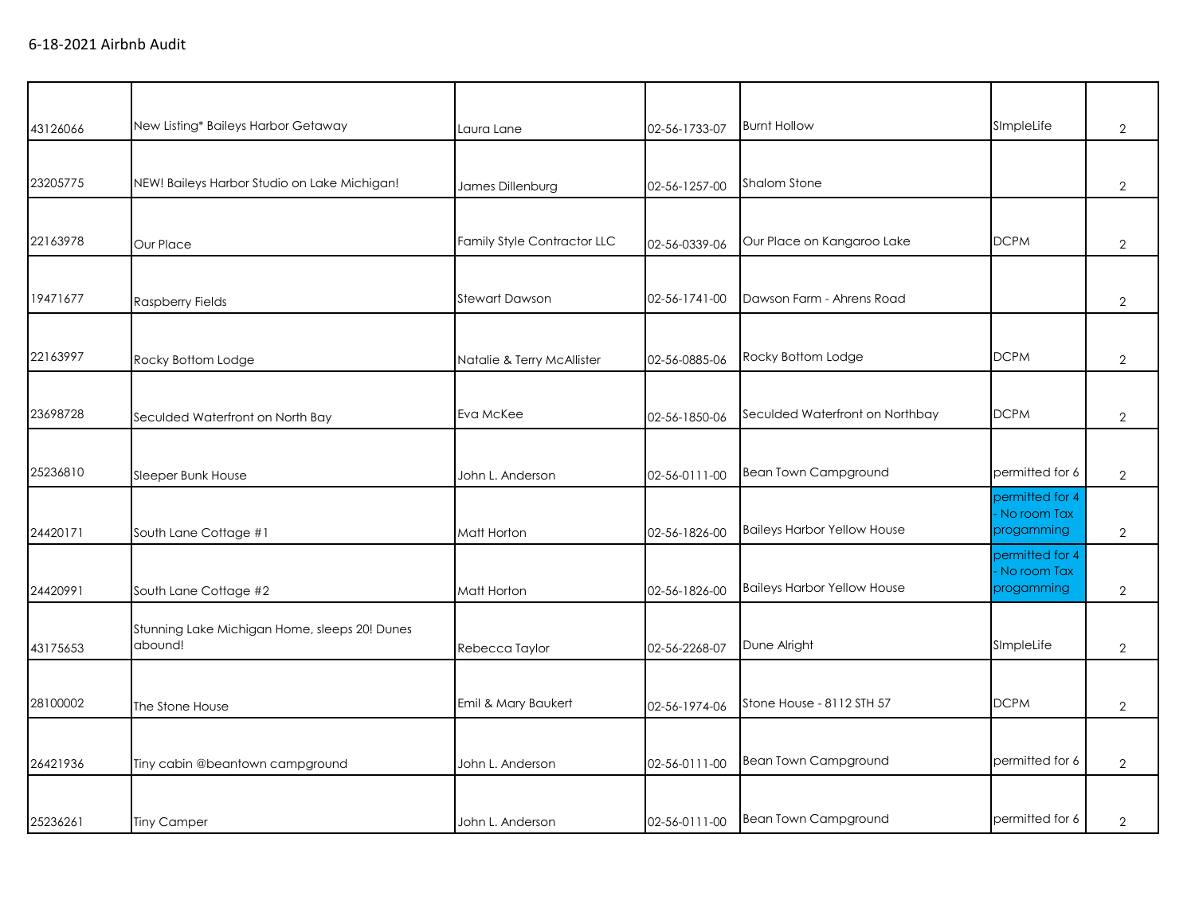6-18-2021 Airbnb Audit

| | | | | | | |
|---|---|---|---|---|---|---|
| 43126066 | New Listing* Baileys Harbor Getaway | Laura Lane | 02-56-1733-07 | Burnt Hollow | SImpleLife | 2 |
| 23205775 | NEW! Baileys Harbor Studio on Lake Michigan! | James Dillenburg | 02-56-1257-00 | Shalom Stone | | 2 |
| 22163978 | Our Place | Family Style Contractor LLC | 02-56-0339-06 | Our Place on Kangaroo Lake | DCPM | 2 |
| 19471677 | Raspberry Fields | Stewart Dawson | 02-56-1741-00 | Dawson Farm - Ahrens Road | | 2 |
| 22163997 | Rocky Bottom Lodge | Natalie & Terry McAllister | 02-56-0885-06 | Rocky Bottom Lodge | DCPM | 2 |
| 23698728 | Seculded Waterfront on North Bay | Eva McKee | 02-56-1850-06 | Seculded Waterfront on Northbay | DCPM | 2 |
| 25236810 | Sleeper Bunk House | John L. Anderson | 02-56-0111-00 | Bean Town Campground | permitted for 6 | 2 |
| 24420171 | South Lane Cottage #1 | Matt Horton | 02-56-1826-00 | Baileys Harbor Yellow House | permitted for 4 - No room Tax progamming | 2 |
| 24420991 | South Lane Cottage #2 | Matt Horton | 02-56-1826-00 | Baileys Harbor Yellow House | permitted for 4 - No room Tax progamming | 2 |
| 43175653 | Stunning Lake Michigan Home, sleeps 20! Dunes abound! | Rebecca Taylor | 02-56-2268-07 | Dune Alright | SImpleLife | 2 |
| 28100002 | The Stone House | Emil & Mary Baukert | 02-56-1974-06 | Stone House - 8112 STH 57 | DCPM | 2 |
| 26421936 | Tiny cabin @beantown campground | John L. Anderson | 02-56-0111-00 | Bean Town Campground | permitted for 6 | 2 |
| 25236261 | Tiny Camper | John L. Anderson | 02-56-0111-00 | Bean Town Campground | permitted for 6 | 2 |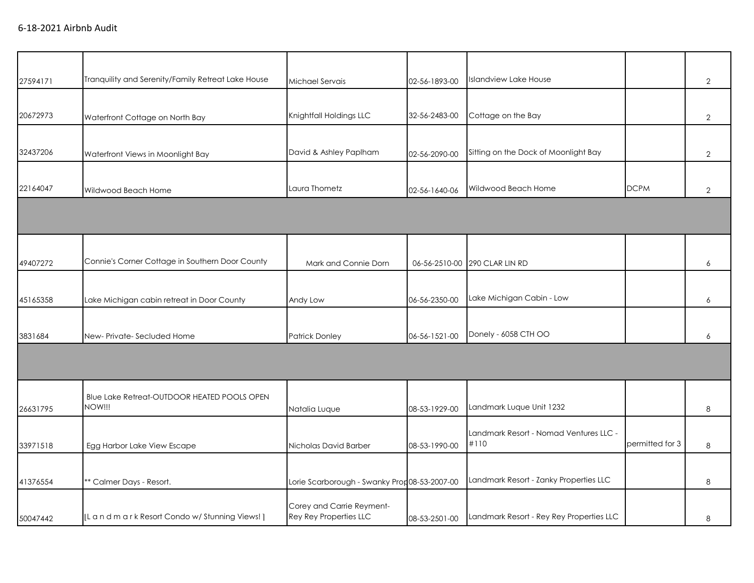## 6-18-2021 Airbnb Audit

| | | | | | | |
|---|---|---|---|---|---|---|
| 27594171 | Tranquility and Serenity/Family Retreat Lake House | Michael Servais | 02-56-1893-00 | Islandview Lake House | | 2 |
| 20672973 | Waterfront Cottage on North Bay | Knightfall Holdings LLC | 32-56-2483-00 | Cottage on the Bay | | 2 |
| 32437206 | Waterfront Views in Moonlight Bay | David & Ashley Paplham | 02-56-2090-00 | Sitting on the Dock of Moonlight Bay | | 2 |
| 22164047 | Wildwood Beach Home | Laura Thometz | 02-56-1640-06 | Wildwood Beach Home | DCPM | 2 |
| | | | | | | |
| 49407272 | Connie's Corner Cottage in Southern Door County | Mark and Connie Dorn | 06-56-2510-00 | 290 CLAR LIN RD | | 6 |
| 45165358 | Lake Michigan cabin retreat in Door County | Andy Low | 06-56-2350-00 | Lake Michigan Cabin - Low | | 6 |
| 3831684 | New- Private- Secluded Home | Patrick Donley | 06-56-1521-00 | Donely - 6058 CTH OO | | 6 |
| | | | | | | |
| 26631795 | Blue Lake Retreat-OUTDOOR HEATED POOLS OPEN NOW!!! | Natalia Luque | 08-53-1929-00 | Landmark Luque Unit 1232 | | 8 |
| 33971518 | Egg Harbor Lake View Escape | Nicholas David Barber | 08-53-1990-00 | Landmark Resort - Nomad Ventures LLC - #110 | permitted for 3 | 8 |
| 41376554 | ** Calmer Days - Resort. | Lorie Scarborough - Swanky Prop | 08-53-2007-00 | Landmark Resort - Zanky Properties LLC | | 8 |
| 50047442 | [L a n d m a r k Resort Condo w/ Stunning Views! ] | Corey and Carrie Reyment- Rey Rey Properties LLC | 08-53-2501-00 | Landmark Resort - Rey Rey Properties LLC | | 8 |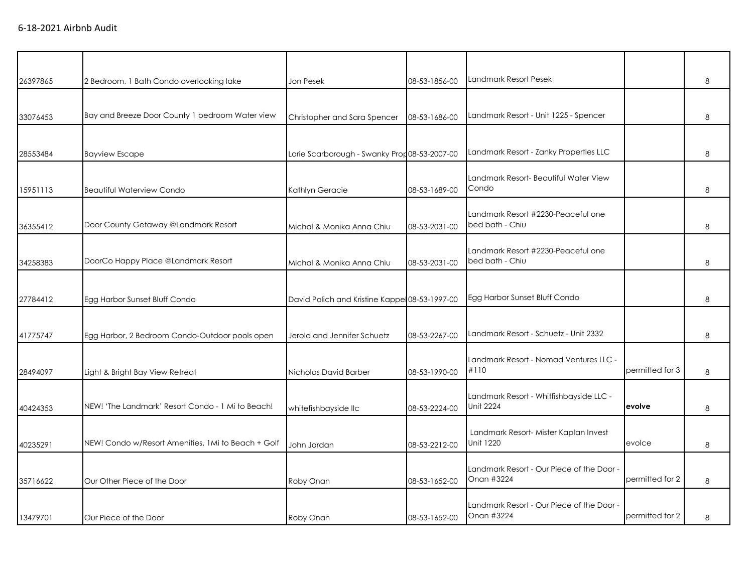6-18-2021 Airbnb Audit

| | | | | | | |
|---|---|---|---|---|---|---|
| 26397865 | 2 Bedroom, 1 Bath Condo overlooking lake | Jon Pesek | 08-53-1856-00 | Landmark Resort Pesek | | 8 |
| 33076453 | Bay and Breeze Door County 1 bedroom Water view | Christopher and Sara Spencer | 08-53-1686-00 | Landmark Resort - Unit 1225 - Spencer | | 8 |
| 28553484 | Bayview Escape | Lorie Scarborough - Swanky Prop | 08-53-2007-00 | Landmark Resort - Zanky Properties LLC | | 8 |
| 15951113 | Beautiful Waterview Condo | Kathlyn Geracie | 08-53-1689-00 | Landmark Resort- Beautiful Water View Condo | | 8 |
| 36355412 | Door County Getaway @Landmark Resort | Michal & Monika Anna Chiu | 08-53-2031-00 | Landmark Resort #2230-Peaceful one bed bath - Chiu | | 8 |
| 34258383 | DoorCo Happy Place @Landmark Resort | Michal & Monika Anna Chiu | 08-53-2031-00 | Landmark Resort #2230-Peaceful one bed bath - Chiu | | 8 |
| 27784412 | Egg Harbor Sunset Bluff Condo | David Polich and Kristine Kappel | 08-53-1997-00 | Egg Harbor Sunset Bluff Condo | | 8 |
| 41775747 | Egg Harbor, 2 Bedroom Condo-Outdoor pools open | Jerold and Jennifer Schuetz | 08-53-2267-00 | Landmark Resort - Schuetz - Unit 2332 | | 8 |
| 28494097 | Light & Bright Bay View Retreat | Nicholas David Barber | 08-53-1990-00 | Landmark Resort - Nomad Ventures LLC - #110 | permitted for 3 | 8 |
| 40424353 | NEW! 'The Landmark' Resort Condo - 1 Mi to Beach! | whitefishbayside llc | 08-53-2224-00 | Landmark Resort - Whitfishbayside LLC - Unit 2224 | **evolve** | 8 |
| 40235291 | NEW! Condo w/Resort Amenities, 1Mi to Beach + Golf | John Jordan | 08-53-2212-00 | Landmark Resort- Mister Kaplan Invest Unit 1220 | evolce | 8 |
| 35716622 | Our Other Piece of the Door | Roby Onan | 08-53-1652-00 | Landmark Resort - Our Piece of the Door - Onan #3224 | permitted for 2 | 8 |
| 13479701 | Our Piece of the Door | Roby Onan | 08-53-1652-00 | Landmark Resort - Our Piece of the Door - Onan #3224 | permitted for 2 | 8 |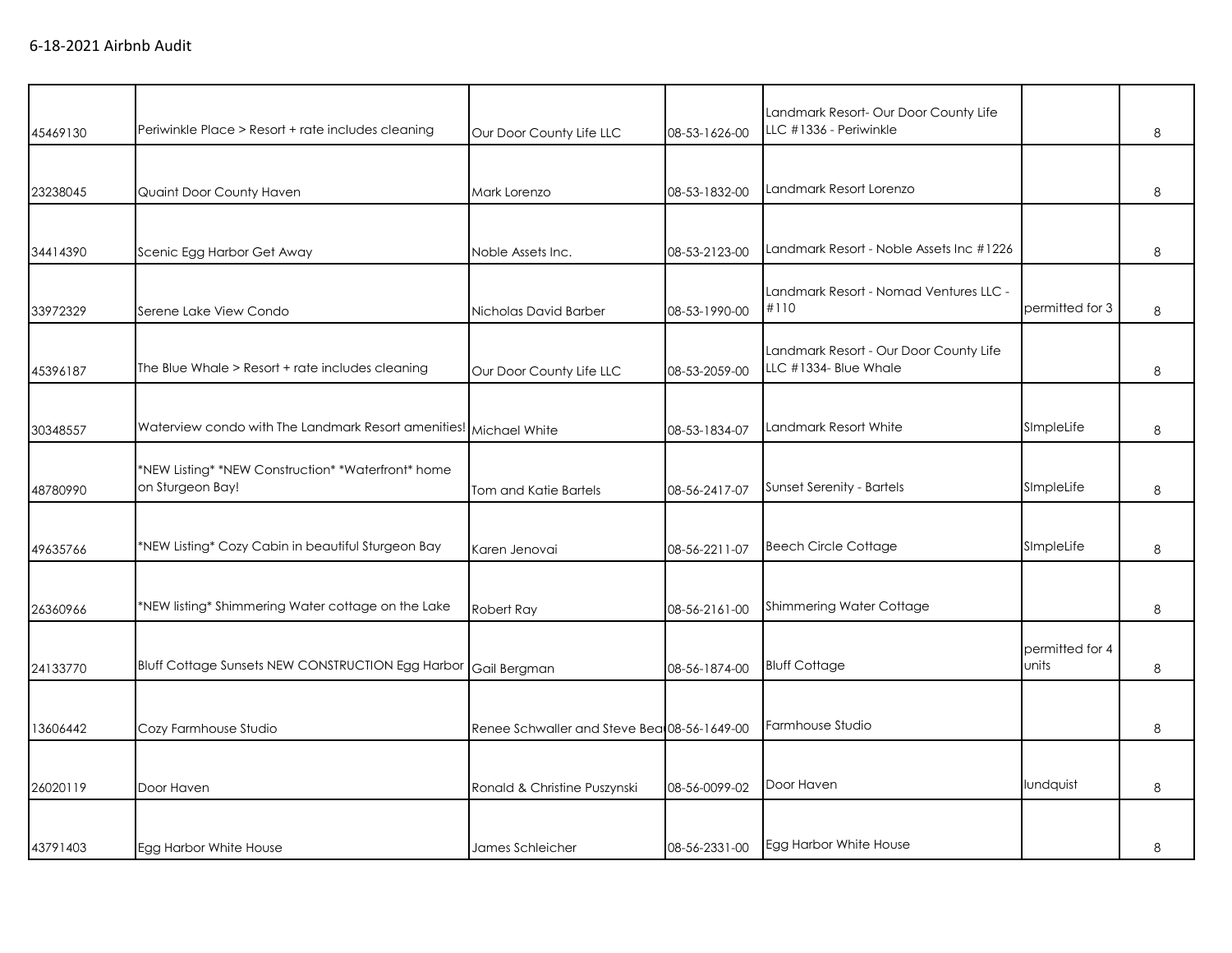6-18-2021 Airbnb Audit

| | | | | | | |
|---|---|---|---|---|---|---|
| 45469130 | Periwinkle Place > Resort + rate includes cleaning | Our Door County Life LLC | 08-53-1626-00 | Landmark Resort- Our Door County Life LLC #1336 - Periwinkle | | 8 |
| 23238045 | Quaint Door County Haven | Mark Lorenzo | 08-53-1832-00 | Landmark Resort Lorenzo | | 8 |
| 34414390 | Scenic Egg Harbor Get Away | Noble Assets Inc. | 08-53-2123-00 | Landmark Resort - Noble Assets Inc #1226 | | 8 |
| 33972329 | Serene Lake View Condo | Nicholas David Barber | 08-53-1990-00 | Landmark Resort - Nomad Ventures LLC - #110 | permitted for 3 | 8 |
| 45396187 | The Blue Whale > Resort + rate includes cleaning | Our Door County Life LLC | 08-53-2059-00 | Landmark Resort - Our Door County Life LLC #1334- Blue Whale | | 8 |
| 30348557 | Waterview condo with The Landmark Resort amenities! | Michael White | 08-53-1834-07 | Landmark Resort White | SImpleLife | 8 |
| 48780990 | *NEW Listing* *NEW Construction* *Waterfront* home on Sturgeon Bay! | Tom and Katie Bartels | 08-56-2417-07 | Sunset Serenity - Bartels | SImpleLife | 8 |
| 49635766 | *NEW Listing* Cozy Cabin in beautiful Sturgeon Bay | Karen Jenovai | 08-56-2211-07 | Beech Circle Cottage | SImpleLife | 8 |
| 26360966 | *NEW listing* Shimmering Water cottage on the Lake | Robert Ray | 08-56-2161-00 | Shimmering Water Cottage | | 8 |
| 24133770 | Bluff Cottage Sunsets NEW CONSTRUCTION Egg Harbor | Gail Bergman | 08-56-1874-00 | Bluff Cottage | permitted for 4 units | 8 |
| 13606442 | Cozy Farmhouse Studio | Renee Schwaller and Steve Bea | 08-56-1649-00 | Farmhouse Studio | | 8 |
| 26020119 | Door Haven | Ronald & Christine Puszynski | 08-56-0099-02 | Door Haven | lundquist | 8 |
| 43791403 | Egg Harbor White House | James Schleicher | 08-56-2331-00 | Egg Harbor White House | | 8 |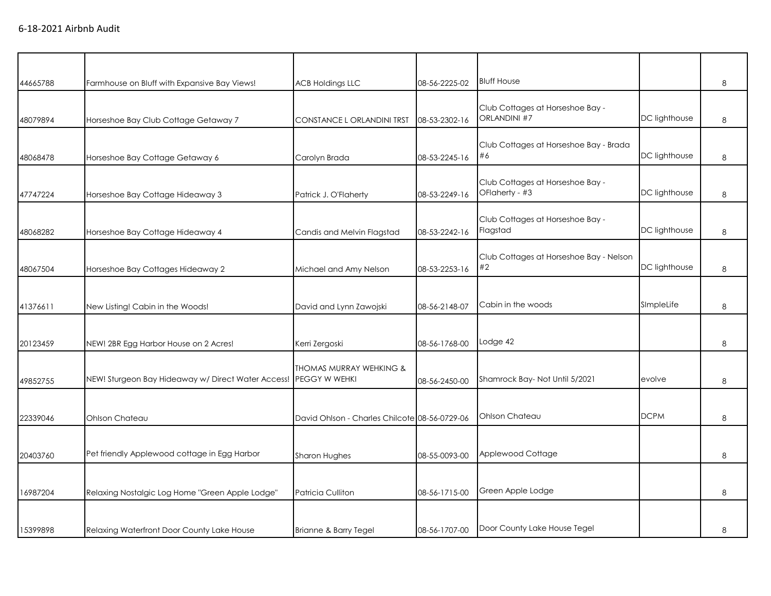6-18-2021 Airbnb Audit

| | | | | | | |
|---|---|---|---|---|---|---|
| 44665788 | Farmhouse on Bluff with Expansive Bay Views! | ACB Holdings LLC | 08-56-2225-02 | Bluff House | | 8 |
| 48079894 | Horseshoe Bay Club Cottage Getaway 7 | CONSTANCE L ORLANDINI TRST | 08-53-2302-16 | Club Cottages at Horseshoe Bay - ORLANDINI #7 | DC lighthouse | 8 |
| 48068478 | Horseshoe Bay Cottage Getaway 6 | Carolyn Brada | 08-53-2245-16 | Club Cottages at Horseshoe Bay - Brada #6 | DC lighthouse | 8 |
| 47747224 | Horseshoe Bay Cottage Hideaway 3 | Patrick J. O'Flaherty | 08-53-2249-16 | Club Cottages at Horseshoe Bay - OFlaherty - #3 | DC lighthouse | 8 |
| 48068282 | Horseshoe Bay Cottage Hideaway 4 | Candis and Melvin Flagstad | 08-53-2242-16 | Club Cottages at Horseshoe Bay - Flagstad | DC lighthouse | 8 |
| 48067504 | Horseshoe Bay Cottages Hideaway 2 | Michael and Amy Nelson | 08-53-2253-16 | Club Cottages at Horseshoe Bay - Nelson #2 | DC lighthouse | 8 |
| 41376611 | New Listing! Cabin in the Woods! | David and Lynn Zawojski | 08-56-2148-07 | Cabin in the woods | SImpleLife | 8 |
| 20123459 | NEW! 2BR Egg Harbor House on 2 Acres! | Kerri Zergoski | 08-56-1768-00 | Lodge 42 | | 8 |
| 49852755 | NEW! Sturgeon Bay Hideaway w/ Direct Water Access! | THOMAS MURRAY WEHKING & PEGGY W WEHKI | 08-56-2450-00 | Shamrock Bay- Not Until 5/2021 | evolve | 8 |
| 22339046 | Ohlson Chateau | David Ohlson - Charles Chilcote | 08-56-0729-06 | Ohlson Chateau | DCPM | 8 |
| 20403760 | Pet friendly Applewood cottage in Egg Harbor | Sharon Hughes | 08-55-0093-00 | Applewood Cottage | | 8 |
| 16987204 | Relaxing Nostalgic Log Home "Green Apple Lodge" | Patricia Culliton | 08-56-1715-00 | Green Apple Lodge | | 8 |
| 15399898 | Relaxing Waterfront Door County Lake House | Brianne & Barry Tegel | 08-56-1707-00 | Door County Lake House Tegel | | 8 |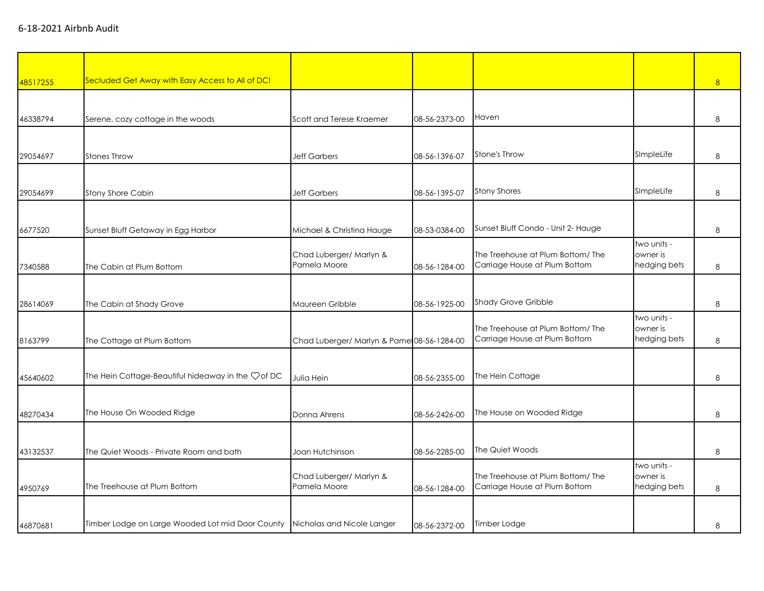6-18-2021 Airbnb Audit

| | | | | | | |
|---|---|---|---|---|---|---|
| 48517255 | Secluded Get Away with Easy Access to All of DC! | | | | | 8 |
| 46338794 | Serene, cozy cottage in the woods | Scott and Terese Kraemer | 08-56-2373-00 | Haven | | 8 |
| 29054697 | Stones Throw | Jeff Garbers | 08-56-1396-07 | Stone's Throw | SImpleLife | 8 |
| 29054699 | Stony Shore Cabin | Jeff Garbers | 08-56-1395-07 | Stony Shores | SImpleLife | 8 |
| 6677520 | Sunset Bluff Getaway in Egg Harbor | Michael & Christina Hauge | 08-53-0384-00 | Sunset Bluff Condo - Unit 2- Hauge | | 8 |
| 7340588 | The Cabin at Plum Bottom | Chad Luberger/ Marlyn & Pamela Moore | 08-56-1284-00 | The Treehouse at Plum Bottom/ The Carriage House at Plum Bottom | two units - owner is hedging bets | 8 |
| 28614069 | The Cabin at Shady Grove | Maureen Gribble | 08-56-1925-00 | Shady Grove Gribble | | 8 |
| 8163799 | The Cottage at Plum Bottom | Chad Luberger/ Marlyn & Pamel | 08-56-1284-00 | The Treehouse at Plum Bottom/ The Carriage House at Plum Bottom | two units - owner is hedging bets | 8 |
| 45640602 | The Hein Cottage-Beautiful hideaway in the ♡of DC | Julia Hein | 08-56-2355-00 | The Hein Cottage | | 8 |
| 48270434 | The House On Wooded Ridge | Donna Ahrens | 08-56-2426-00 | The House on Wooded Ridge | | 8 |
| 43132537 | The Quiet Woods - Private Room and bath | Joan Hutchinson | 08-56-2285-00 | The Quiet Woods | | 8 |
| 4950769 | The Treehouse at Plum Bottom | Chad Luberger/ Marlyn & Pamela Moore | 08-56-1284-00 | The Treehouse at Plum Bottom/ The Carriage House at Plum Bottom | two units - owner is hedging bets | 8 |
| 46870681 | Timber Lodge on Large Wooded Lot mid Door County | Nicholas and Nicole Langer | 08-56-2372-00 | Timber Lodge | | 8 |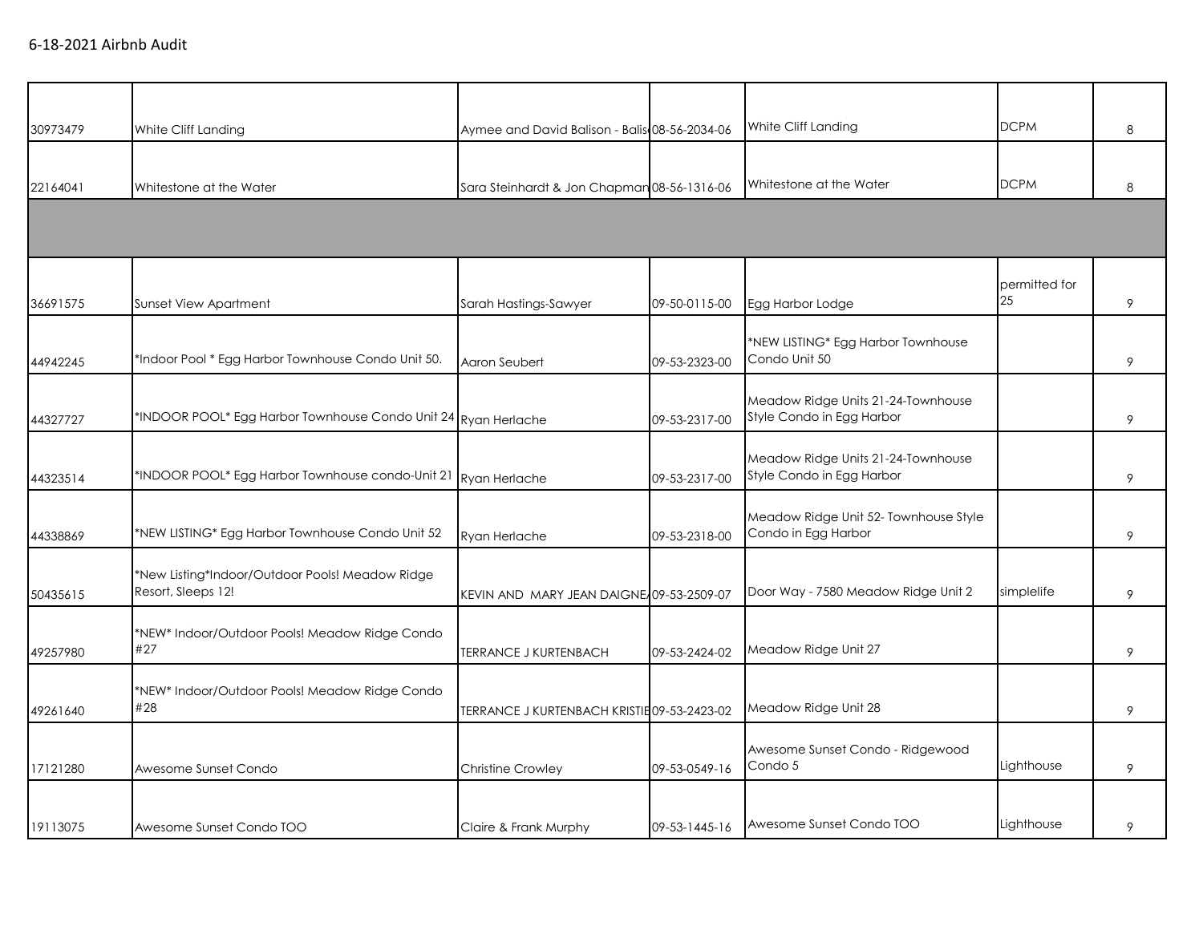6-18-2021 Airbnb Audit

| | | | | | | |
|---|---|---|---|---|---|---|
| 30973479 | White Cliff Landing | Aymee and David Balison - Balis | 08-56-2034-06 | White Cliff Landing | DCPM | 8 |
| 22164041 | Whitestone at the Water | Sara Steinhardt & Jon Chapman | 08-56-1316-06 | Whitestone at the Water | DCPM | 8 |
| | | | | | | |
| 36691575 | Sunset View Apartment | Sarah Hastings-Sawyer | 09-50-0115-00 | Egg Harbor Lodge | permitted for 25 | 9 |
| 44942245 | *Indoor Pool * Egg Harbor Townhouse Condo Unit 50. | Aaron Seubert | 09-53-2323-00 | *NEW LISTING* Egg Harbor Townhouse Condo Unit 50 | | 9 |
| 44327727 | *INDOOR POOL* Egg Harbor Townhouse Condo Unit 24 | Ryan Herlache | 09-53-2317-00 | Meadow Ridge Units 21-24-Townhouse Style Condo in Egg Harbor | | 9 |
| 44323514 | *INDOOR POOL* Egg Harbor Townhouse condo-Unit 21 | Ryan Herlache | 09-53-2317-00 | Meadow Ridge Units 21-24-Townhouse Style Condo in Egg Harbor | | 9 |
| 44338869 | *NEW LISTING* Egg Harbor Townhouse Condo Unit 52 | Ryan Herlache | 09-53-2318-00 | Meadow Ridge Unit 52- Townhouse Style Condo in Egg Harbor | | 9 |
| 50435615 | *New Listing*Indoor/Outdoor Pools! Meadow Ridge Resort, Sleeps 12! | KEVIN AND MARY JEAN DAIGNE | 09-53-2509-07 | Door Way - 7580 Meadow Ridge Unit 2 | simplelife | 9 |
| 49257980 | *NEW* Indoor/Outdoor Pools! Meadow Ridge Condo #27 | TERRANCE J KURTENBACH | 09-53-2424-02 | Meadow Ridge Unit 27 | | 9 |
| 49261640 | *NEW* Indoor/Outdoor Pools! Meadow Ridge Condo #28 | TERRANCE J KURTENBACH KRISTIE | 09-53-2423-02 | Meadow Ridge Unit 28 | | 9 |
| 17121280 | Awesome Sunset Condo | Christine Crowley | 09-53-0549-16 | Awesome Sunset Condo - Ridgewood Condo 5 | Lighthouse | 9 |
| 19113075 | Awesome Sunset Condo TOO | Claire & Frank Murphy | 09-53-1445-16 | Awesome Sunset Condo TOO | Lighthouse | 9 |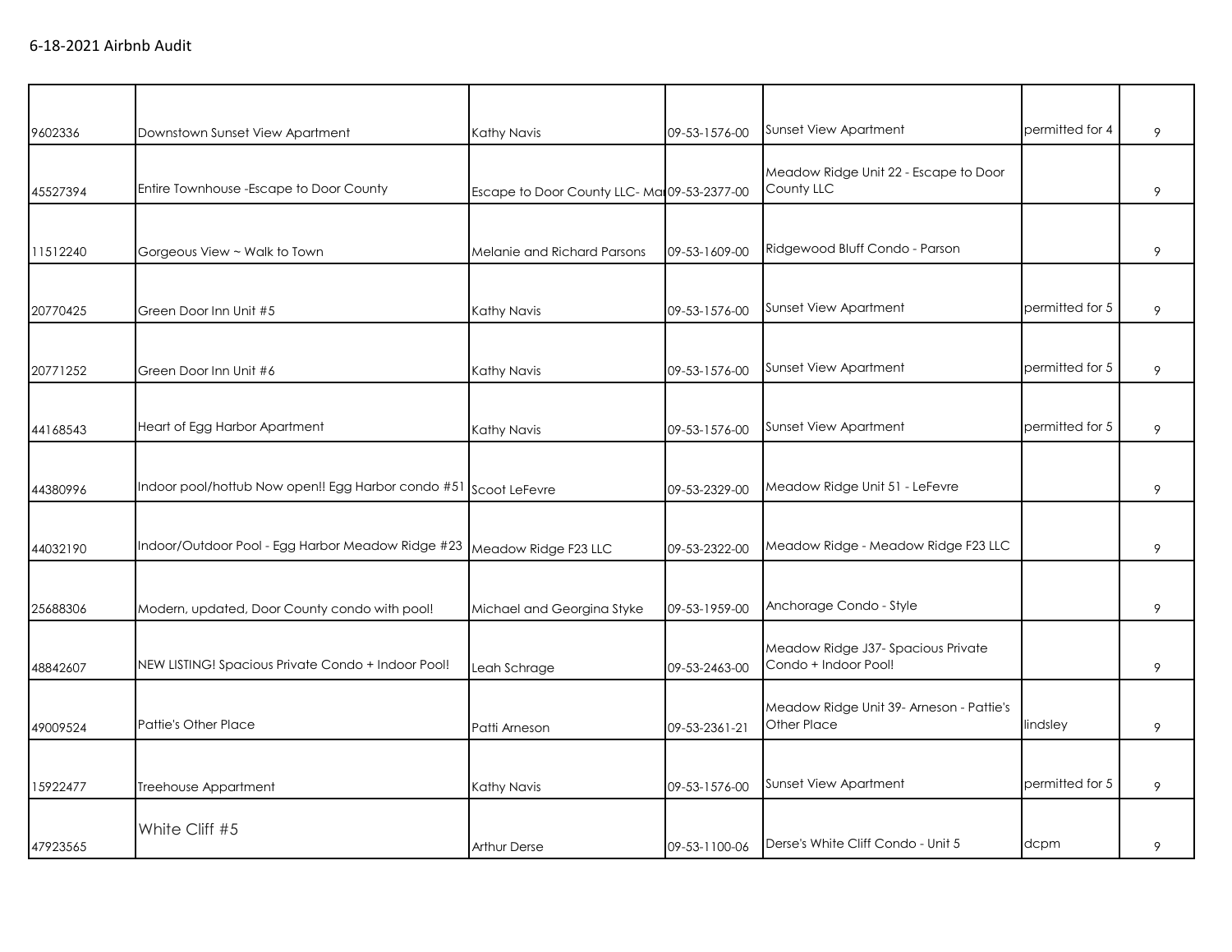6-18-2021 Airbnb Audit

| | | | | | | |
|---|---|---|---|---|---|---|
| 9602336 | Downtown Sunset View Apartment | Kathy Navis | 09-53-1576-00 | Sunset View Apartment | permitted for 4 | 9 |
| 45527394 | Entire Townhouse -Escape to Door County | Escape to Door County LLC- Ma | 09-53-2377-00 | Meadow Ridge Unit 22 - Escape to Door County LLC | | 9 |
| 11512240 | Gorgeous View ~ Walk to Town | Melanie and Richard Parsons | 09-53-1609-00 | Ridgewood Bluff Condo - Parson | | 9 |
| 20770425 | Green Door Inn Unit #5 | Kathy Navis | 09-53-1576-00 | Sunset View Apartment | permitted for 5 | 9 |
| 20771252 | Green Door Inn Unit #6 | Kathy Navis | 09-53-1576-00 | Sunset View Apartment | permitted for 5 | 9 |
| 44168543 | Heart of Egg Harbor Apartment | Kathy Navis | 09-53-1576-00 | Sunset View Apartment | permitted for 5 | 9 |
| 44380996 | Indoor pool/hottub Now open!! Egg Harbor condo #51 | Scoot LeFevre | 09-53-2329-00 | Meadow Ridge Unit 51 - LeFevre | | 9 |
| 44032190 | Indoor/Outdoor Pool - Egg Harbor Meadow Ridge #23 | Meadow Ridge F23 LLC | 09-53-2322-00 | Meadow Ridge - Meadow Ridge F23 LLC | | 9 |
| 25688306 | Modern, updated, Door County condo with pool! | Michael and Georgina Styke | 09-53-1959-00 | Anchorage Condo - Style | | 9 |
| 48842607 | NEW LISTING! Spacious Private Condo + Indoor Pool! | Leah Schrage | 09-53-2463-00 | Meadow Ridge J37- Spacious Private Condo + Indoor Pool! | | 9 |
| 49009524 | Pattie's Other Place | Patti Arneson | 09-53-2361-21 | Meadow Ridge Unit 39- Arneson - Pattie's Other Place | lindsley | 9 |
| 15922477 | Treehouse Appartment | Kathy Navis | 09-53-1576-00 | Sunset View Apartment | permitted for 5 | 9 |
| 47923565 | White Cliff #5 | Arthur Derse | 09-53-1100-06 | Derse's White Cliff Condo - Unit 5 | dcpm | 9 |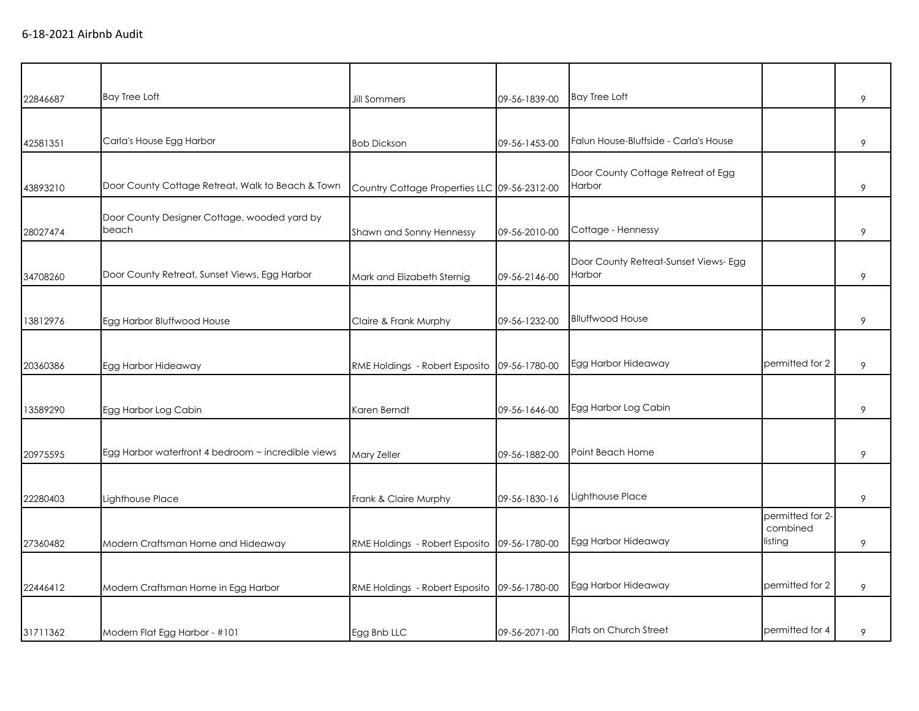6-18-2021 Airbnb Audit

| | | | | | | |
|---|---|---|---|---|---|---|
| 22846687 | Bay Tree Loft | Jill Sommers | 09-56-1839-00 | Bay Tree Loft | | 9 |
| 42581351 | Carla's House Egg Harbor | Bob Dickson | 09-56-1453-00 | Falun House-Bluffside - Carla's House | | 9 |
| 43893210 | Door County Cottage Retreat, Walk to Beach & Town | Country Cottage Properties LLC | 09-56-2312-00 | Door County Cottage Retreat of Egg Harbor | | 9 |
| 28027474 | Door County Designer Cottage, wooded yard by beach | Shawn and Sonny Hennessy | 09-56-2010-00 | Cottage - Hennessy | | 9 |
| 34708260 | Door County Retreat, Sunset Views, Egg Harbor | Mark and Elizabeth Sternig | 09-56-2146-00 | Door County Retreat-Sunset Views- Egg Harbor | | 9 |
| 13812976 | Egg Harbor Bluffwood House | Claire & Frank Murphy | 09-56-1232-00 | Blluffwood House | | 9 |
| 20360386 | Egg Harbor Hideaway | RME Holdings - Robert Esposito | 09-56-1780-00 | Egg Harbor Hideaway | permitted for 2 | 9 |
| 13589290 | Egg Harbor Log Cabin | Karen Berndt | 09-56-1646-00 | Egg Harbor Log Cabin | | 9 |
| 20975595 | Egg Harbor waterfront 4 bedroom ~ incredible views | Mary Zeller | 09-56-1882-00 | Point Beach Home | | 9 |
| 22280403 | Lighthouse Place | Frank & Claire Murphy | 09-56-1830-16 | Lighthouse Place | | 9 |
| 27360482 | Modern Craftsman Home and Hideaway | RME Holdings - Robert Esposito | 09-56-1780-00 | Egg Harbor Hideaway | permitted for 2- combined listing | 9 |
| 22446412 | Modern Craftsman Home in Egg Harbor | RME Holdings - Robert Esposito | 09-56-1780-00 | Egg Harbor Hideaway | permitted for 2 | 9 |
| 31711362 | Modern Flat Egg Harbor - #101 | Egg Bnb LLC | 09-56-2071-00 | Flats on Church Street | permitted for 4 | 9 |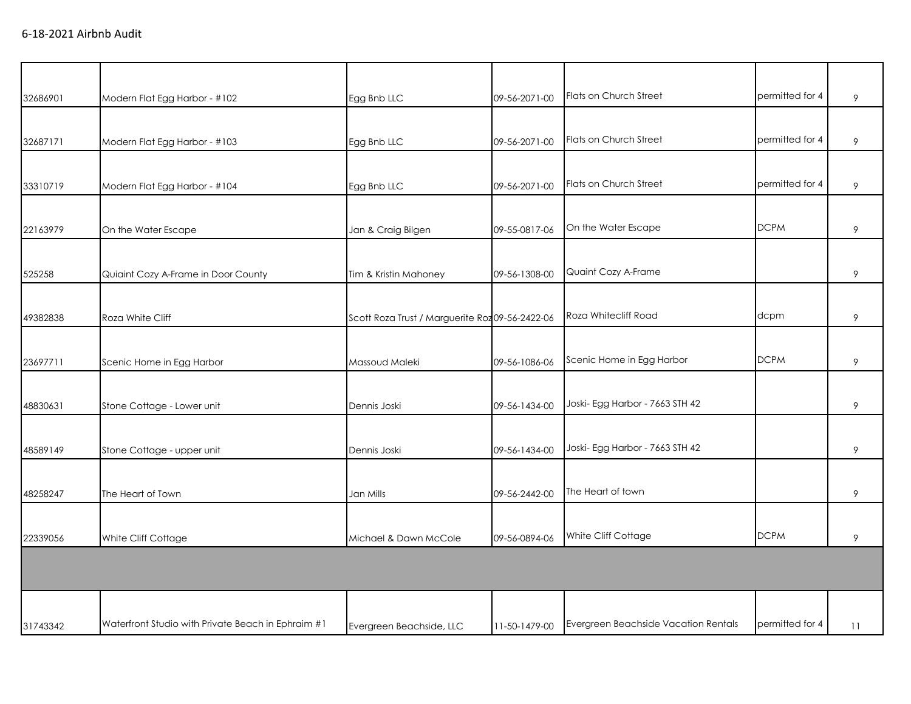6-18-2021 Airbnb Audit

| | | | | | | |
|---|---|---|---|---|---|---|
| 32686901 | Modern Flat Egg Harbor - #102 | Egg Bnb LLC | 09-56-2071-00 | Flats on Church Street | permitted for 4 | 9 |
| 32687171 | Modern Flat Egg Harbor - #103 | Egg Bnb LLC | 09-56-2071-00 | Flats on Church Street | permitted for 4 | 9 |
| 33310719 | Modern Flat Egg Harbor - #104 | Egg Bnb LLC | 09-56-2071-00 | Flats on Church Street | permitted for 4 | 9 |
| 22163979 | On the Water Escape | Jan & Craig Bilgen | 09-55-0817-06 | On the Water Escape | DCPM | 9 |
| 525258 | Quiaint Cozy A-Frame in Door County | Tim & Kristin Mahoney | 09-56-1308-00 | Quaint Cozy A-Frame | | 9 |
| 49382838 | Roza White Cliff | Scott Roza Trust / Marguerite Roz | 09-56-2422-06 | Roza Whitecliff Road | dcpm | 9 |
| 23697711 | Scenic Home in Egg Harbor | Massoud Maleki | 09-56-1086-06 | Scenic Home in Egg Harbor | DCPM | 9 |
| 48830631 | Stone Cottage - Lower unit | Dennis Joski | 09-56-1434-00 | Joski- Egg Harbor - 7663 STH 42 | | 9 |
| 48589149 | Stone Cottage - upper unit | Dennis Joski | 09-56-1434-00 | Joski- Egg Harbor - 7663 STH 42 | | 9 |
| 48258247 | The Heart of Town | Jan Mills | 09-56-2442-00 | The Heart of town | | 9 |
| 22339056 | White Cliff Cottage | Michael & Dawn McCole | 09-56-0894-06 | White Cliff Cottage | DCPM | 9 |
| | | | | | | |
| 31743342 | Waterfront Studio with Private Beach in Ephraim #1 | Evergreen Beachside, LLC | 11-50-1479-00 | Evergreen Beachside Vacation Rentals | permitted for 4 | 11 |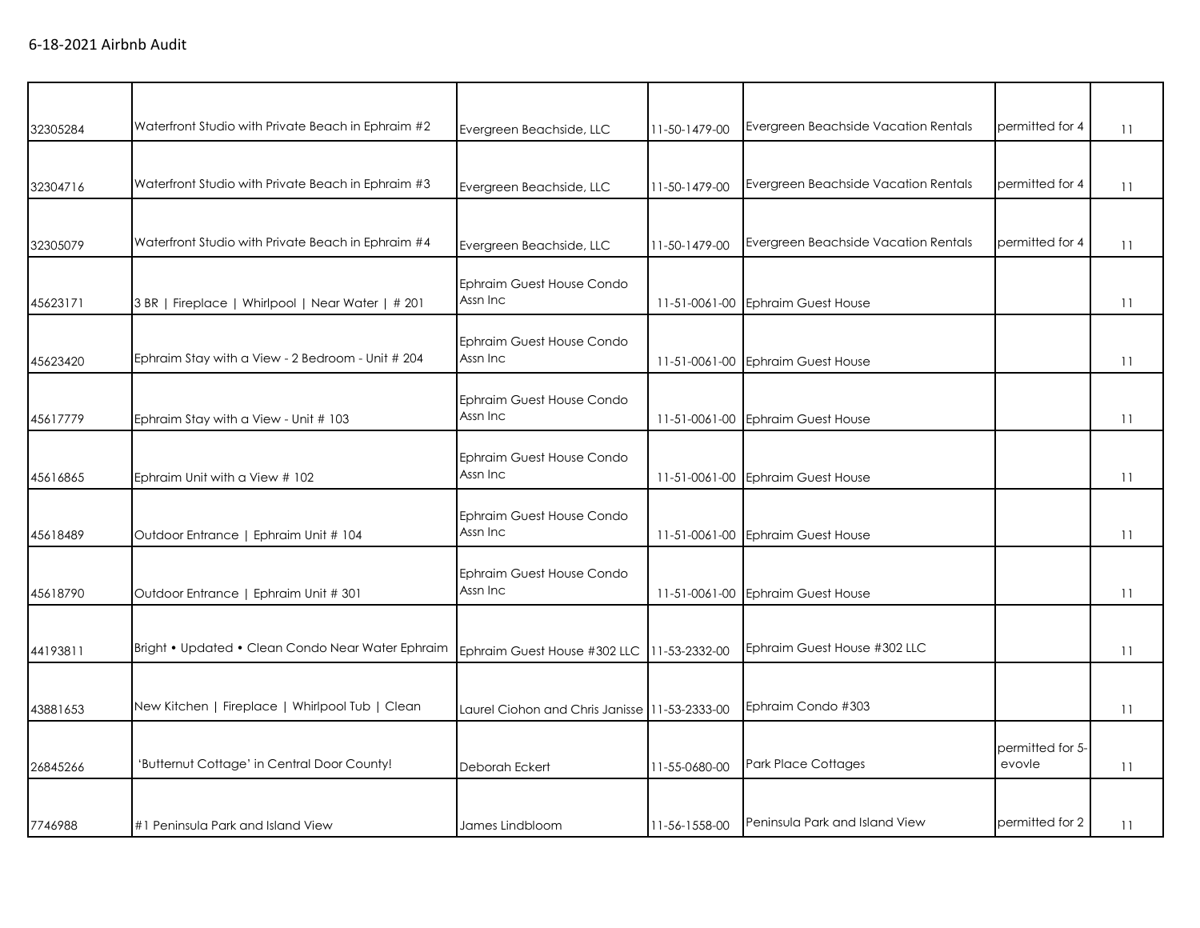6-18-2021 Airbnb Audit

| | | | | | | |
|---|---|---|---|---|---|---|
| 32305284 | Waterfront Studio with Private Beach in Ephraim #2 | Evergreen Beachside, LLC | 11-50-1479-00 | Evergreen Beachside Vacation Rentals | permitted for 4 | 11 |
| 32304716 | Waterfront Studio with Private Beach in Ephraim #3 | Evergreen Beachside, LLC | 11-50-1479-00 | Evergreen Beachside Vacation Rentals | permitted for 4 | 11 |
| 32305079 | Waterfront Studio with Private Beach in Ephraim #4 | Evergreen Beachside, LLC | 11-50-1479-00 | Evergreen Beachside Vacation Rentals | permitted for 4 | 11 |
| 45623171 | 3 BR \| Fireplace \| Whirlpool \| Near Water \| # 201 | Ephraim Guest House Condo Assn Inc | 11-51-0061-00 | Ephraim Guest House | | 11 |
| 45623420 | Ephraim Stay with a View - 2 Bedroom - Unit # 204 | Ephraim Guest House Condo Assn Inc | 11-51-0061-00 | Ephraim Guest House | | 11 |
| 45617779 | Ephraim Stay with a View - Unit # 103 | Ephraim Guest House Condo Assn Inc | 11-51-0061-00 | Ephraim Guest House | | 11 |
| 45616865 | Ephraim Unit with a View # 102 | Ephraim Guest House Condo Assn Inc | 11-51-0061-00 | Ephraim Guest House | | 11 |
| 45618489 | Outdoor Entrance \| Ephraim Unit # 104 | Ephraim Guest House Condo Assn Inc | 11-51-0061-00 | Ephraim Guest House | | 11 |
| 45618790 | Outdoor Entrance \| Ephraim Unit # 301 | Ephraim Guest House Condo Assn Inc | 11-51-0061-00 | Ephraim Guest House | | 11 |
| 44193811 | Bright • Updated • Clean Condo Near Water Ephraim | Ephraim Guest House #302 LLC | 11-53-2332-00 | Ephraim Guest House #302 LLC | | 11 |
| 43881653 | New Kitchen \| Fireplace \| Whirlpool Tub \| Clean | Laurel Ciohon and Chris Janisse | 11-53-2333-00 | Ephraim Condo #303 | | 11 |
| 26845266 | 'Butternut Cottage' in Central Door County! | Deborah Eckert | 11-55-0680-00 | Park Place Cottages | permitted for 5-evovle | 11 |
| 7746988 | #1 Peninsula Park and Island View | James Lindbloom | 11-56-1558-00 | Peninsula Park and Island View | permitted for 2 | 11 |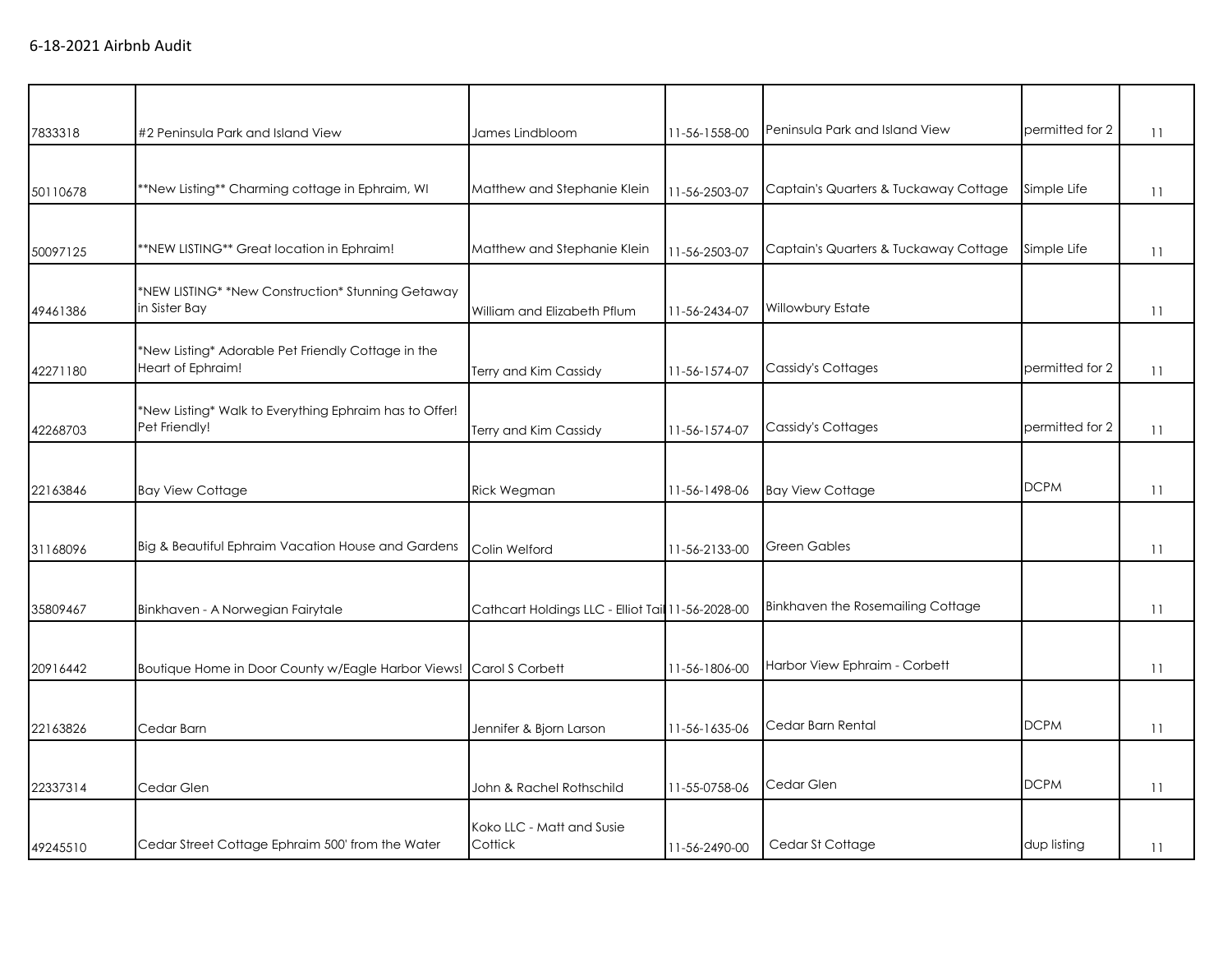6-18-2021 Airbnb Audit

| | | | | | | |
|---|---|---|---|---|---|---|
| 7833318 | #2 Peninsula Park and Island View | James Lindbloom | 11-56-1558-00 | Peninsula Park and Island View | permitted for 2 | 11 |
| 50110678 | **New Listing** Charming cottage in Ephraim, WI | Matthew and Stephanie Klein | 11-56-2503-07 | Captain's Quarters & Tuckaway Cottage | Simple Life | 11 |
| 50097125 | **NEW LISTING** Great location in Ephraim! | Matthew and Stephanie Klein | 11-56-2503-07 | Captain's Quarters & Tuckaway Cottage | Simple Life | 11 |
| 49461386 | *NEW LISTING* *New Construction* Stunning Getaway in Sister Bay | William and Elizabeth Pflum | 11-56-2434-07 | Willowbury Estate | | 11 |
| 42271180 | *New Listing* Adorable Pet Friendly Cottage in the Heart of Ephraim! | Terry and Kim Cassidy | 11-56-1574-07 | Cassidy's Cottages | permitted for 2 | 11 |
| 42268703 | *New Listing* Walk to Everything Ephraim has to Offer! Pet Friendly! | Terry and Kim Cassidy | 11-56-1574-07 | Cassidy's Cottages | permitted for 2 | 11 |
| 22163846 | Bay View Cottage | Rick Wegman | 11-56-1498-06 | Bay View Cottage | DCPM | 11 |
| 31168096 | Big & Beautiful Ephraim Vacation House and Gardens | Colin Welford | 11-56-2133-00 | Green Gables | | 11 |
| 35809467 | Binkhaven - A Norwegian Fairytale | Cathcart Holdings LLC - Elliot Tai | 11-56-2028-00 | Binkhaven the Rosemailing Cottage | | 11 |
| 20916442 | Boutique Home in Door County w/Eagle Harbor Views! | Carol S Corbett | 11-56-1806-00 | Harbor View Ephraim - Corbett | | 11 |
| 22163826 | Cedar Barn | Jennifer & Bjorn Larson | 11-56-1635-06 | Cedar Barn Rental | DCPM | 11 |
| 22337314 | Cedar Glen | John & Rachel Rothschild | 11-55-0758-06 | Cedar Glen | DCPM | 11 |
| 49245510 | Cedar Street Cottage Ephraim 500' from the Water | Koko LLC - Matt and Susie Cottick | 11-56-2490-00 | Cedar St Cottage | dup listing | 11 |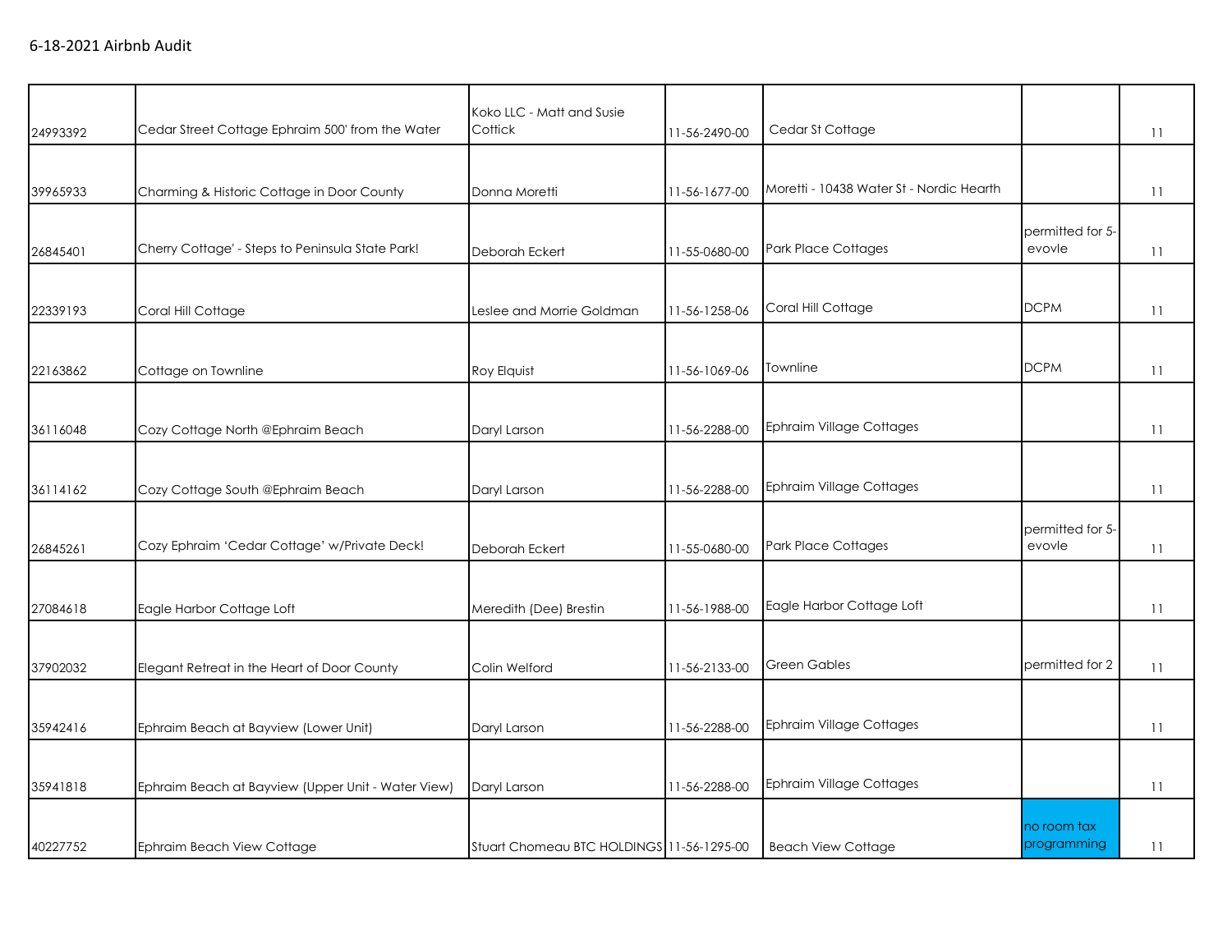6-18-2021 Airbnb Audit

| | | | | | | |
|---|---|---|---|---|---|---|
| 24993392 | Cedar Street Cottage Ephraim 500' from the Water | Koko LLC - Matt and Susie Cottick | 11-56-2490-00 | Cedar St Cottage | | 11 |
| 39965933 | Charming & Historic Cottage in Door County | Donna Moretti | 11-56-1677-00 | Moretti - 10438 Water St - Nordic Hearth | | 11 |
| 26845401 | Cherry Cottage' - Steps to Peninsula State Park! | Deborah Eckert | 11-55-0680-00 | Park Place Cottages | permitted for 5- evovle | 11 |
| 22339193 | Coral Hill Cottage | Leslee and Morrie Goldman | 11-56-1258-06 | Coral Hill Cottage | DCPM | 11 |
| 22163862 | Cottage on Townline | Roy Elquist | 11-56-1069-06 | Townline | DCPM | 11 |
| 36116048 | Cozy Cottage North @Ephraim Beach | Daryl Larson | 11-56-2288-00 | Ephraim Village Cottages | | 11 |
| 36114162 | Cozy Cottage South @Ephraim Beach | Daryl Larson | 11-56-2288-00 | Ephraim Village Cottages | | 11 |
| 26845261 | Cozy Ephraim 'Cedar Cottage' w/Private Deck! | Deborah Eckert | 11-55-0680-00 | Park Place Cottages | permitted for 5- evovle | 11 |
| 27084618 | Eagle Harbor Cottage Loft | Meredith (Dee) Brestin | 11-56-1988-00 | Eagle Harbor Cottage Loft | | 11 |
| 37902032 | Elegant Retreat in the Heart of Door County | Colin Welford | 11-56-2133-00 | Green Gables | permitted for 2 | 11 |
| 35942416 | Ephraim Beach at Bayview (Lower Unit) | Daryl Larson | 11-56-2288-00 | Ephraim Village Cottages | | 11 |
| 35941818 | Ephraim Beach at Bayview (Upper Unit - Water View) | Daryl Larson | 11-56-2288-00 | Ephraim Village Cottages | | 11 |
| 40227752 | Ephraim Beach View Cottage | Stuart Chomeau BTC HOLDINGS | 11-56-1295-00 | Beach View Cottage | no room tax programming | 11 |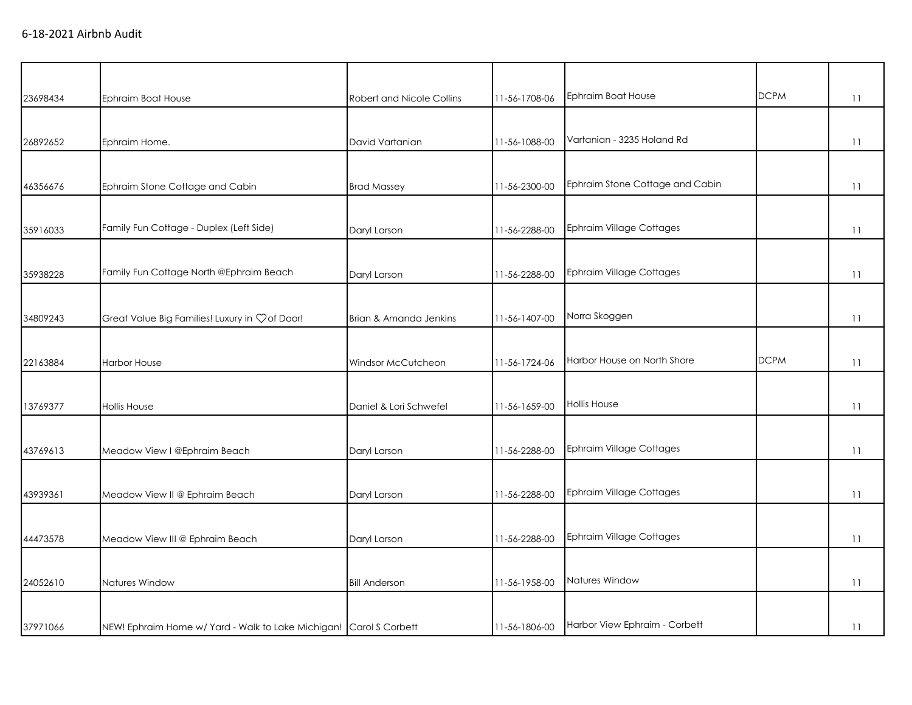6-18-2021 Airbnb Audit

| | | | | | | |
|---|---|---|---|---|---|---|
| 23698434 | Ephraim Boat House | Robert and Nicole Collins | 11-56-1708-06 | Ephraim Boat House | DCPM | 11 |
| 26892652 | Ephraim Home. | David Vartanian | 11-56-1088-00 | Vartanian - 3235 Holand Rd | | 11 |
| 46356676 | Ephraim Stone Cottage and Cabin | Brad Massey | 11-56-2300-00 | Ephraim Stone Cottage and Cabin | | 11 |
| 35916033 | Family Fun Cottage - Duplex (Left Side) | Daryl Larson | 11-56-2288-00 | Ephraim Village Cottages | | 11 |
| 35938228 | Family Fun Cottage North @Ephraim Beach | Daryl Larson | 11-56-2288-00 | Ephraim Village Cottages | | 11 |
| 34809243 | Great Value Big Families! Luxury in ♡of Door! | Brian & Amanda Jenkins | 11-56-1407-00 | Norra Skoggen | | 11 |
| 22163884 | Harbor House | Windsor McCutcheon | 11-56-1724-06 | Harbor House on North Shore | DCPM | 11 |
| 13769377 | Hollis House | Daniel & Lori Schwefel | 11-56-1659-00 | Hollis House | | 11 |
| 43769613 | Meadow View I @Ephraim Beach | Daryl Larson | 11-56-2288-00 | Ephraim Village Cottages | | 11 |
| 43939361 | Meadow View II @ Ephraim Beach | Daryl Larson | 11-56-2288-00 | Ephraim Village Cottages | | 11 |
| 44473578 | Meadow View III @ Ephraim Beach | Daryl Larson | 11-56-2288-00 | Ephraim Village Cottages | | 11 |
| 24052610 | Natures Window | Bill Anderson | 11-56-1958-00 | Natures Window | | 11 |
| 37971066 | NEW! Ephraim Home w/ Yard - Walk to Lake Michigan! | Carol S Corbett | 11-56-1806-00 | Harbor View Ephraim - Corbett | | 11 |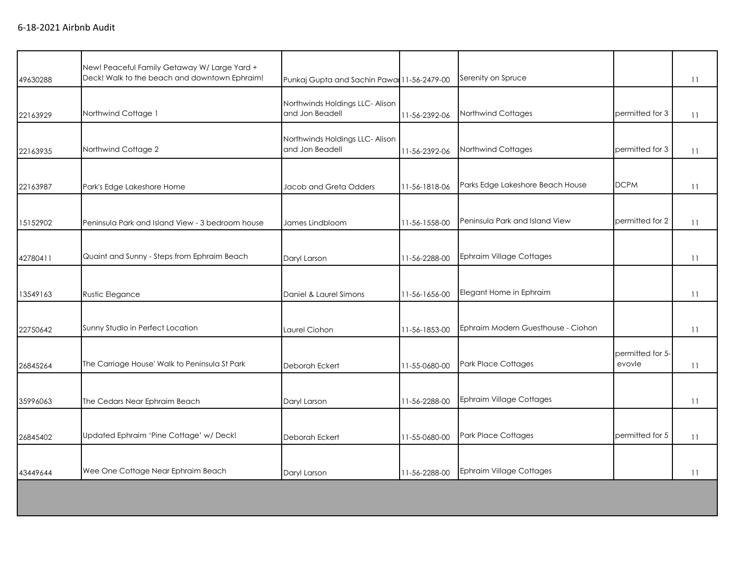6-18-2021 Airbnb Audit

| | | | | | | |
|---|---|---|---|---|---|---|
| 49630288 | New! Peaceful Family Getaway W/ Large Yard + Deck! Walk to the beach and downtown Ephraim! | Punkaj Gupta and Sachin Pawar | 11-56-2479-00 | Serenity on Spruce | | 11 |
| 22163929 | Northwind Cottage 1 | Northwinds Holdings LLC- Alison and Jon Beadell | 11-56-2392-06 | Northwind Cottages | permitted for 3 | 11 |
| 22163935 | Northwind Cottage 2 | Northwinds Holdings LLC- Alison and Jon Beadell | 11-56-2392-06 | Northwind Cottages | permitted for 3 | 11 |
| 22163987 | Park's Edge Lakeshore Home | Jacob and Greta Odders | 11-56-1818-06 | Parks Edge Lakeshore Beach House | DCPM | 11 |
| 15152902 | Peninsula Park and Island View - 3 bedroom house | James Lindbloom | 11-56-1558-00 | Peninsula Park and Island View | permitted for 2 | 11 |
| 42780411 | Quaint and Sunny - Steps from Ephraim Beach | Daryl Larson | 11-56-2288-00 | Ephraim Village Cottages | | 11 |
| 13549163 | Rustic Elegance | Daniel & Laurel Simons | 11-56-1656-00 | Elegant Home in Ephraim | | 11 |
| 22750642 | Sunny Studio in Perfect Location | Laurel Ciohon | 11-56-1853-00 | Ephraim Modern Guesthouse - Ciohon | | 11 |
| 26845264 | The Carriage House' Walk to Peninsula St Park | Deborah Eckert | 11-55-0680-00 | Park Place Cottages | permitted for 5- evovle | 11 |
| 35996063 | The Cedars Near Ephraim Beach | Daryl Larson | 11-56-2288-00 | Ephraim Village Cottages | | 11 |
| 26845402 | Updated Ephraim 'Pine Cottage' w/ Deck! | Deborah Eckert | 11-55-0680-00 | Park Place Cottages | permitted for 5 | 11 |
| 43449644 | Wee One Cottage Near Ephraim Beach | Daryl Larson | 11-56-2288-00 | Ephraim Village Cottages | | 11 |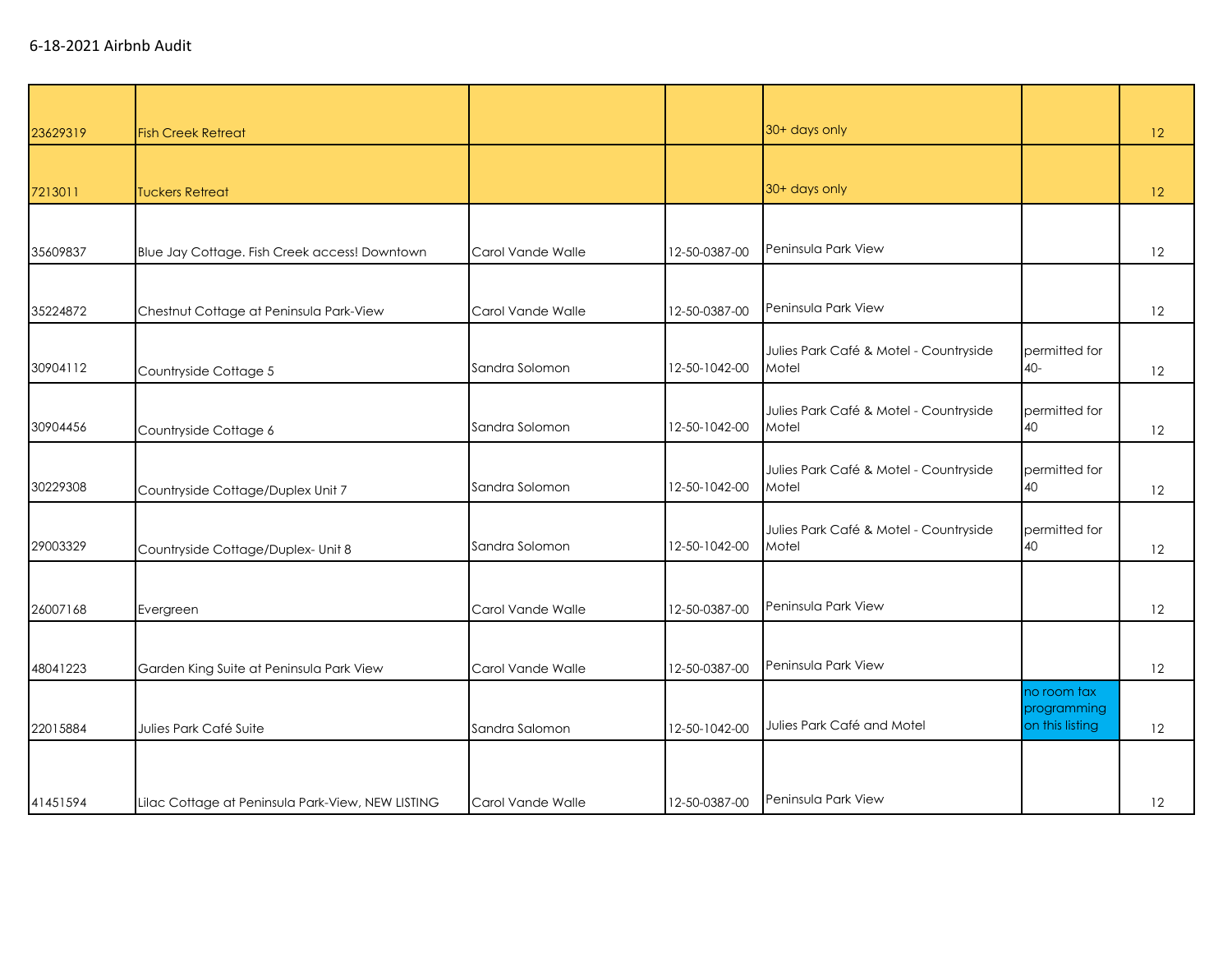6-18-2021 Airbnb Audit

| | | | | | | |
|---|---|---|---|---|---|---|
| 23629319 | Fish Creek Retreat | | | 30+ days only | | 12 |
| 7213011 | Tuckers Retreat | | | 30+ days only | | 12 |
| 35609837 | Blue Jay Cottage. Fish Creek access! Downtown | Carol Vande Walle | 12-50-0387-00 | Peninsula Park View | | 12 |
| 35224872 | Chestnut Cottage at Peninsula Park-View | Carol Vande Walle | 12-50-0387-00 | Peninsula Park View | | 12 |
| 30904112 | Countryside Cottage 5 | Sandra Solomon | 12-50-1042-00 | Julies Park Café & Motel - Countryside Motel | permitted for 40- | 12 |
| 30904456 | Countryside Cottage 6 | Sandra Solomon | 12-50-1042-00 | Julies Park Café & Motel - Countryside Motel | permitted for 40 | 12 |
| 30229308 | Countryside Cottage/Duplex Unit 7 | Sandra Solomon | 12-50-1042-00 | Julies Park Café & Motel - Countryside Motel | permitted for 40 | 12 |
| 29003329 | Countryside Cottage/Duplex- Unit 8 | Sandra Solomon | 12-50-1042-00 | Julies Park Café & Motel - Countryside Motel | permitted for 40 | 12 |
| 26007168 | Evergreen | Carol Vande Walle | 12-50-0387-00 | Peninsula Park View | | 12 |
| 48041223 | Garden King Suite at Peninsula Park View | Carol Vande Walle | 12-50-0387-00 | Peninsula Park View | | 12 |
| 22015884 | Julies Park Café Suite | Sandra Salomon | 12-50-1042-00 | Julies Park Café and Motel | no room tax programming on this listing | 12 |
| 41451594 | Lilac Cottage at Peninsula Park-View, NEW LISTING | Carol Vande Walle | 12-50-0387-00 | Peninsula Park View | | 12 |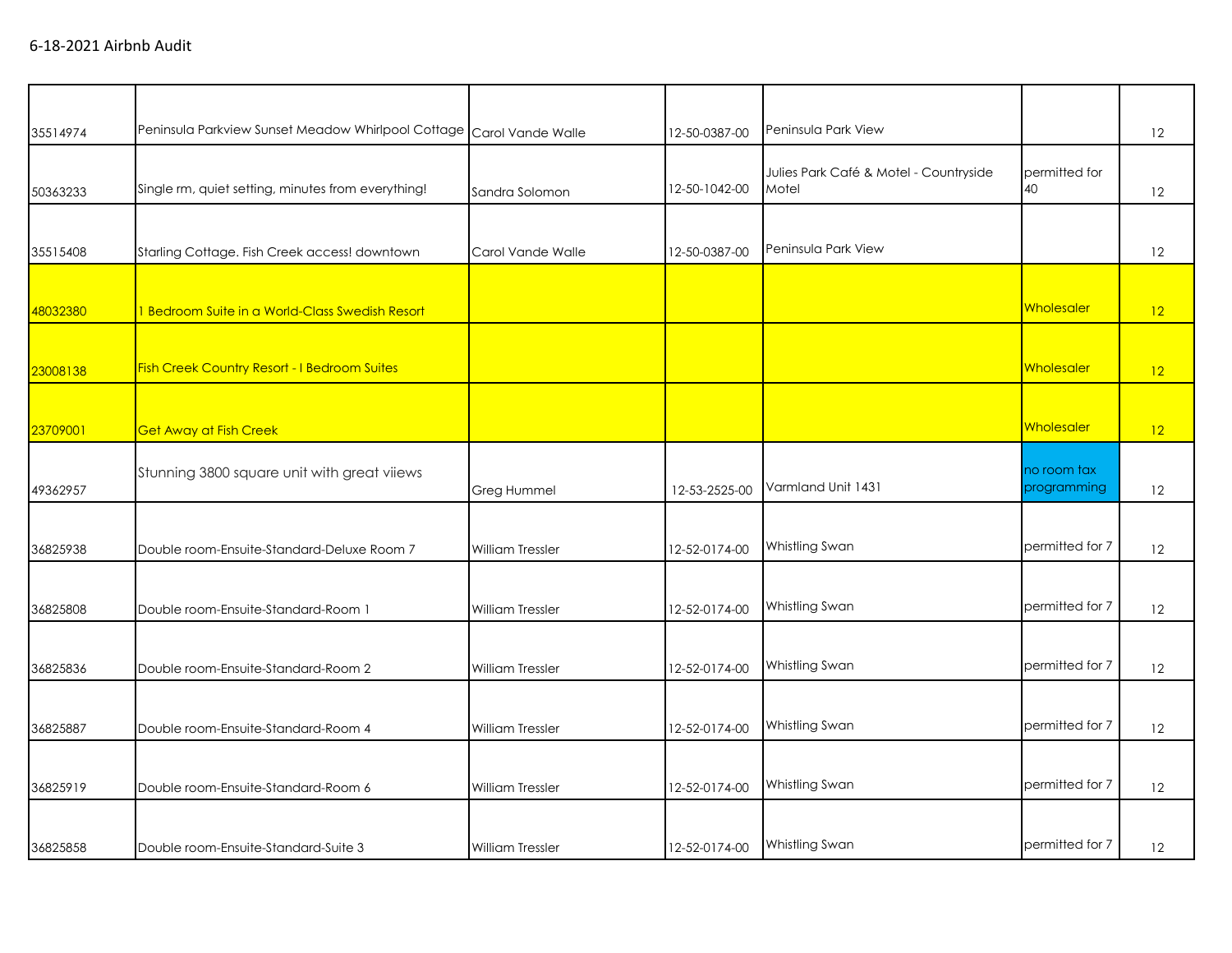6-18-2021 Airbnb Audit

| | | | | | | |
|---|---|---|---|---|---|---|
| 35514974 | Peninsula Parkview Sunset Meadow Whirlpool Cottage | Carol Vande Walle | 12-50-0387-00 | Peninsula Park View | | 12 |
| 50363233 | Single rm, quiet setting, minutes from everything! | Sandra Solomon | 12-50-1042-00 | Julies Park Café & Motel - Countryside Motel | permitted for 40 | 12 |
| 35515408 | Starling Cottage. Fish Creek access! downtown | Carol Vande Walle | 12-50-0387-00 | Peninsula Park View | | 12 |
| 48032380 | 1 Bedroom Suite in a World-Class Swedish Resort | | | | Wholesaler | 12 |
| 23008138 | Fish Creek Country Resort - I Bedroom Suites | | | | Wholesaler | 12 |
| 23709001 | Get Away at Fish Creek | | | | Wholesaler | 12 |
| 49362957 | Stunning 3800 square unit with great viiews | Greg Hummel | 12-53-2525-00 | Varmland Unit 1431 | no room tax programming | 12 |
| 36825938 | Double room-Ensuite-Standard-Deluxe Room 7 | William Tressler | 12-52-0174-00 | Whistling Swan | permitted for 7 | 12 |
| 36825808 | Double room-Ensuite-Standard-Room 1 | William Tressler | 12-52-0174-00 | Whistling Swan | permitted for 7 | 12 |
| 36825836 | Double room-Ensuite-Standard-Room 2 | William Tressler | 12-52-0174-00 | Whistling Swan | permitted for 7 | 12 |
| 36825887 | Double room-Ensuite-Standard-Room 4 | William Tressler | 12-52-0174-00 | Whistling Swan | permitted for 7 | 12 |
| 36825919 | Double room-Ensuite-Standard-Room 6 | William Tressler | 12-52-0174-00 | Whistling Swan | permitted for 7 | 12 |
| 36825858 | Double room-Ensuite-Standard-Suite 3 | William Tressler | 12-52-0174-00 | Whistling Swan | permitted for 7 | 12 |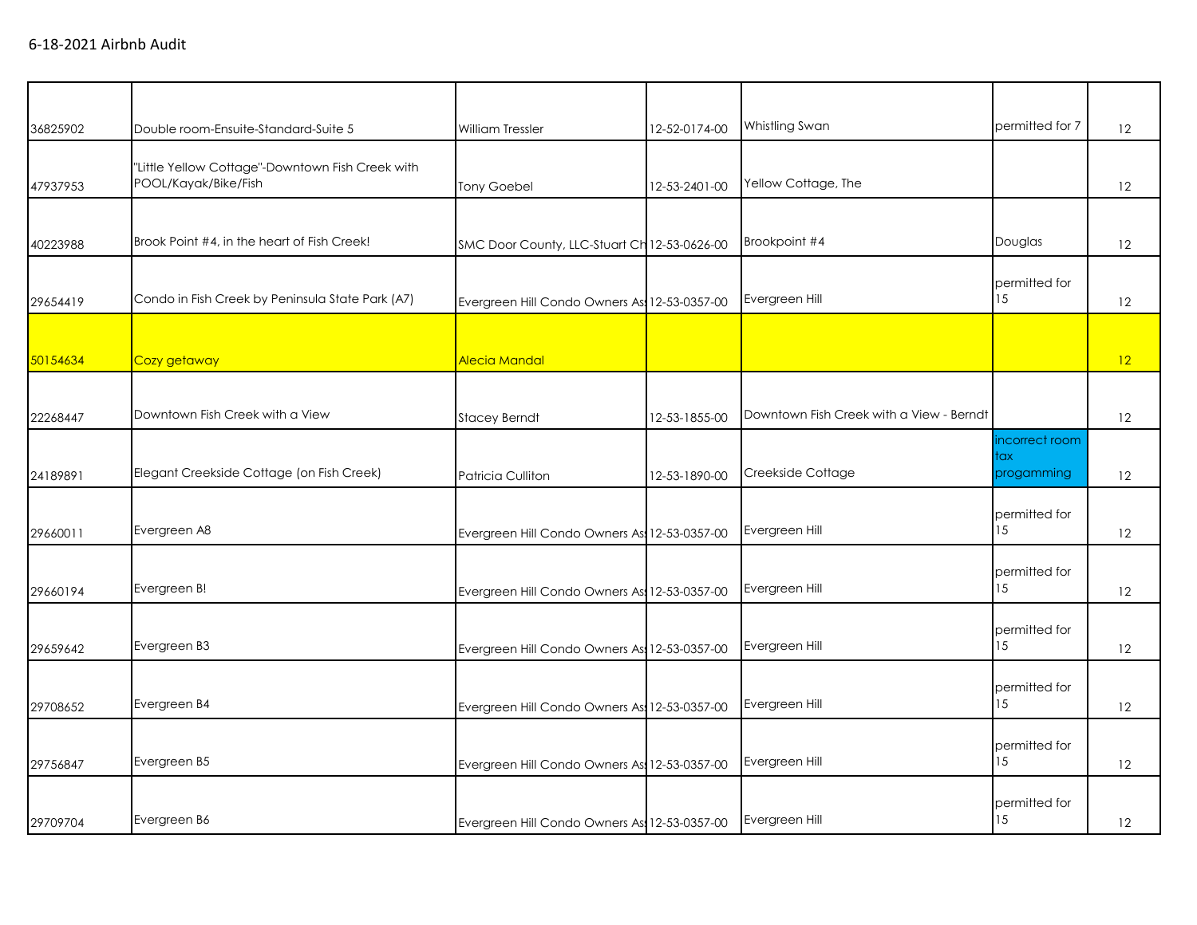6-18-2021 Airbnb Audit

| | | | | | | |
|---|---|---|---|---|---|---|
| 36825902 | Double room-Ensuite-Standard-Suite 5 | William Tressler | 12-52-0174-00 | Whistling Swan | permitted for 7 | 12 |
| 47937953 | "Little Yellow Cottage"-Downtown Fish Creek with POOL/Kayak/Bike/Fish | Tony Goebel | 12-53-2401-00 | Yellow Cottage, The | | 12 |
| 40223988 | Brook Point #4, in the heart of Fish Creek! | SMC Door County, LLC-Stuart Ch | 12-53-0626-00 | Brookpoint #4 | Douglas | 12 |
| 29654419 | Condo in Fish Creek by Peninsula State Park (A7) | Evergreen Hill Condo Owners As | 12-53-0357-00 | Evergreen Hill | permitted for 15 | 12 |
| 50154634 | Cozy getaway | Alecia Mandal | | | | 12 |
| 22268447 | Downtown Fish Creek with a View | Stacey Berndt | 12-53-1855-00 | Downtown Fish Creek with a View - Berndt | | 12 |
| 24189891 | Elegant Creekside Cottage (on Fish Creek) | Patricia Culliton | 12-53-1890-00 | Creekside Cottage | incorrect room tax progamming | 12 |
| 29660011 | Evergreen A8 | Evergreen Hill Condo Owners As | 12-53-0357-00 | Evergreen Hill | permitted for 15 | 12 |
| 29660194 | Evergreen B! | Evergreen Hill Condo Owners As | 12-53-0357-00 | Evergreen Hill | permitted for 15 | 12 |
| 29659642 | Evergreen B3 | Evergreen Hill Condo Owners As | 12-53-0357-00 | Evergreen Hill | permitted for 15 | 12 |
| 29708652 | Evergreen B4 | Evergreen Hill Condo Owners As | 12-53-0357-00 | Evergreen Hill | permitted for 15 | 12 |
| 29756847 | Evergreen B5 | Evergreen Hill Condo Owners As | 12-53-0357-00 | Evergreen Hill | permitted for 15 | 12 |
| 29709704 | Evergreen B6 | Evergreen Hill Condo Owners As | 12-53-0357-00 | Evergreen Hill | permitted for 15 | 12 |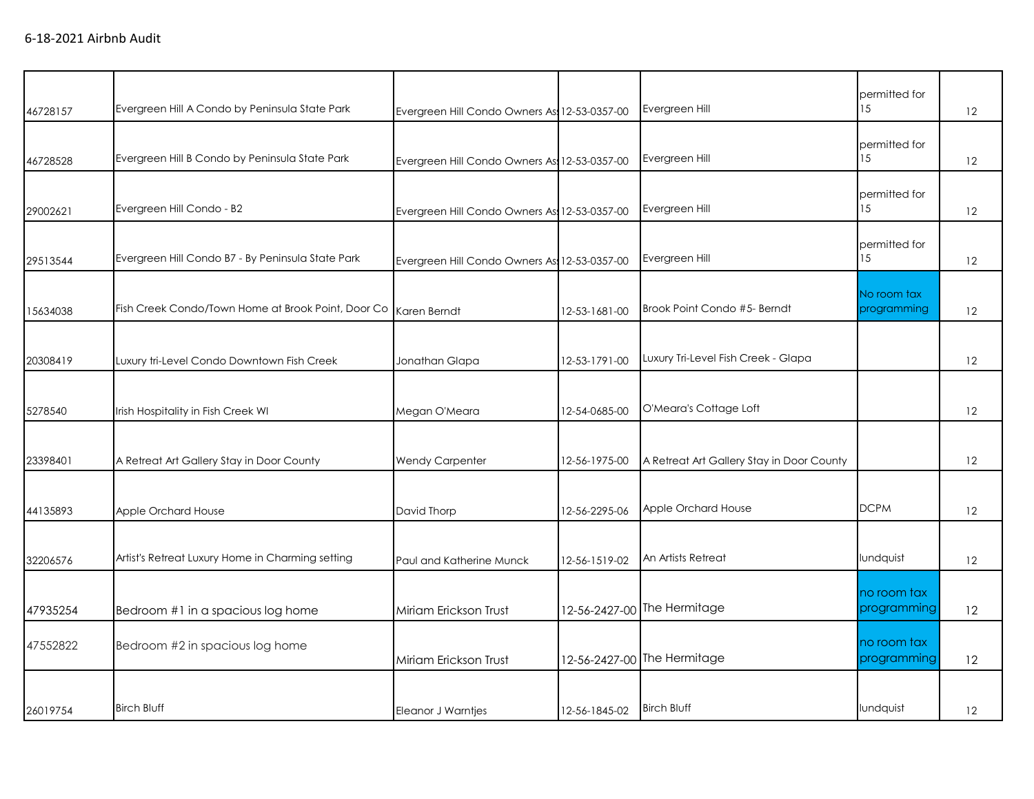6-18-2021 Airbnb Audit

| | | | | | | |
|---|---|---|---|---|---|---|
| 46728157 | Evergreen Hill A Condo by Peninsula State Park | Evergreen Hill Condo Owners As | 12-53-0357-00 | Evergreen Hill | permitted for 15 | 12 |
| 46728528 | Evergreen Hill B Condo by Peninsula State Park | Evergreen Hill Condo Owners As | 12-53-0357-00 | Evergreen Hill | permitted for 15 | 12 |
| 29002621 | Evergreen Hill Condo - B2 | Evergreen Hill Condo Owners As | 12-53-0357-00 | Evergreen Hill | permitted for 15 | 12 |
| 29513544 | Evergreen Hill Condo B7 - By Peninsula State Park | Evergreen Hill Condo Owners As | 12-53-0357-00 | Evergreen Hill | permitted for 15 | 12 |
| 15634038 | Fish Creek Condo/Town Home at Brook Point, Door Co | Karen Berndt | 12-53-1681-00 | Brook Point Condo #5- Berndt | No room tax programming | 12 |
| 20308419 | Luxury tri-Level Condo Downtown Fish Creek | Jonathan Glapa | 12-53-1791-00 | Luxury Tri-Level Fish Creek - Glapa | | 12 |
| 5278540 | Irish Hospitality in Fish Creek WI | Megan O'Meara | 12-54-0685-00 | O'Meara's Cottage Loft | | 12 |
| 23398401 | A Retreat Art Gallery Stay in Door County | Wendy Carpenter | 12-56-1975-00 | A Retreat Art Gallery Stay in Door County | | 12 |
| 44135893 | Apple Orchard House | David Thorp | 12-56-2295-06 | Apple Orchard House | DCPM | 12 |
| 32206576 | Artist's Retreat Luxury Home in Charming setting | Paul and Katherine Munck | 12-56-1519-02 | An Artists Retreat | lundquist | 12 |
| 47935254 | Bedroom #1 in a spacious log home | Miriam Erickson Trust | 12-56-2427-00 | The Hermitage | no room tax programming | 12 |
| 47552822 | Bedroom #2 in spacious log home | Miriam Erickson Trust | 12-56-2427-00 | The Hermitage | no room tax programming | 12 |
| 26019754 | Birch Bluff | Eleanor J Warntjes | 12-56-1845-02 | Birch Bluff | lundquist | 12 |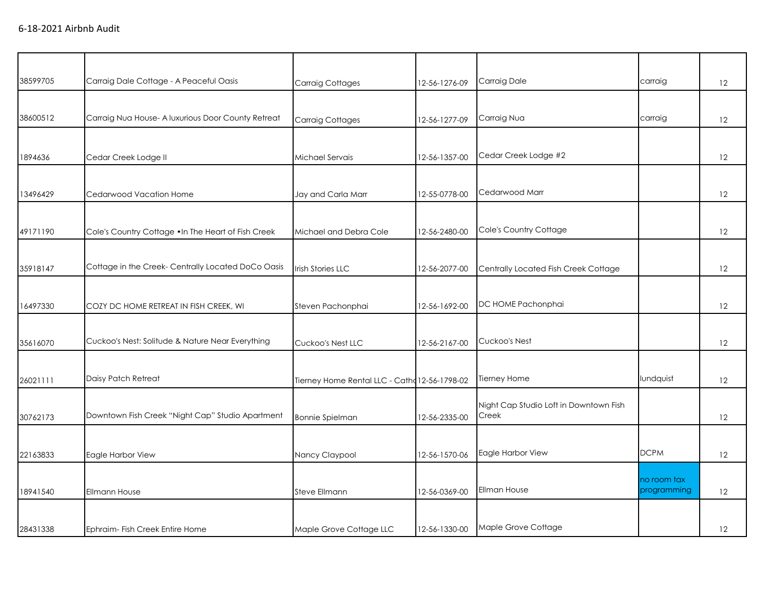6-18-2021 Airbnb Audit

| | | | | | | |
|---|---|---|---|---|---|---|
| 38599705 | Carraig Dale Cottage - A Peaceful Oasis | Carraig Cottages | 12-56-1276-09 | Carraig Dale | carraig | 12 |
| 38600512 | Carraig Nua House- A luxurious Door County Retreat | Carraig Cottages | 12-56-1277-09 | Carraig Nua | carraig | 12 |
| 1894636 | Cedar Creek Lodge II | Michael Servais | 12-56-1357-00 | Cedar Creek Lodge #2 | | 12 |
| 13496429 | Cedarwood Vacation Home | Jay and Carla Marr | 12-55-0778-00 | Cedarwood Marr | | 12 |
| 49171190 | Cole's Country Cottage •In The Heart of Fish Creek | Michael and Debra Cole | 12-56-2480-00 | Cole's Country Cottage | | 12 |
| 35918147 | Cottage in the Creek- Centrally Located DoCo Oasis | Irish Stories LLC | 12-56-2077-00 | Centrally Located Fish Creek Cottage | | 12 |
| 16497330 | COZY DC HOME RETREAT IN FISH CREEK, WI | Steven Pachonphai | 12-56-1692-00 | DC HOME Pachonphai | | 12 |
| 35616070 | Cuckoo's Nest: Solitude & Nature Near Everything | Cuckoo's Nest LLC | 12-56-2167-00 | Cuckoo's Nest | | 12 |
| 26021111 | Daisy Patch Retreat | Tierney Home Rental LLC - Catho | 12-56-1798-02 | Tierney Home | lundquist | 12 |
| 30762173 | Downtown Fish Creek "Night Cap" Studio Apartment | Bonnie Spielman | 12-56-2335-00 | Night Cap Studio Loft in Downtown Fish Creek | | 12 |
| 22163833 | Eagle Harbor View | Nancy Claypool | 12-56-1570-06 | Eagle Harbor View | DCPM | 12 |
| 18941540 | Ellmann House | Steve Ellmann | 12-56-0369-00 | Ellman House | no room tax programming | 12 |
| 28431338 | Ephraim- Fish Creek Entire Home | Maple Grove Cottage LLC | 12-56-1330-00 | Maple Grove Cottage | | 12 |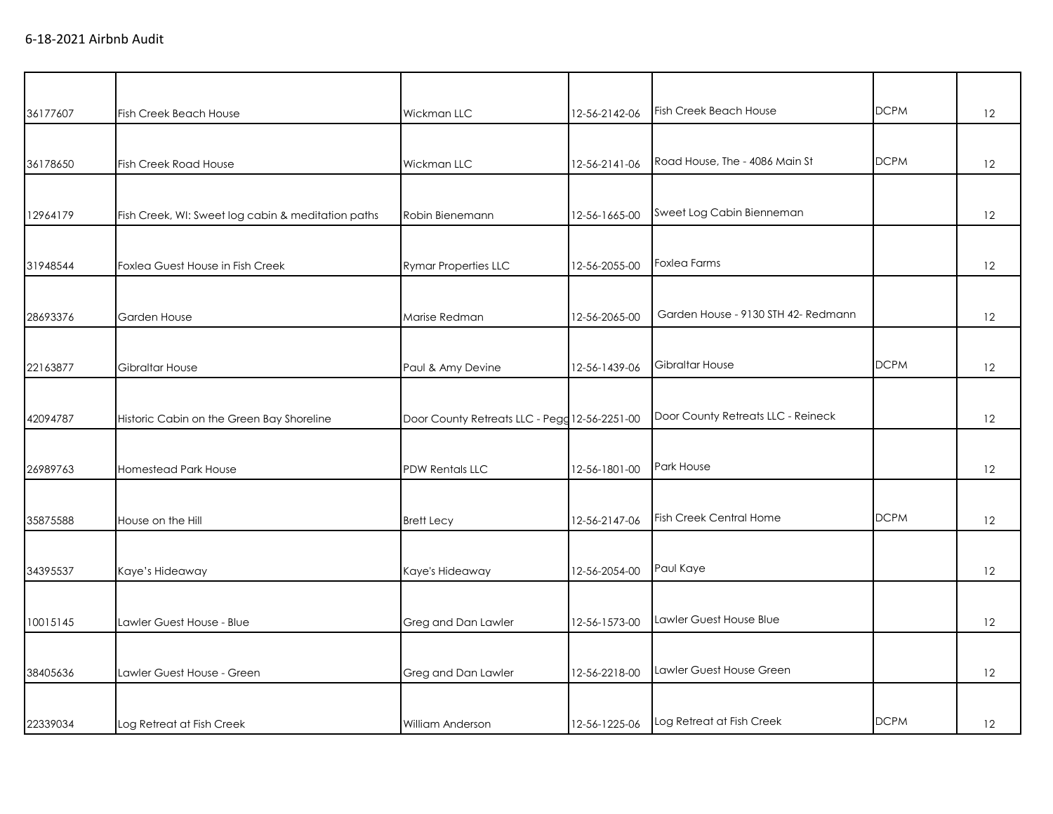6-18-2021 Airbnb Audit

| | | | | | | |
|---|---|---|---|---|---|---|
| 36177607 | Fish Creek Beach House | Wickman LLC | 12-56-2142-06 | Fish Creek Beach House | DCPM | 12 |
| 36178650 | Fish Creek Road House | Wickman LLC | 12-56-2141-06 | Road House, The - 4086 Main St | DCPM | 12 |
| 12964179 | Fish Creek, WI: Sweet log cabin & meditation paths | Robin Bienemann | 12-56-1665-00 | Sweet Log Cabin Bienneman | | 12 |
| 31948544 | Foxlea Guest House in Fish Creek | Rymar Properties LLC | 12-56-2055-00 | Foxlea Farms | | 12 |
| 28693376 | Garden House | Marise Redman | 12-56-2065-00 | Garden House - 9130 STH 42- Redmann | | 12 |
| 22163877 | Gibraltar House | Paul & Amy Devine | 12-56-1439-06 | Gibraltar House | DCPM | 12 |
| 42094787 | Historic Cabin on the Green Bay Shoreline | Door County Retreats LLC - Pegg | 12-56-2251-00 | Door County Retreats LLC - Reineck | | 12 |
| 26989763 | Homestead Park House | PDW Rentals LLC | 12-56-1801-00 | Park House | | 12 |
| 35875588 | House on the Hill | Brett Lecy | 12-56-2147-06 | Fish Creek Central Home | DCPM | 12 |
| 34395537 | Kaye's Hideaway | Kaye's Hideaway | 12-56-2054-00 | Paul Kaye | | 12 |
| 10015145 | Lawler Guest House - Blue | Greg and Dan Lawler | 12-56-1573-00 | Lawler Guest House Blue | | 12 |
| 38405636 | Lawler Guest House - Green | Greg and Dan Lawler | 12-56-2218-00 | Lawler Guest House Green | | 12 |
| 22339034 | Log Retreat at Fish Creek | William Anderson | 12-56-1225-06 | Log Retreat at Fish Creek | DCPM | 12 |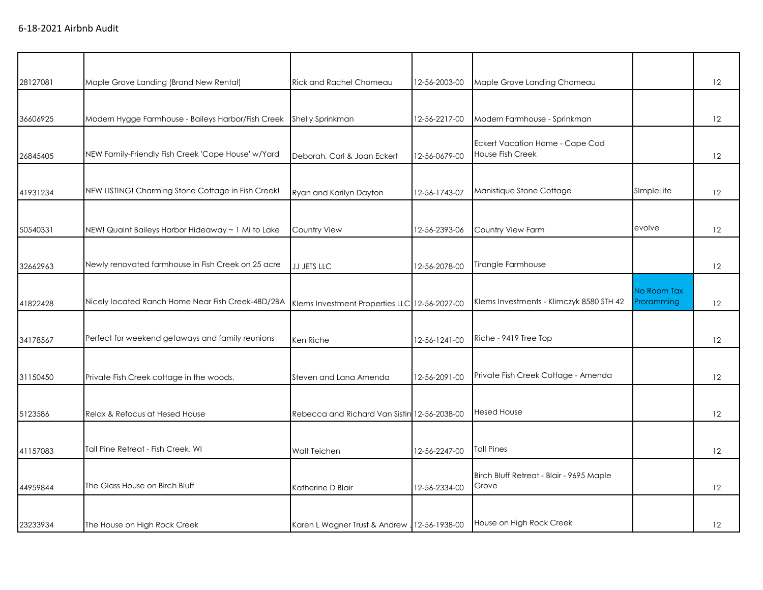6-18-2021 Airbnb Audit

| | | | | | | |
|---|---|---|---|---|---|---|
| 28127081 | Maple Grove Landing (Brand New Rental) | Rick and Rachel Chomeau | 12-56-2003-00 | Maple Grove Landing Chomeau | | 12 |
| 36606925 | Modern Hygge Farmhouse - Baileys Harbor/Fish Creek | Shelly Sprinkman | 12-56-2217-00 | Modern Farmhouse - Sprinkman | | 12 |
| 26845405 | NEW Family-Friendly Fish Creek 'Cape House' w/Yard | Deborah, Carl & Joan Eckert | 12-56-0679-00 | Eckert Vacation Home - Cape Cod House Fish Creek | | 12 |
| 41931234 | NEW LISTING! Charming Stone Cottage in Fish Creek! | Ryan and Karilyn Dayton | 12-56-1743-07 | Manistique Stone Cottage | SImpleLife | 12 |
| 50540331 | NEW! Quaint Baileys Harbor Hideaway ~ 1 Mi to Lake | Country View | 12-56-2393-06 | Country View Farm | evolve | 12 |
| 32662963 | Newly renovated farmhouse in Fish Creek on 25 acre | JJ JETS LLC | 12-56-2078-00 | Tirangle Farmhouse | | 12 |
| 41822428 | Nicely located Ranch Home Near Fish Creek-4BD/2BA | Klems Investment Properties LLC | 12-56-2027-00 | Klems Investments - Klimczyk 8580 STH 42 | No Room Tax Proramming | 12 |
| 34178567 | Perfect for weekend getaways and family reunions | Ken Riche | 12-56-1241-00 | Riche - 9419 Tree Top | | 12 |
| 31150450 | Private Fish Creek cottage in the woods. | Steven and Lana Amenda | 12-56-2091-00 | Private Fish Creek Cottage - Amenda | | 12 |
| 5123586 | Relax & Refocus at Hesed House | Rebecca and Richard Van Sistin | 12-56-2038-00 | Hesed House | | 12 |
| 41157083 | Tall Pine Retreat - Fish Creek, WI | Walt Teichen | 12-56-2247-00 | Tall Pines | | 12 |
| 44959844 | The Glass House on Birch Bluff | Katherine D Blair | 12-56-2334-00 | Birch Bluff Retreat - Blair - 9695 Maple Grove | | 12 |
| 23233934 | The House on High Rock Creek | Karen L Wagner Trust & Andrew . | 12-56-1938-00 | House on High Rock Creek | | 12 |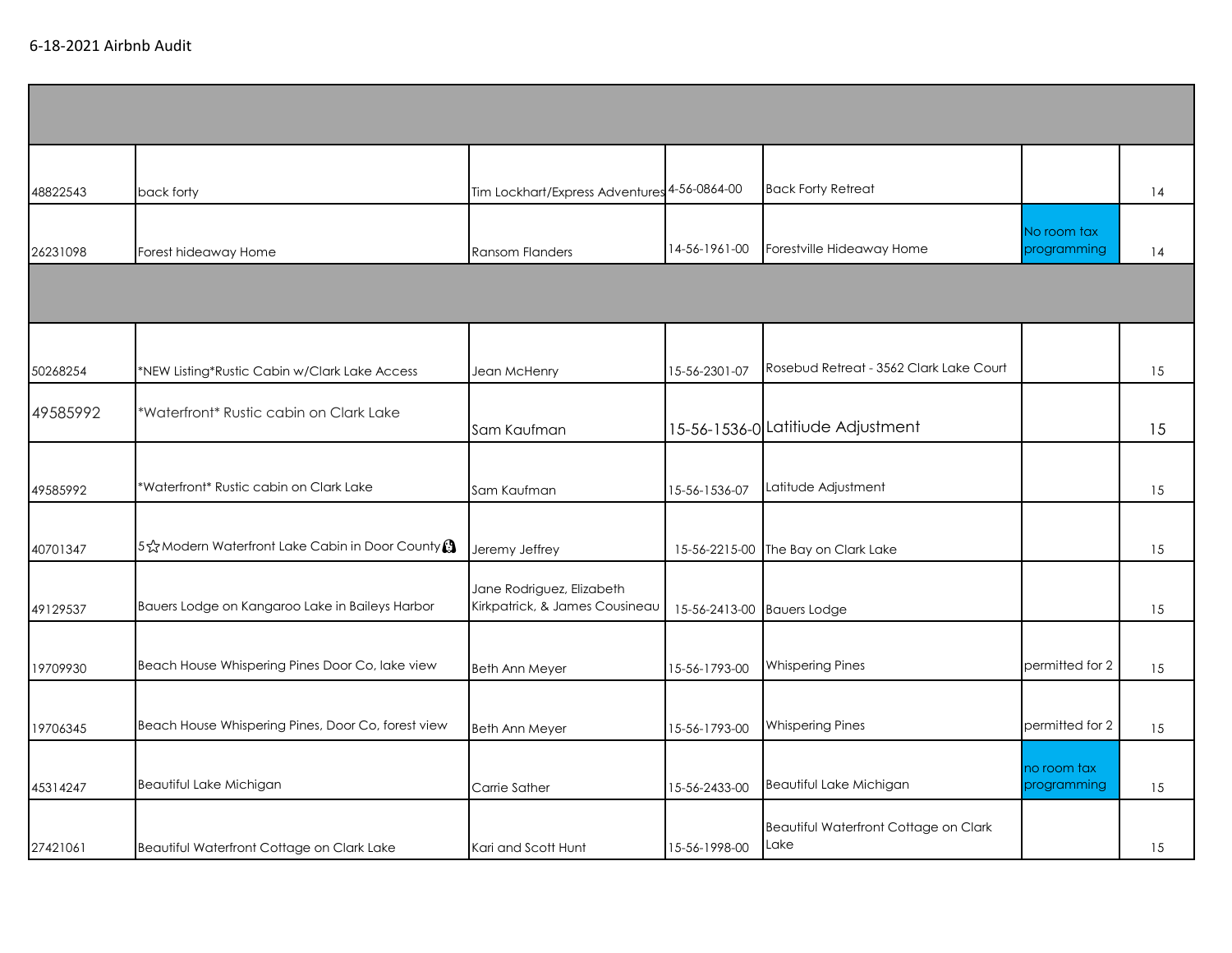6-18-2021 Airbnb Audit

| | | | | | | |
|---|---|---|---|---|---|---|
| | | | | | | |
| 48822543 | back forty | Tim Lockhart/Express Adventures | 4-56-0864-00 | Back Forty Retreat | | 14 |
| 26231098 | Forest hideaway Home | Ransom Flanders | 14-56-1961-00 | Forestville Hideaway Home | No room tax programming | 14 |
| | | | | | | |
| 50268254 | *NEW Listing*Rustic Cabin w/Clark Lake Access | Jean McHenry | 15-56-2301-07 | Rosebud Retreat - 3562 Clark Lake Court | | 15 |
| 49585992 | *Waterfront* Rustic cabin on Clark Lake | Sam Kaufman | 15-56-1536-0 | Latitiude Adjustment | | 15 |
| 49585992 | *Waterfront* Rustic cabin on Clark Lake | Sam Kaufman | 15-56-1536-07 | Latitude Adjustment | | 15 |
| 40701347 | 5☆Modern Waterfront Lake Cabin in Door County | Jeremy Jeffrey | 15-56-2215-00 | The Bay on Clark Lake | | 15 |
| 49129537 | Bauers Lodge on Kangaroo Lake in Baileys Harbor | Jane Rodriguez, Elizabeth Kirkpatrick, & James Cousineau | 15-56-2413-00 | Bauers Lodge | | 15 |
| 19709930 | Beach House Whispering Pines Door Co, lake view | Beth Ann Meyer | 15-56-1793-00 | Whispering Pines | permitted for 2 | 15 |
| 19706345 | Beach House Whispering Pines, Door Co, forest view | Beth Ann Meyer | 15-56-1793-00 | Whispering Pines | permitted for 2 | 15 |
| 45314247 | Beautiful Lake Michigan | Carrie Sather | 15-56-2433-00 | Beautiful Lake Michigan | no room tax programming | 15 |
| 27421061 | Beautiful Waterfront Cottage on Clark Lake | Kari and Scott Hunt | 15-56-1998-00 | Beautiful Waterfront Cottage on Clark Lake | | 15 |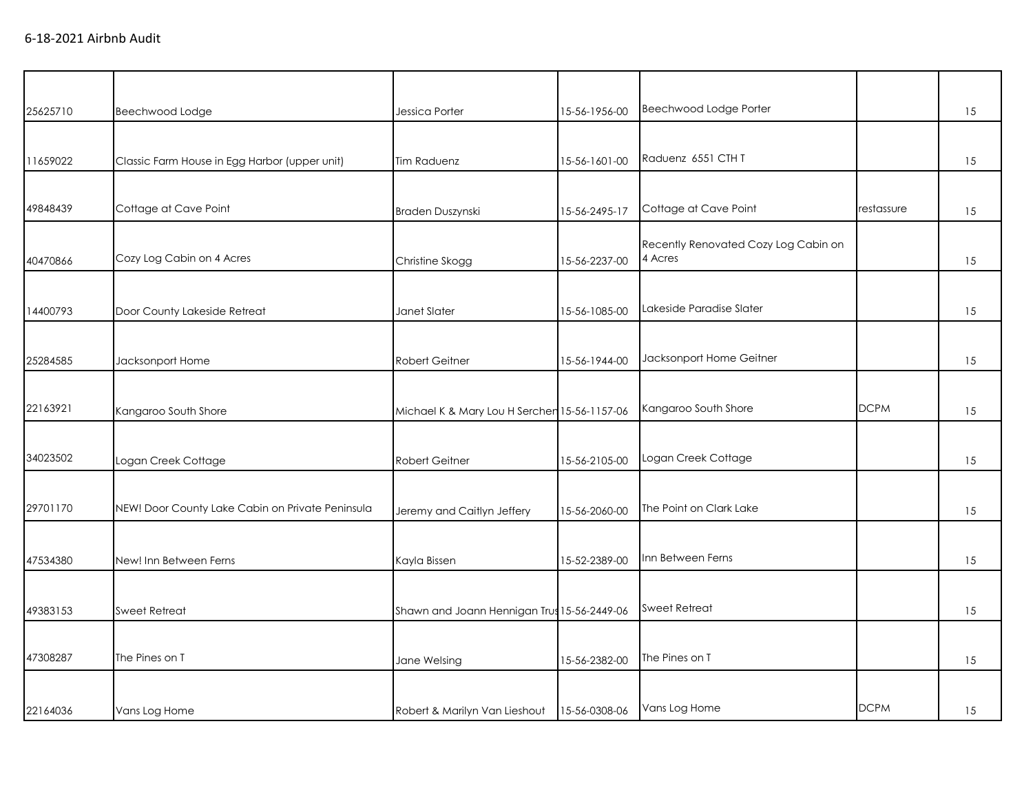6-18-2021 Airbnb Audit

| | | | | | | |
|---|---|---|---|---|---|---|
| 25625710 | Beechwood Lodge | Jessica Porter | 15-56-1956-00 | Beechwood Lodge Porter | | 15 |
| 11659022 | Classic Farm House in Egg Harbor (upper unit) | Tim Raduenz | 15-56-1601-00 | Raduenz 6551 CTH T | | 15 |
| 49848439 | Cottage at Cave Point | Braden Duszynski | 15-56-2495-17 | Cottage at Cave Point | restassure | 15 |
| 40470866 | Cozy Log Cabin on 4 Acres | Christine Skogg | 15-56-2237-00 | Recently Renovated Cozy Log Cabin on 4 Acres | | 15 |
| 14400793 | Door County Lakeside Retreat | Janet Slater | 15-56-1085-00 | Lakeside Paradise Slater | | 15 |
| 25284585 | Jacksonport Home | Robert Geitner | 15-56-1944-00 | Jacksonport Home Geitner | | 15 |
| 22163921 | Kangaroo South Shore | Michael K & Mary Lou H Serchen | 15-56-1157-06 | Kangaroo South Shore | DCPM | 15 |
| 34023502 | Logan Creek Cottage | Robert Geitner | 15-56-2105-00 | Logan Creek Cottage | | 15 |
| 29701170 | NEW! Door County Lake Cabin on Private Peninsula | Jeremy and Caitlyn Jeffery | 15-56-2060-00 | The Point on Clark Lake | | 15 |
| 47534380 | New! Inn Between Ferns | Kayla Bissen | 15-52-2389-00 | Inn Between Ferns | | 15 |
| 49383153 | Sweet Retreat | Shawn and Joann Hennigan Trus | 15-56-2449-06 | Sweet Retreat | | 15 |
| 47308287 | The Pines on T | Jane Welsing | 15-56-2382-00 | The Pines on T | | 15 |
| 22164036 | Vans Log Home | Robert & Marilyn Van Lieshout | 15-56-0308-06 | Vans Log Home | DCPM | 15 |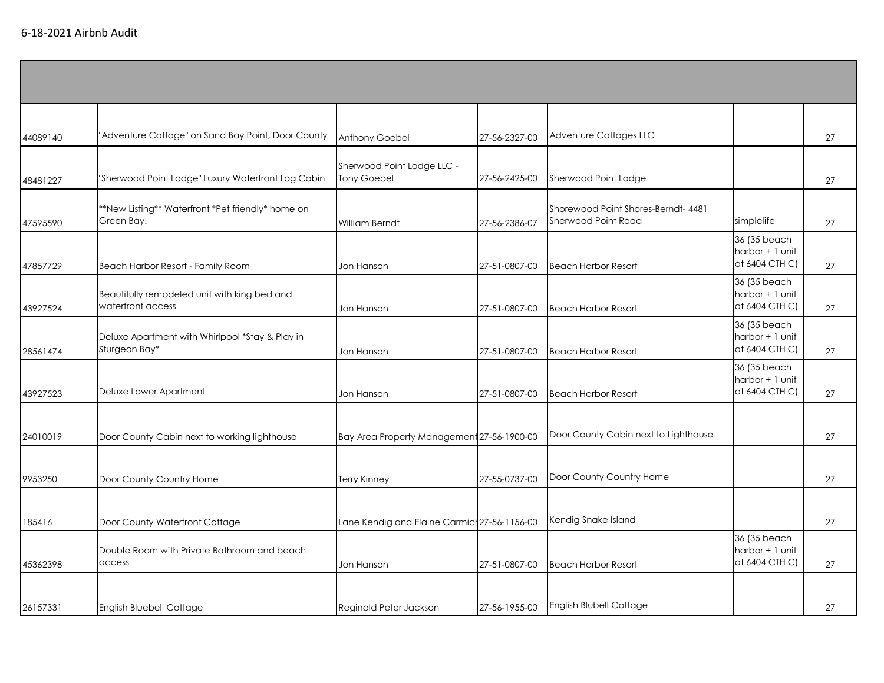6-18-2021 Airbnb Audit

| | | | | | | |
|---|---|---|---|---|---|---|
| 44089140 | "Adventure Cottage" on Sand Bay Point, Door County | Anthony Goebel | 27-56-2327-00 | Adventure Cottages LLC | | 27 |
| 48481227 | "Sherwood Point Lodge" Luxury Waterfront Log Cabin | Sherwood Point Lodge LLC - Tony Goebel | 27-56-2425-00 | Sherwood Point Lodge | | 27 |
| 47595590 | **New Listing** Waterfront *Pet friendly* home on Green Bay! | William Berndt | 27-56-2386-07 | Shorewood Point Shores-Berndt- 4481 Sherwood Point Road | simplelife | 27 |
| 47857729 | Beach Harbor Resort - Family Room | Jon Hanson | 27-51-0807-00 | Beach Harbor Resort | 36 (35 beach harbor + 1 unit at 6404 CTH C) | 27 |
| 43927524 | Beautifully remodeled unit with king bed and waterfront access | Jon Hanson | 27-51-0807-00 | Beach Harbor Resort | 36 (35 beach harbor + 1 unit at 6404 CTH C) | 27 |
| 28561474 | Deluxe Apartment with Whirlpool *Stay & Play in Sturgeon Bay* | Jon Hanson | 27-51-0807-00 | Beach Harbor Resort | 36 (35 beach harbor + 1 unit at 6404 CTH C) | 27 |
| 43927523 | Deluxe Lower Apartment | Jon Hanson | 27-51-0807-00 | Beach Harbor Resort | 36 (35 beach harbor + 1 unit at 6404 CTH C) | 27 |
| 24010019 | Door County Cabin next to working lighthouse | Bay Area Property Management | 27-56-1900-00 | Door County Cabin next to Lighthouse | | 27 |
| 9953250 | Door County Country Home | Terry Kinney | 27-55-0737-00 | Door County Country Home | | 27 |
| 185416 | Door County Waterfront Cottage | Lane Kendig and Elaine Carmich | 27-56-1156-00 | Kendig Snake Island | | 27 |
| 45362398 | Double Room with Private Bathroom and beach access | Jon Hanson | 27-51-0807-00 | Beach Harbor Resort | 36 (35 beach harbor + 1 unit at 6404 CTH C) | 27 |
| 26157331 | English Bluebell Cottage | Reginald Peter Jackson | 27-56-1955-00 | English Blubell Cottage | | 27 |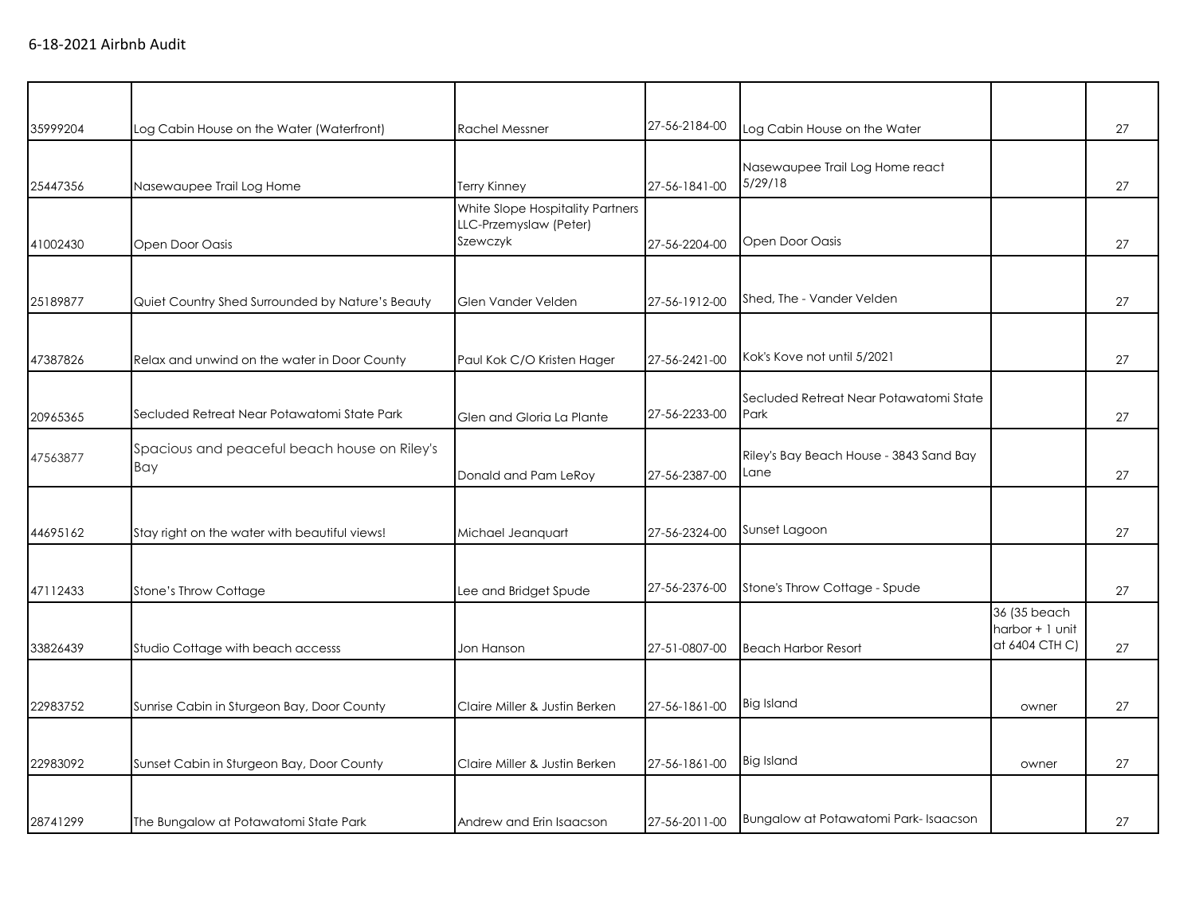6-18-2021 Airbnb Audit

| | | | | | | |
|---|---|---|---|---|---|---|
| 35999204 | Log Cabin House on the Water (Waterfront) | Rachel Messner | 27-56-2184-00 | Log Cabin House on the Water | | 27 |
| 25447356 | Nasewaupee Trail Log Home | Terry Kinney | 27-56-1841-00 | Nasewaupee Trail Log Home react 5/29/18 | | 27 |
| 41002430 | Open Door Oasis | White Slope Hospitality Partners LLC-Przemyslaw (Peter) Szewczyk | 27-56-2204-00 | Open Door Oasis | | 27 |
| 25189877 | Quiet Country Shed Surrounded by Nature's Beauty | Glen Vander Velden | 27-56-1912-00 | Shed, The - Vander Velden | | 27 |
| 47387826 | Relax and unwind on the water in Door County | Paul Kok C/O Kristen Hager | 27-56-2421-00 | Kok's Kove not until 5/2021 | | 27 |
| 20965365 | Secluded Retreat Near Potawatomi State Park | Glen and Gloria La Plante | 27-56-2233-00 | Secluded Retreat Near Potawatomi State Park | | 27 |
| 47563877 | Spacious and peaceful beach house on Riley's Bay | Donald and Pam LeRoy | 27-56-2387-00 | Riley's Bay Beach House - 3843 Sand Bay Lane | | 27 |
| 44695162 | Stay right on the water with beautiful views! | Michael Jeanquart | 27-56-2324-00 | Sunset Lagoon | | 27 |
| 47112433 | Stone's Throw Cottage | Lee and Bridget Spude | 27-56-2376-00 | Stone's Throw Cottage - Spude | | 27 |
| 33826439 | Studio Cottage with beach accesss | Jon Hanson | 27-51-0807-00 | Beach Harbor Resort | 36 (35 beach harbor + 1 unit at 6404 CTH C) | 27 |
| 22983752 | Sunrise Cabin in Sturgeon Bay, Door County | Claire Miller & Justin Berken | 27-56-1861-00 | Big Island | owner | 27 |
| 22983092 | Sunset Cabin in Sturgeon Bay, Door County | Claire Miller & Justin Berken | 27-56-1861-00 | Big Island | owner | 27 |
| 28741299 | The Bungalow at Potawatomi State Park | Andrew and Erin Isaacson | 27-56-2011-00 | Bungalow at Potawatomi Park- Isaacson | | 27 |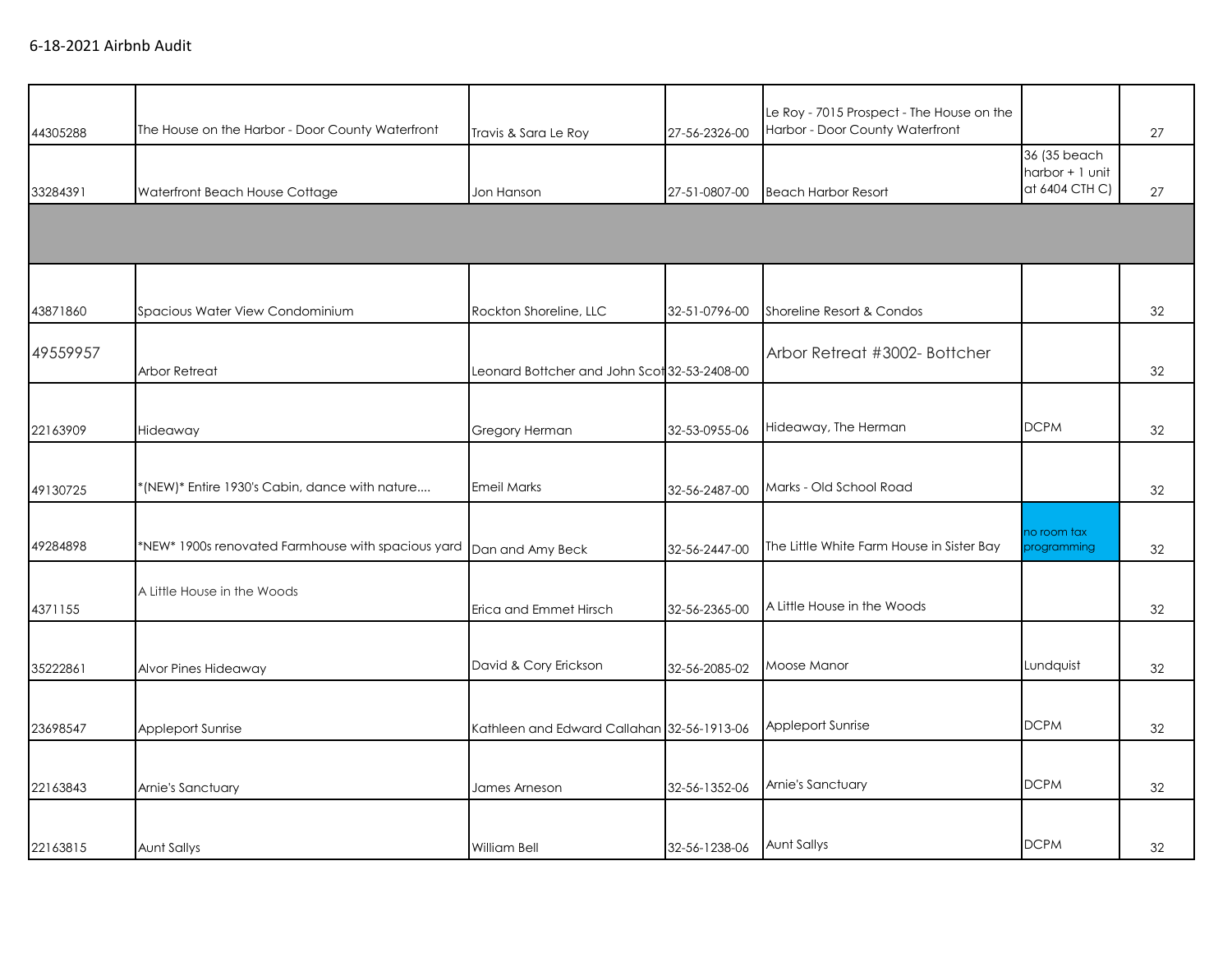6-18-2021 Airbnb Audit

| | | | | | | |
|---|---|---|---|---|---|---|
| 44305288 | The House on the Harbor - Door County Waterfront | Travis & Sara Le Roy | 27-56-2326-00 | Le Roy - 7015 Prospect - The House on the Harbor - Door County Waterfront | | 27 |
| 33284391 | Waterfront Beach House Cottage | Jon Hanson | 27-51-0807-00 | Beach Harbor Resort | 36 (35 beach harbor + 1 unit at 6404 CTH C) | 27 |
| | | | | | | |
| 43871860 | Spacious Water View Condominium | Rockton Shoreline, LLC | 32-51-0796-00 | Shoreline Resort & Condos | | 32 |
| 49559957 | Arbor Retreat | Leonard Bottcher and John Scot | 32-53-2408-00 | Arbor Retreat #3002- Bottcher | | 32 |
| 22163909 | Hideaway | Gregory Herman | 32-53-0955-06 | Hideaway, The Herman | DCPM | 32 |
| 49130725 | *(NEW)* Entire 1930's Cabin, dance with nature.... | Emeil Marks | 32-56-2487-00 | Marks - Old School Road | | 32 |
| 49284898 | *NEW* 1900s renovated Farmhouse with spacious yard | Dan and Amy Beck | 32-56-2447-00 | The Little White Farm House in Sister Bay | no room tax programming | 32 |
| 4371155 | A Little House in the Woods | Erica and Emmet Hirsch | 32-56-2365-00 | A Little House in the Woods | | 32 |
| 35222861 | Alvor Pines Hideaway | David & Cory Erickson | 32-56-2085-02 | Moose Manor | Lundquist | 32 |
| 23698547 | Appleport Sunrise | Kathleen and Edward Callahan | 32-56-1913-06 | Appleport Sunrise | DCPM | 32 |
| 22163843 | Arnie's Sanctuary | James Arneson | 32-56-1352-06 | Arnie's Sanctuary | DCPM | 32 |
| 22163815 | Aunt Sallys | William Bell | 32-56-1238-06 | Aunt Sallys | DCPM | 32 |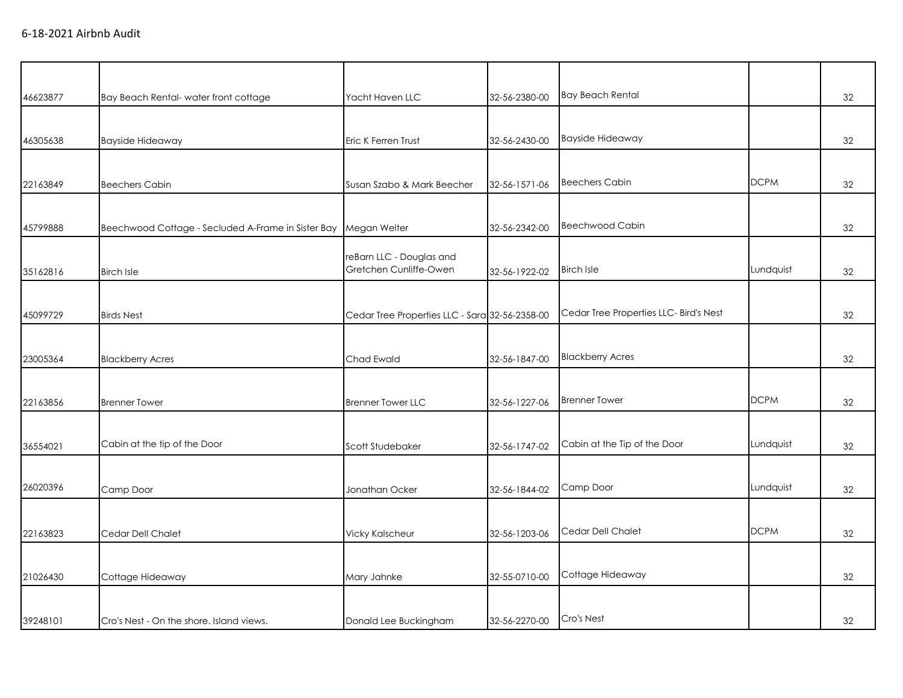6-18-2021 Airbnb Audit

| | | | | | | |
|---|---|---|---|---|---|---|
| 46623877 | Bay Beach Rental- water front cottage | Yacht Haven LLC | 32-56-2380-00 | Bay Beach Rental | | 32 |
| 46305638 | Bayside Hideaway | Eric K Ferren Trust | 32-56-2430-00 | Bayside Hideaway | | 32 |
| 22163849 | Beechers Cabin | Susan Szabo & Mark Beecher | 32-56-1571-06 | Beechers Cabin | DCPM | 32 |
| 45799888 | Beechwood Cottage - Secluded A-Frame in Sister Bay | Megan Welter | 32-56-2342-00 | Beechwood Cabin | | 32 |
| 35162816 | Birch Isle | reBarn LLC - Douglas and Gretchen Cunliffe-Owen | 32-56-1922-02 | Birch Isle | Lundquist | 32 |
| 45099729 | Birds Nest | Cedar Tree Properties LLC - Sara | 32-56-2358-00 | Cedar Tree Properties LLC- Bird's Nest | | 32 |
| 23005364 | Blackberry Acres | Chad Ewald | 32-56-1847-00 | Blackberry Acres | | 32 |
| 22163856 | Brenner Tower | Brenner Tower LLC | 32-56-1227-06 | Brenner Tower | DCPM | 32 |
| 36554021 | Cabin at the tip of the Door | Scott Studebaker | 32-56-1747-02 | Cabin at the Tip of the Door | Lundquist | 32 |
| 26020396 | Camp Door | Jonathan Ocker | 32-56-1844-02 | Camp Door | Lundquist | 32 |
| 22163823 | Cedar Dell Chalet | Vicky Kalscheur | 32-56-1203-06 | Cedar Dell Chalet | DCPM | 32 |
| 21026430 | Cottage Hideaway | Mary Jahnke | 32-55-0710-00 | Cottage Hideaway | | 32 |
| 39248101 | Cro's Nest - On the shore. Island views. | Donald Lee Buckingham | 32-56-2270-00 | Cro's Nest | | 32 |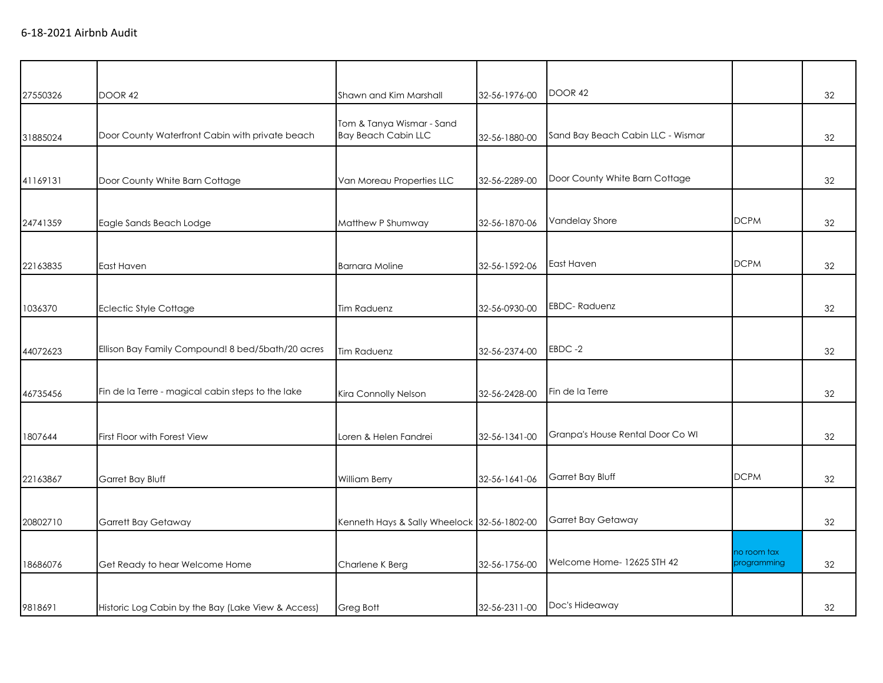6-18-2021 Airbnb Audit

| | | | | | | |
|---|---|---|---|---|---|---|
| 27550326 | DOOR 42 | Shawn and Kim Marshall | 32-56-1976-00 | DOOR 42 | | 32 |
| 31885024 | Door County Waterfront Cabin with private beach | Tom & Tanya Wismar - Sand Bay Beach Cabin LLC | 32-56-1880-00 | Sand Bay Beach Cabin LLC - Wismar | | 32 |
| 41169131 | Door County White Barn Cottage | Van Moreau Properties LLC | 32-56-2289-00 | Door County White Barn Cottage | | 32 |
| 24741359 | Eagle Sands Beach Lodge | Matthew P Shumway | 32-56-1870-06 | Vandelay Shore | DCPM | 32 |
| 22163835 | East Haven | Barnara Moline | 32-56-1592-06 | East Haven | DCPM | 32 |
| 1036370 | Eclectic Style Cottage | Tim Raduenz | 32-56-0930-00 | EBDC- Raduenz | | 32 |
| 44072623 | Ellison Bay Family Compound! 8 bed/5bath/20 acres | Tim Raduenz | 32-56-2374-00 | EBDC -2 | | 32 |
| 46735456 | Fin de la Terre - magical cabin steps to the lake | Kira Connolly Nelson | 32-56-2428-00 | Fin de la Terre | | 32 |
| 1807644 | First Floor with Forest View | Loren & Helen Fandrei | 32-56-1341-00 | Granpa's House Rental Door Co WI | | 32 |
| 22163867 | Garret Bay Bluff | William Berry | 32-56-1641-06 | Garret Bay Bluff | DCPM | 32 |
| 20802710 | Garrett Bay Getaway | Kenneth Hays & Sally Wheelock | 32-56-1802-00 | Garret Bay Getaway | | 32 |
| 18686076 | Get Ready to hear Welcome Home | Charlene K Berg | 32-56-1756-00 | Welcome Home- 12625 STH 42 | no room tax programming | 32 |
| 9818691 | Historic Log Cabin by the Bay (Lake View & Access) | Greg Bott | 32-56-2311-00 | Doc's Hideaway | | 32 |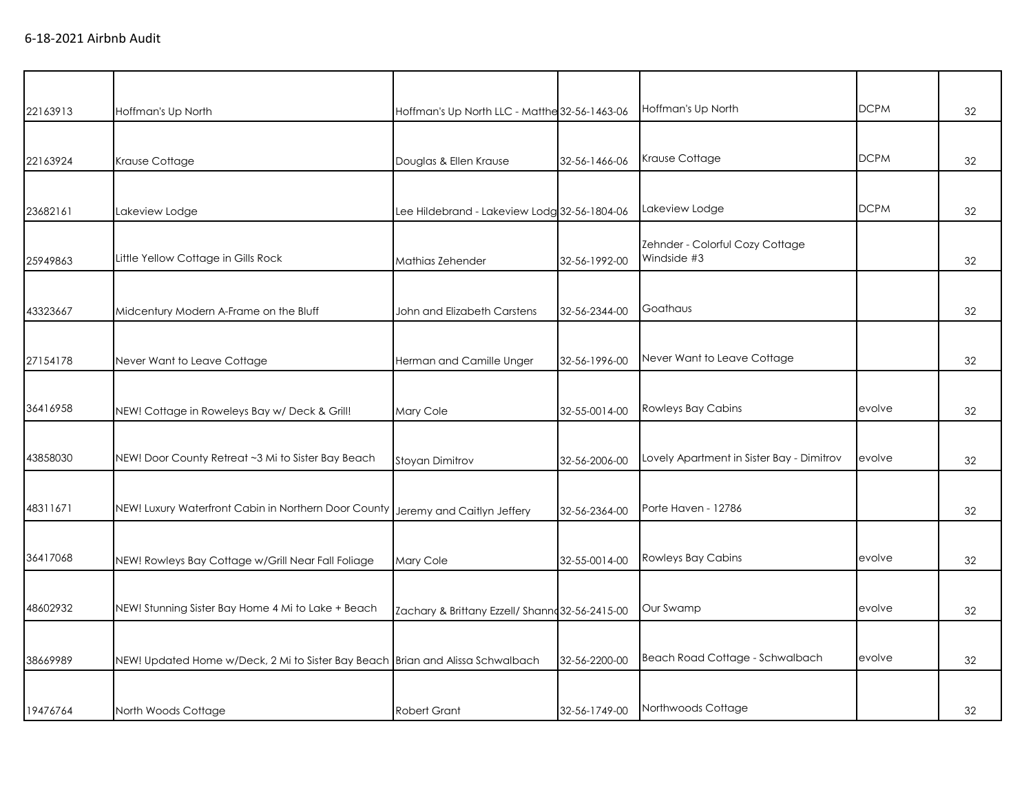6-18-2021 Airbnb Audit

| | | | | | | |
|---|---|---|---|---|---|---|
| 22163913 | Hoffman's Up North | Hoffman's Up North LLC - Matthe | 32-56-1463-06 | Hoffman's Up North | DCPM | 32 |
| 22163924 | Krause Cottage | Douglas & Ellen Krause | 32-56-1466-06 | Krause Cottage | DCPM | 32 |
| 23682161 | Lakeview Lodge | Lee Hildebrand - Lakeview Lodg | 32-56-1804-06 | Lakeview Lodge | DCPM | 32 |
| 25949863 | Little Yellow Cottage in Gills Rock | Mathias Zehender | 32-56-1992-00 | Zehnder - Colorful Cozy Cottage Windside #3 | | 32 |
| 43323667 | Midcentury Modern A-Frame on the Bluff | John and Elizabeth Carstens | 32-56-2344-00 | Goathaus | | 32 |
| 27154178 | Never Want to Leave Cottage | Herman and Camille Unger | 32-56-1996-00 | Never Want to Leave Cottage | | 32 |
| 36416958 | NEW! Cottage in Roweleys Bay w/ Deck & Grill! | Mary Cole | 32-55-0014-00 | Rowleys Bay Cabins | evolve | 32 |
| 43858030 | NEW! Door County Retreat ~3 Mi to Sister Bay Beach | Stoyan Dimitrov | 32-56-2006-00 | Lovely Apartment in Sister Bay - Dimitrov | evolve | 32 |
| 48311671 | NEW! Luxury Waterfront Cabin in Northern Door County | Jeremy and Caitlyn Jeffery | 32-56-2364-00 | Porte Haven - 12786 | | 32 |
| 36417068 | NEW! Rowleys Bay Cottage w/Grill Near Fall Foliage | Mary Cole | 32-55-0014-00 | Rowleys Bay Cabins | evolve | 32 |
| 48602932 | NEW! Stunning Sister Bay Home 4 Mi to Lake + Beach | Zachary & Brittany Ezzell/ Shann | 32-56-2415-00 | Our Swamp | evolve | 32 |
| 38669989 | NEW! Updated Home w/Deck, 2 Mi to Sister Bay Beach | Brian and Alissa Schwalbach | 32-56-2200-00 | Beach Road Cottage - Schwalbach | evolve | 32 |
| 19476764 | North Woods Cottage | Robert Grant | 32-56-1749-00 | Northwoods Cottage | | 32 |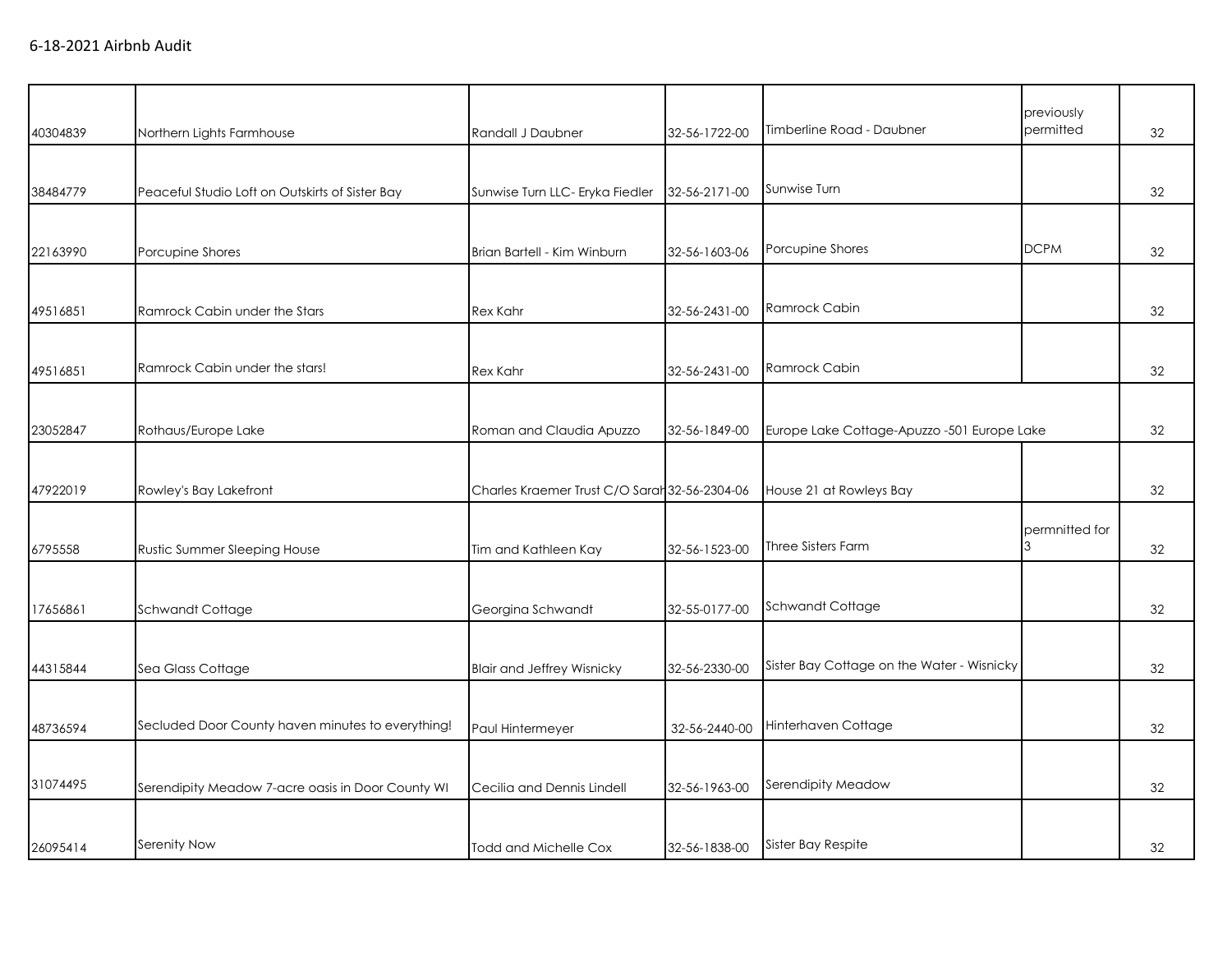6-18-2021 Airbnb Audit

| | | | | | | |
|---|---|---|---|---|---|---|
| 40304839 | Northern Lights Farmhouse | Randall J Daubner | 32-56-1722-00 | Timberline Road - Daubner | previously permitted | 32 |
| 38484779 | Peaceful Studio Loft on Outskirts of Sister Bay | Sunwise Turn LLC- Eryka Fiedler | 32-56-2171-00 | Sunwise Turn | | 32 |
| 22163990 | Porcupine Shores | Brian Bartell - Kim Winburn | 32-56-1603-06 | Porcupine Shores | DCPM | 32 |
| 49516851 | Ramrock Cabin under the Stars | Rex Kahr | 32-56-2431-00 | Ramrock Cabin | | 32 |
| 49516851 | Ramrock Cabin under the stars! | Rex Kahr | 32-56-2431-00 | Ramrock Cabin | | 32 |
| 23052847 | Rothaus/Europe Lake | Roman and Claudia Apuzzo | 32-56-1849-00 | Europe Lake Cottage-Apuzzo -501 Europe Lake | | 32 |
| 47922019 | Rowley's Bay Lakefront | Charles Kraemer Trust C/O Sarah | 32-56-2304-06 | House 21 at Rowleys Bay | | 32 |
| 6795558 | Rustic Summer Sleeping House | Tim and Kathleen Kay | 32-56-1523-00 | Three Sisters Farm | permnitted for 3 | 32 |
| 17656861 | Schwandt Cottage | Georgina Schwandt | 32-55-0177-00 | Schwandt Cottage | | 32 |
| 44315844 | Sea Glass Cottage | Blair and Jeffrey Wisnicky | 32-56-2330-00 | Sister Bay Cottage on the Water - Wisnicky | | 32 |
| 48736594 | Secluded Door County haven minutes to everything! | Paul Hintermeyer | 32-56-2440-00 | Hinterhaven Cottage | | 32 |
| 31074495 | Serendipity Meadow 7-acre oasis in Door County WI | Cecilia and Dennis Lindell | 32-56-1963-00 | Serendipity Meadow | | 32 |
| 26095414 | Serenity Now | Todd and Michelle Cox | 32-56-1838-00 | Sister Bay Respite | | 32 |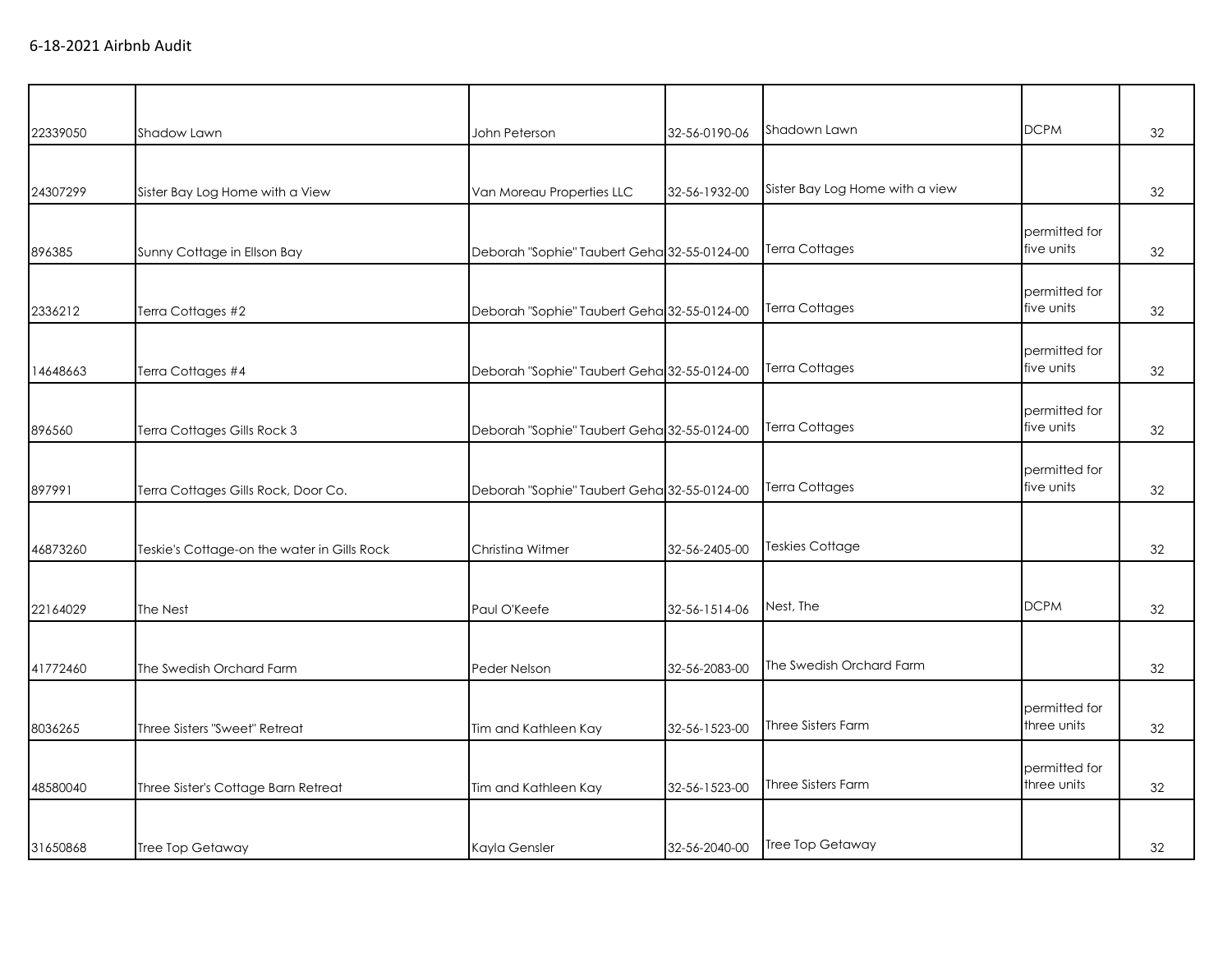6-18-2021 Airbnb Audit

| | | | | | | |
|---|---|---|---|---|---|---|
| 22339050 | Shadow Lawn | John Peterson | 32-56-0190-06 | Shadown Lawn | DCPM | 32 |
| 24307299 | Sister Bay Log Home with a View | Van Moreau Properties LLC | 32-56-1932-00 | Sister Bay Log Home with a view | | 32 |
| 896385 | Sunny Cottage in Ellson Bay | Deborah "Sophie" Taubert Geha | 32-55-0124-00 | Terra Cottages | permitted for five units | 32 |
| 2336212 | Terra Cottages #2 | Deborah "Sophie" Taubert Geha | 32-55-0124-00 | Terra Cottages | permitted for five units | 32 |
| 14648663 | Terra Cottages #4 | Deborah "Sophie" Taubert Geha | 32-55-0124-00 | Terra Cottages | permitted for five units | 32 |
| 896560 | Terra Cottages Gills Rock 3 | Deborah "Sophie" Taubert Geha | 32-55-0124-00 | Terra Cottages | permitted for five units | 32 |
| 897991 | Terra Cottages Gills Rock, Door Co. | Deborah "Sophie" Taubert Geha | 32-55-0124-00 | Terra Cottages | permitted for five units | 32 |
| 46873260 | Teskie's Cottage-on the water in Gills Rock | Christina Witmer | 32-56-2405-00 | Teskies Cottage | | 32 |
| 22164029 | The Nest | Paul O'Keefe | 32-56-1514-06 | Nest, The | DCPM | 32 |
| 41772460 | The Swedish Orchard Farm | Peder Nelson | 32-56-2083-00 | The Swedish Orchard Farm | | 32 |
| 8036265 | Three Sisters "Sweet" Retreat | Tim and Kathleen Kay | 32-56-1523-00 | Three Sisters Farm | permitted for three units | 32 |
| 48580040 | Three Sister's Cottage Barn Retreat | Tim and Kathleen Kay | 32-56-1523-00 | Three Sisters Farm | permitted for three units | 32 |
| 31650868 | Tree Top Getaway | Kayla Gensler | 32-56-2040-00 | Tree Top Getaway | | 32 |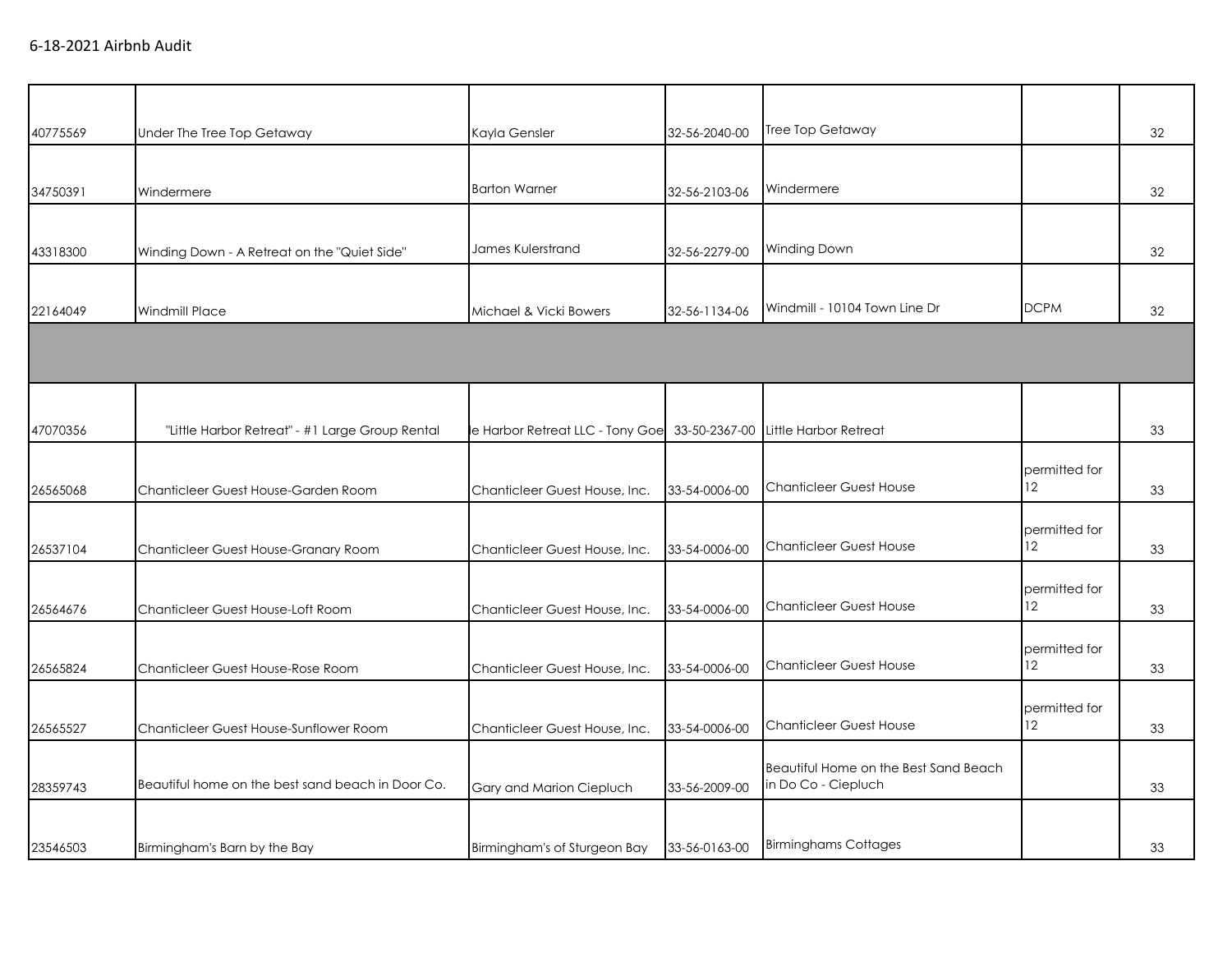6-18-2021 Airbnb Audit

| | | | | | | |
|---|---|---|---|---|---|---|
| 40775569 | Under The Tree Top Getaway | Kayla Gensler | 32-56-2040-00 | Tree Top Getaway | | 32 |
| 34750391 | Windermere | Barton Warner | 32-56-2103-06 | Windermere | | 32 |
| 43318300 | Winding Down - A Retreat on the "Quiet Side" | James Kulerstrand | 32-56-2279-00 | Winding Down | | 32 |
| 22164049 | Windmill Place | Michael & Vicki Bowers | 32-56-1134-06 | Windmill - 10104 Town Line Dr | DCPM | 32 |
| | | | | | | |
| 47070356 | "Little Harbor Retreat" - #1 Large Group Rental | le Harbor Retreat LLC - Tony Goe | 33-50-2367-00 | Little Harbor Retreat | | 33 |
| 26565068 | Chanticleer Guest House-Garden Room | Chanticleer Guest House, Inc. | 33-54-0006-00 | Chanticleer Guest House | permitted for 12 | 33 |
| 26537104 | Chanticleer Guest House-Granary Room | Chanticleer Guest House, Inc. | 33-54-0006-00 | Chanticleer Guest House | permitted for 12 | 33 |
| 26564676 | Chanticleer Guest House-Loft Room | Chanticleer Guest House, Inc. | 33-54-0006-00 | Chanticleer Guest House | permitted for 12 | 33 |
| 26565824 | Chanticleer Guest House-Rose Room | Chanticleer Guest House, Inc. | 33-54-0006-00 | Chanticleer Guest House | permitted for 12 | 33 |
| 26565527 | Chanticleer Guest House-Sunflower Room | Chanticleer Guest House, Inc. | 33-54-0006-00 | Chanticleer Guest House | permitted for 12 | 33 |
| 28359743 | Beautiful home on the best sand beach in Door Co. | Gary and Marion Ciepluch | 33-56-2009-00 | Beautiful Home on the Best Sand Beach in Do Co - Ciepluch | | 33 |
| 23546503 | Birmingham's Barn by the Bay | Birmingham's of Sturgeon Bay | 33-56-0163-00 | Birminghams Cottages | | 33 |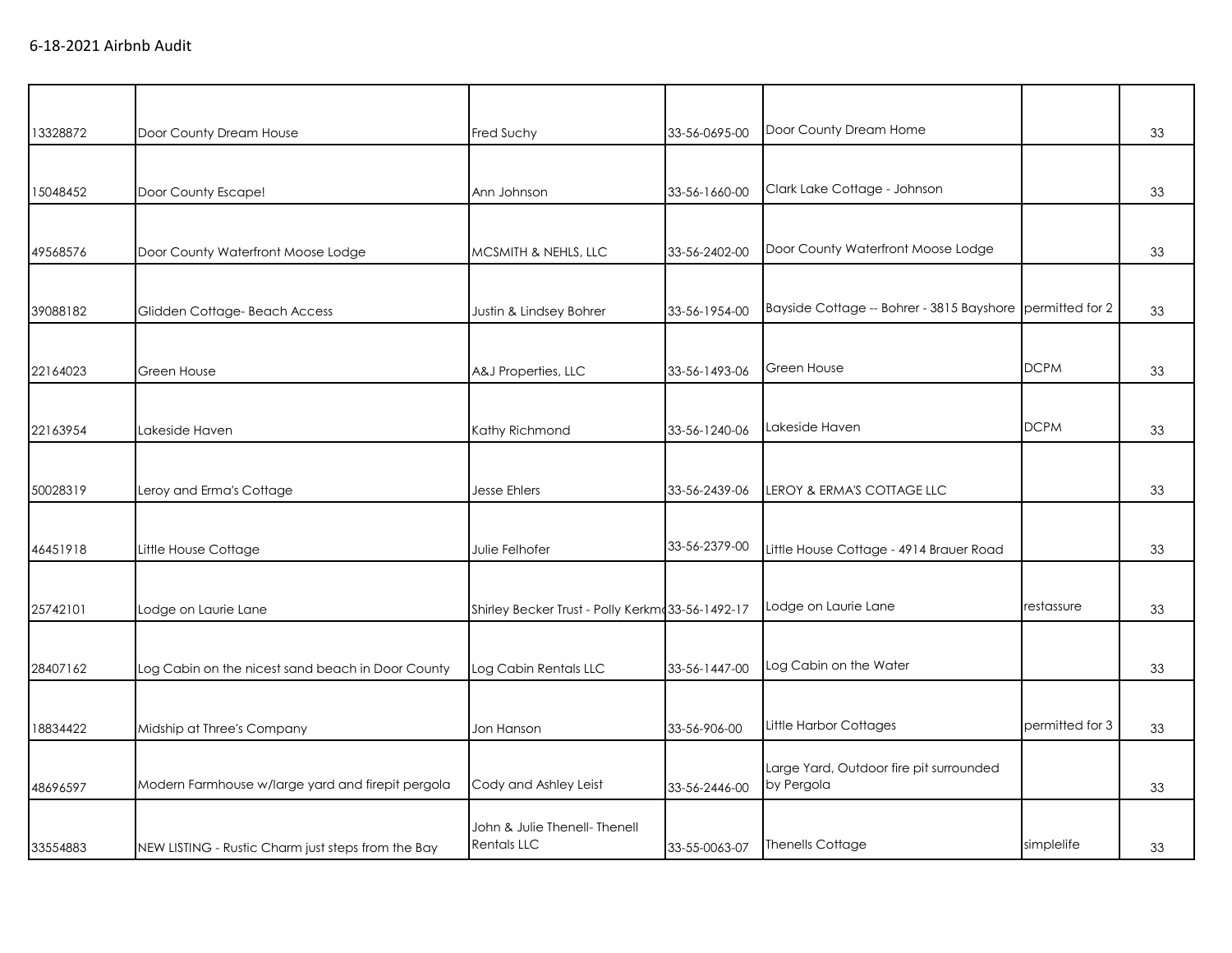6-18-2021 Airbnb Audit

| | | | | | | |
|---|---|---|---|---|---|---|
| 13328872 | Door County Dream House | Fred Suchy | 33-56-0695-00 | Door County Dream Home | | 33 |
| 15048452 | Door County Escape! | Ann Johnson | 33-56-1660-00 | Clark Lake Cottage - Johnson | | 33 |
| 49568576 | Door County Waterfront Moose Lodge | MCSMITH & NEHLS, LLC | 33-56-2402-00 | Door County Waterfront Moose Lodge | | 33 |
| 39088182 | Glidden Cottage- Beach Access | Justin & Lindsey Bohrer | 33-56-1954-00 | Bayside Cottage -- Bohrer - 3815 Bayshore | permitted for 2 | 33 |
| 22164023 | Green House | A&J Properties, LLC | 33-56-1493-06 | Green House | DCPM | 33 |
| 22163954 | Lakeside Haven | Kathy Richmond | 33-56-1240-06 | Lakeside Haven | DCPM | 33 |
| 50028319 | Leroy and Erma's Cottage | Jesse Ehlers | 33-56-2439-06 | LEROY & ERMA'S COTTAGE LLC | | 33 |
| 46451918 | Little House Cottage | Julie Felhofer | 33-56-2379-00 | Little House Cottage - 4914 Brauer Road | | 33 |
| 25742101 | Lodge on Laurie Lane | Shirley Becker Trust - Polly Kerkm | 33-56-1492-17 | Lodge on Laurie Lane | restassure | 33 |
| 28407162 | Log Cabin on the nicest sand beach in Door County | Log Cabin Rentals LLC | 33-56-1447-00 | Log Cabin on the Water | | 33 |
| 18834422 | Midship at Three's Company | Jon Hanson | 33-56-906-00 | Little Harbor Cottages | permitted for 3 | 33 |
| 48696597 | Modern Farmhouse w/large yard and firepit pergola | Cody and Ashley Leist | 33-56-2446-00 | Large Yard, Outdoor fire pit surrounded by Pergola | | 33 |
| 33554883 | NEW LISTING - Rustic Charm just steps from the Bay | John & Julie Thenell- Thenell Rentals LLC | 33-55-0063-07 | Thenells Cottage | simplelife | 33 |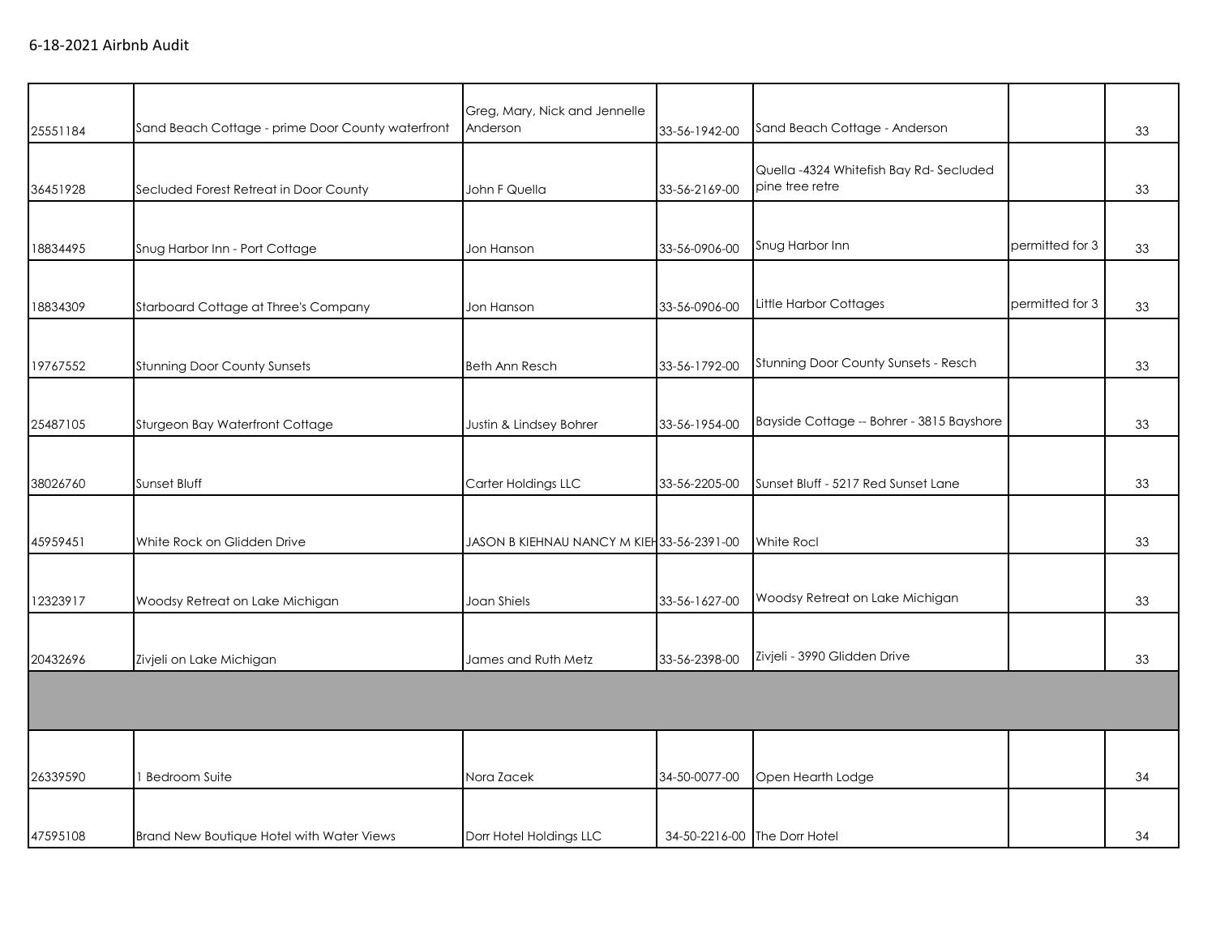6-18-2021 Airbnb Audit

| | | | | | | |
|---|---|---|---|---|---|---|
| 25551184 | Sand Beach Cottage - prime Door County waterfront | Greg, Mary, Nick and Jennelle Anderson | 33-56-1942-00 | Sand Beach Cottage - Anderson | | 33 |
| 36451928 | Secluded Forest Retreat in Door County | John F Quella | 33-56-2169-00 | Quella -4324 Whitefish Bay Rd- Secluded pine tree retre | | 33 |
| 18834495 | Snug Harbor Inn - Port Cottage | Jon Hanson | 33-56-0906-00 | Snug Harbor Inn | permitted for 3 | 33 |
| 18834309 | Starboard Cottage at Three's Company | Jon Hanson | 33-56-0906-00 | Little Harbor Cottages | permitted for 3 | 33 |
| 19767552 | Stunning Door County Sunsets | Beth Ann Resch | 33-56-1792-00 | Stunning Door County Sunsets - Resch | | 33 |
| 25487105 | Sturgeon Bay Waterfront Cottage | Justin & Lindsey Bohrer | 33-56-1954-00 | Bayside Cottage -- Bohrer - 3815 Bayshore | | 33 |
| 38026760 | Sunset Bluff | Carter Holdings LLC | 33-56-2205-00 | Sunset Bluff - 5217 Red Sunset Lane | | 33 |
| 45959451 | White Rock on Glidden Drive | JASON B KIEHNAU NANCY M KIEH | 33-56-2391-00 | White Rocl | | 33 |
| 12323917 | Woodsy Retreat on Lake Michigan | Joan Shiels | 33-56-1627-00 | Woodsy Retreat on Lake Michigan | | 33 |
| 20432696 | Zivjeli on Lake Michigan | James and Ruth Metz | 33-56-2398-00 | Zivjeli - 3990 Glidden Drive | | 33 |
| | | | | | | |
| 26339590 | 1 Bedroom Suite | Nora Zacek | 34-50-0077-00 | Open Hearth Lodge | | 34 |
| 47595108 | Brand New Boutique Hotel with Water Views | Dorr Hotel Holdings LLC | 34-50-2216-00 | The Dorr Hotel | | 34 |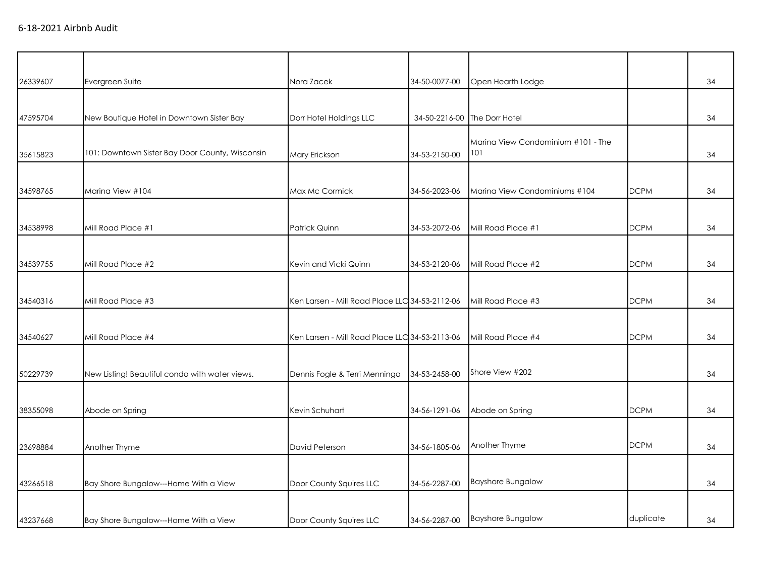6-18-2021 Airbnb Audit

| | | | | | | |
|---|---|---|---|---|---|---|
| 26339607 | Evergreen Suite | Nora Zacek | 34-50-0077-00 | Open Hearth Lodge | | 34 |
| 47595704 | New Boutique Hotel in Downtown Sister Bay | Dorr Hotel Holdings LLC | 34-50-2216-00 | The Dorr Hotel | | 34 |
| 35615823 | 101: Downtown Sister Bay Door County, Wisconsin | Mary Erickson | 34-53-2150-00 | Marina View Condominium #101 - The 101 | | 34 |
| 34598765 | Marina View #104 | Max Mc Cormick | 34-56-2023-06 | Marina View Condominiums #104 | DCPM | 34 |
| 34538998 | Mill Road Place #1 | Patrick Quinn | 34-53-2072-06 | Mill Road Place #1 | DCPM | 34 |
| 34539755 | Mill Road Place #2 | Kevin and Vicki Quinn | 34-53-2120-06 | Mill Road Place #2 | DCPM | 34 |
| 34540316 | Mill Road Place #3 | Ken Larsen - Mill Road Place LLC | 34-53-2112-06 | Mill Road Place #3 | DCPM | 34 |
| 34540627 | Mill Road Place #4 | Ken Larsen - Mill Road Place LLC | 34-53-2113-06 | Mill Road Place #4 | DCPM | 34 |
| 50229739 | New Listing! Beautiful condo with water views. | Dennis Fogle & Terri Menninga | 34-53-2458-00 | Shore View #202 | | 34 |
| 38355098 | Abode on Spring | Kevin Schuhart | 34-56-1291-06 | Abode on Spring | DCPM | 34 |
| 23698884 | Another Thyme | David Peterson | 34-56-1805-06 | Another Thyme | DCPM | 34 |
| 43266518 | Bay Shore Bungalow---Home With a View | Door County Squires LLC | 34-56-2287-00 | Bayshore Bungalow | | 34 |
| 43237668 | Bay Shore Bungalow---Home With a View | Door County Squires LLC | 34-56-2287-00 | Bayshore Bungalow | duplicate | 34 |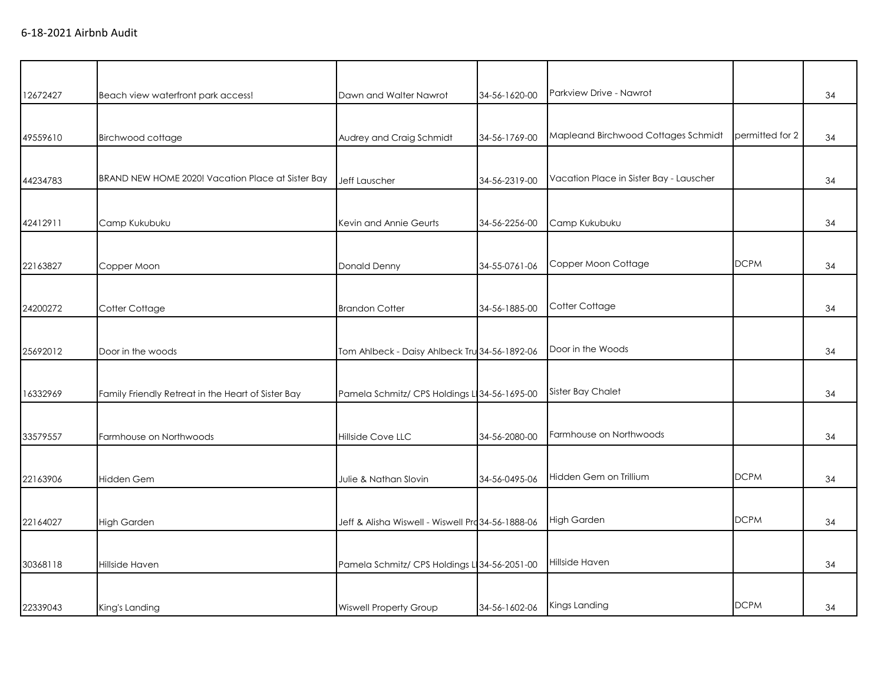6-18-2021 Airbnb Audit

| | | | | | | |
|---|---|---|---|---|---|---|
| 12672427 | Beach view waterfront park access! | Dawn and Walter Nawrot | 34-56-1620-00 | Parkview Drive - Nawrot | | 34 |
| 49559610 | Birchwood cottage | Audrey and Craig Schmidt | 34-56-1769-00 | Mapleand Birchwood Cottages Schmidt | permitted for 2 | 34 |
| 44234783 | BRAND NEW HOME 2020! Vacation Place at Sister Bay | Jeff Lauscher | 34-56-2319-00 | Vacation Place in Sister Bay - Lauscher | | 34 |
| 42412911 | Camp Kukubuku | Kevin and Annie Geurts | 34-56-2256-00 | Camp Kukubuku | | 34 |
| 22163827 | Copper Moon | Donald Denny | 34-55-0761-06 | Copper Moon Cottage | DCPM | 34 |
| 24200272 | Cotter Cottage | Brandon Cotter | 34-56-1885-00 | Cotter Cottage | | 34 |
| 25692012 | Door in the woods | Tom Ahlbeck - Daisy Ahlbeck Tru | 34-56-1892-06 | Door in the Woods | | 34 |
| 16332969 | Family Friendly Retreat in the Heart of Sister Bay | Pamela Schmitz/ CPS Holdings L | 34-56-1695-00 | Sister Bay Chalet | | 34 |
| 33579557 | Farmhouse on Northwoods | Hillside Cove LLC | 34-56-2080-00 | Farmhouse on Northwoods | | 34 |
| 22163906 | Hidden Gem | Julie & Nathan Slovin | 34-56-0495-06 | Hidden Gem on Trillium | DCPM | 34 |
| 22164027 | High Garden | Jeff & Alisha Wiswell - Wiswell Pro | 34-56-1888-06 | High Garden | DCPM | 34 |
| 30368118 | Hillside Haven | Pamela Schmitz/ CPS Holdings L | 34-56-2051-00 | Hillside Haven | | 34 |
| 22339043 | King's Landing | Wiswell Property Group | 34-56-1602-06 | Kings Landing | DCPM | 34 |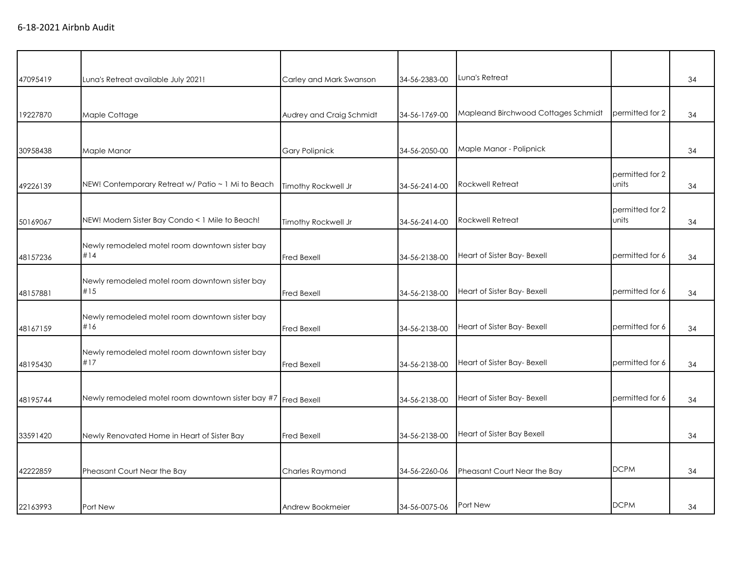6-18-2021 Airbnb Audit

| | | | | | | |
|---|---|---|---|---|---|---|
| 47095419 | Luna's Retreat available July 2021! | Carley and Mark Swanson | 34-56-2383-00 | Luna's Retreat | | 34 |
| 19227870 | Maple Cottage | Audrey and Craig Schmidt | 34-56-1769-00 | Mapleand Birchwood Cottages Schmidt | permitted for 2 | 34 |
| 30958438 | Maple Manor | Gary Polipnick | 34-56-2050-00 | Maple Manor - Polipnick | | 34 |
| 49226139 | NEW! Contemporary Retreat w/ Patio ~ 1 Mi to Beach | Timothy Rockwell Jr | 34-56-2414-00 | Rockwell Retreat | permitted for 2 units | 34 |
| 50169067 | NEW! Modern Sister Bay Condo < 1 Mile to Beach! | Timothy Rockwell Jr | 34-56-2414-00 | Rockwell Retreat | permitted for 2 units | 34 |
| 48157236 | Newly remodeled motel room downtown sister bay #14 | Fred Bexell | 34-56-2138-00 | Heart of Sister Bay- Bexell | permitted for 6 | 34 |
| 48157881 | Newly remodeled motel room downtown sister bay #15 | Fred Bexell | 34-56-2138-00 | Heart of Sister Bay- Bexell | permitted for 6 | 34 |
| 48167159 | Newly remodeled motel room downtown sister bay #16 | Fred Bexell | 34-56-2138-00 | Heart of Sister Bay- Bexell | permitted for 6 | 34 |
| 48195430 | Newly remodeled motel room downtown sister bay #17 | Fred Bexell | 34-56-2138-00 | Heart of Sister Bay- Bexell | permitted for 6 | 34 |
| 48195744 | Newly remodeled motel room downtown sister bay #7 | Fred Bexell | 34-56-2138-00 | Heart of Sister Bay- Bexell | permitted for 6 | 34 |
| 33591420 | Newly Renovated Home in Heart of Sister Bay | Fred Bexell | 34-56-2138-00 | Heart of Sister Bay Bexell | | 34 |
| 42222859 | Pheasant Court Near the Bay | Charles Raymond | 34-56-2260-06 | Pheasant Court Near the Bay | DCPM | 34 |
| 22163993 | Port New | Andrew Bookmeier | 34-56-0075-06 | Port New | DCPM | 34 |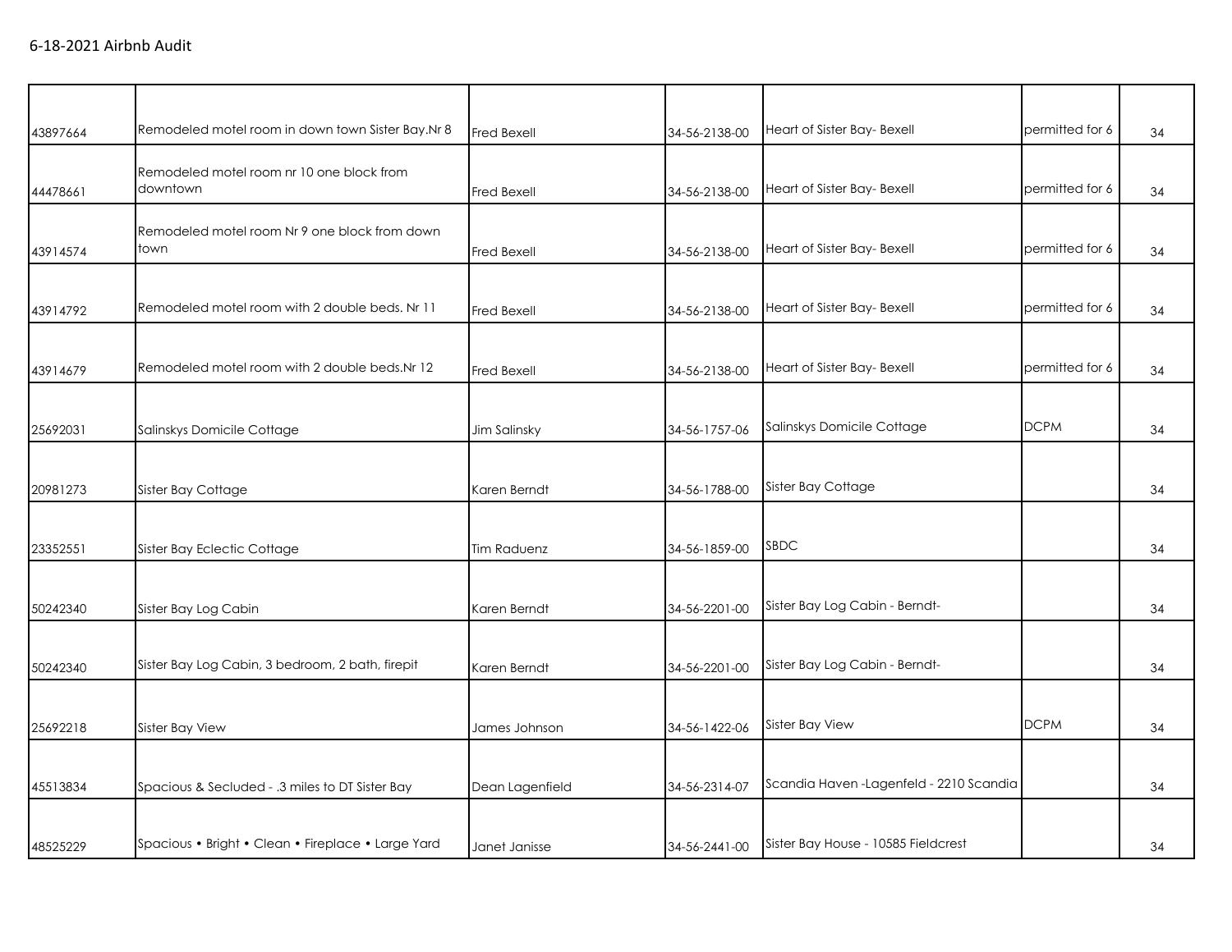6-18-2021 Airbnb Audit

| | | | | | | |
|---|---|---|---|---|---|---|
| 43897664 | Remodeled motel room in down town Sister Bay.Nr 8 | Fred Bexell | 34-56-2138-00 | Heart of Sister Bay- Bexell | permitted for 6 | 34 |
| 44478661 | Remodeled motel room nr 10 one block from downtown | Fred Bexell | 34-56-2138-00 | Heart of Sister Bay- Bexell | permitted for 6 | 34 |
| 43914574 | Remodeled motel room Nr 9 one block from down town | Fred Bexell | 34-56-2138-00 | Heart of Sister Bay- Bexell | permitted for 6 | 34 |
| 43914792 | Remodeled motel room with 2 double beds. Nr 11 | Fred Bexell | 34-56-2138-00 | Heart of Sister Bay- Bexell | permitted for 6 | 34 |
| 43914679 | Remodeled motel room with 2 double beds.Nr 12 | Fred Bexell | 34-56-2138-00 | Heart of Sister Bay- Bexell | permitted for 6 | 34 |
| 25692031 | Salinskys Domicile Cottage | Jim Salinsky | 34-56-1757-06 | Salinskys Domicile Cottage | DCPM | 34 |
| 20981273 | Sister Bay Cottage | Karen Berndt | 34-56-1788-00 | Sister Bay Cottage | | 34 |
| 23352551 | Sister Bay Eclectic Cottage | Tim Raduenz | 34-56-1859-00 | SBDC | | 34 |
| 50242340 | Sister Bay Log Cabin | Karen Berndt | 34-56-2201-00 | Sister Bay Log Cabin - Berndt- | | 34 |
| 50242340 | Sister Bay Log Cabin, 3 bedroom, 2 bath, firepit | Karen Berndt | 34-56-2201-00 | Sister Bay Log Cabin - Berndt- | | 34 |
| 25692218 | Sister Bay View | James Johnson | 34-56-1422-06 | Sister Bay View | DCPM | 34 |
| 45513834 | Spacious & Secluded - .3 miles to DT Sister Bay | Dean Lagenfield | 34-56-2314-07 | Scandia Haven -Lagenfeld - 2210 Scandia | | 34 |
| 48525229 | Spacious • Bright • Clean • Fireplace • Large Yard | Janet Janisse | 34-56-2441-00 | Sister Bay House - 10585 Fieldcrest | | 34 |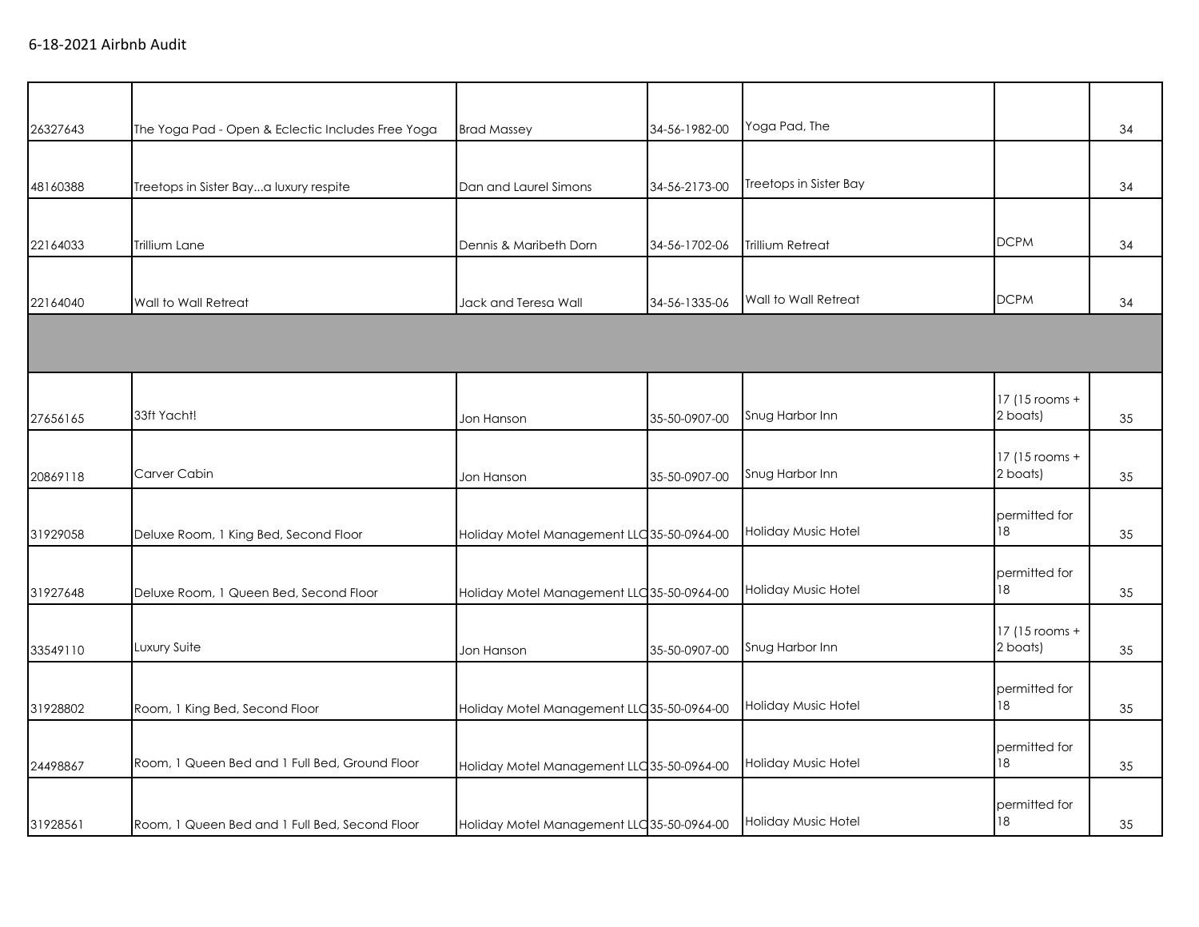6-18-2021 Airbnb Audit

| | | | | | | |
|---|---|---|---|---|---|---|
| 26327643 | The Yoga Pad - Open & Eclectic Includes Free Yoga | Brad Massey | 34-56-1982-00 | Yoga Pad, The | | 34 |
| 48160388 | Treetops in Sister Bay...a luxury respite | Dan and Laurel Simons | 34-56-2173-00 | Treetops in Sister Bay | | 34 |
| 22164033 | Trillium Lane | Dennis & Maribeth Dorn | 34-56-1702-06 | Trillium Retreat | DCPM | 34 |
| 22164040 | Wall to Wall Retreat | Jack and Teresa Wall | 34-56-1335-06 | Wall to Wall Retreat | DCPM | 34 |
| | | | | | | |
| 27656165 | 33ft Yacht! | Jon Hanson | 35-50-0907-00 | Snug Harbor Inn | 17 (15 rooms + 2 boats) | 35 |
| 20869118 | Carver Cabin | Jon Hanson | 35-50-0907-00 | Snug Harbor Inn | 17 (15 rooms + 2 boats) | 35 |
| 31929058 | Deluxe Room, 1 King Bed, Second Floor | Holiday Motel Management LLC | 35-50-0964-00 | Holiday Music Hotel | permitted for 18 | 35 |
| 31927648 | Deluxe Room, 1 Queen Bed, Second Floor | Holiday Motel Management LLC | 35-50-0964-00 | Holiday Music Hotel | permitted for 18 | 35 |
| 33549110 | Luxury Suite | Jon Hanson | 35-50-0907-00 | Snug Harbor Inn | 17 (15 rooms + 2 boats) | 35 |
| 31928802 | Room, 1 King Bed, Second Floor | Holiday Motel Management LLC | 35-50-0964-00 | Holiday Music Hotel | permitted for 18 | 35 |
| 24498867 | Room, 1 Queen Bed and 1 Full Bed, Ground Floor | Holiday Motel Management LLC | 35-50-0964-00 | Holiday Music Hotel | permitted for 18 | 35 |
| 31928561 | Room, 1 Queen Bed and 1 Full Bed, Second Floor | Holiday Motel Management LLC | 35-50-0964-00 | Holiday Music Hotel | permitted for 18 | 35 |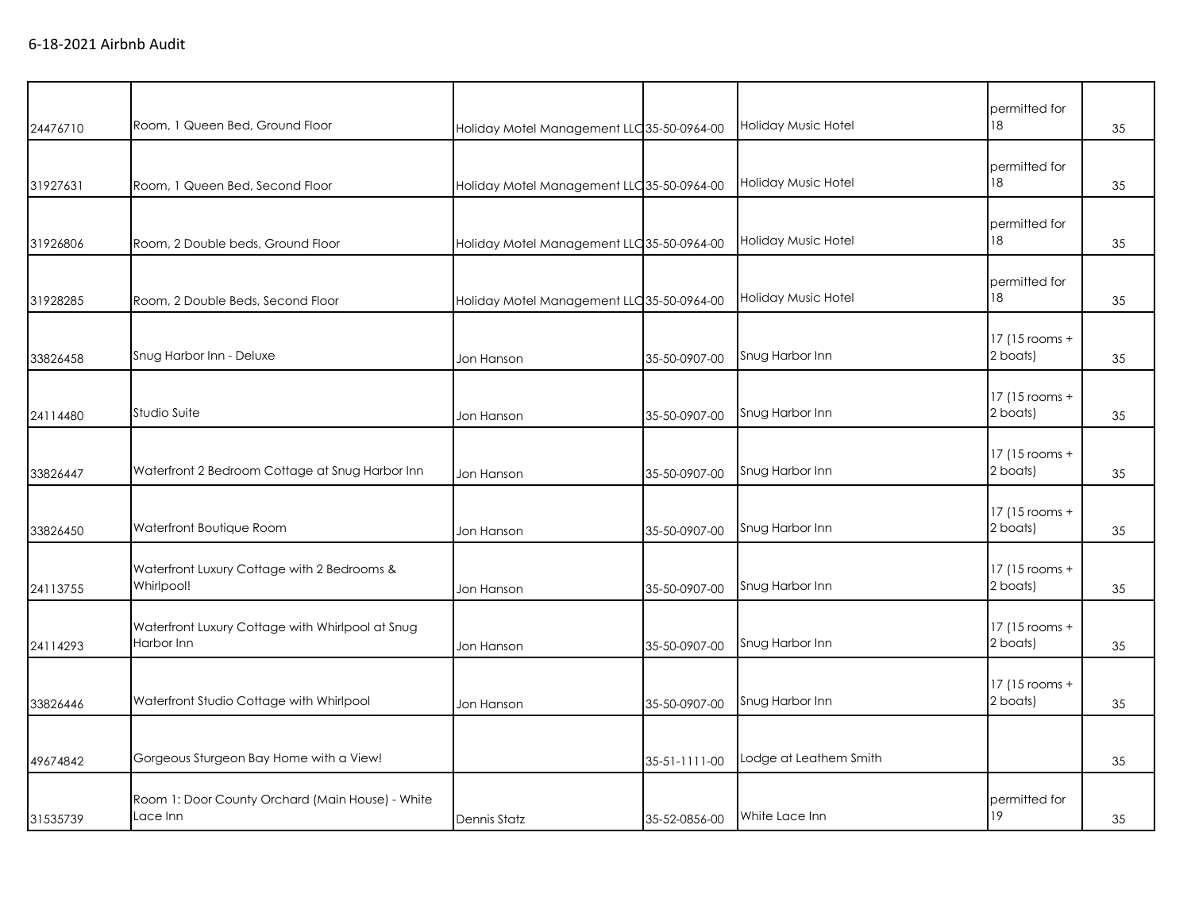6-18-2021 Airbnb Audit

| | | | | | | |
|---|---|---|---|---|---|---|
| 24476710 | Room, 1 Queen Bed, Ground Floor | Holiday Motel Management LLC | 35-50-0964-00 | Holiday Music Hotel | permitted for 18 | 35 |
| 31927631 | Room, 1 Queen Bed, Second Floor | Holiday Motel Management LLC | 35-50-0964-00 | Holiday Music Hotel | permitted for 18 | 35 |
| 31926806 | Room, 2 Double beds, Ground Floor | Holiday Motel Management LLC | 35-50-0964-00 | Holiday Music Hotel | permitted for 18 | 35 |
| 31928285 | Room, 2 Double Beds, Second Floor | Holiday Motel Management LLC | 35-50-0964-00 | Holiday Music Hotel | permitted for 18 | 35 |
| 33826458 | Snug Harbor Inn - Deluxe | Jon Hanson | 35-50-0907-00 | Snug Harbor Inn | 17 (15 rooms + 2 boats) | 35 |
| 24114480 | Studio Suite | Jon Hanson | 35-50-0907-00 | Snug Harbor Inn | 17 (15 rooms + 2 boats) | 35 |
| 33826447 | Waterfront 2 Bedroom Cottage at Snug Harbor Inn | Jon Hanson | 35-50-0907-00 | Snug Harbor Inn | 17 (15 rooms + 2 boats) | 35 |
| 33826450 | Waterfront Boutique Room | Jon Hanson | 35-50-0907-00 | Snug Harbor Inn | 17 (15 rooms + 2 boats) | 35 |
| 24113755 | Waterfront Luxury Cottage with 2 Bedrooms & Whirlpool! | Jon Hanson | 35-50-0907-00 | Snug Harbor Inn | 17 (15 rooms + 2 boats) | 35 |
| 24114293 | Waterfront Luxury Cottage with Whirlpool at Snug Harbor Inn | Jon Hanson | 35-50-0907-00 | Snug Harbor Inn | 17 (15 rooms + 2 boats) | 35 |
| 33826446 | Waterfront Studio Cottage with Whirlpool | Jon Hanson | 35-50-0907-00 | Snug Harbor Inn | 17 (15 rooms + 2 boats) | 35 |
| 49674842 | Gorgeous Sturgeon Bay Home with a View! | | 35-51-1111-00 | Lodge at Leathem Smith | | 35 |
| 31535739 | Room 1: Door County Orchard (Main House) - White Lace Inn | Dennis Statz | 35-52-0856-00 | White Lace Inn | permitted for 19 | 35 |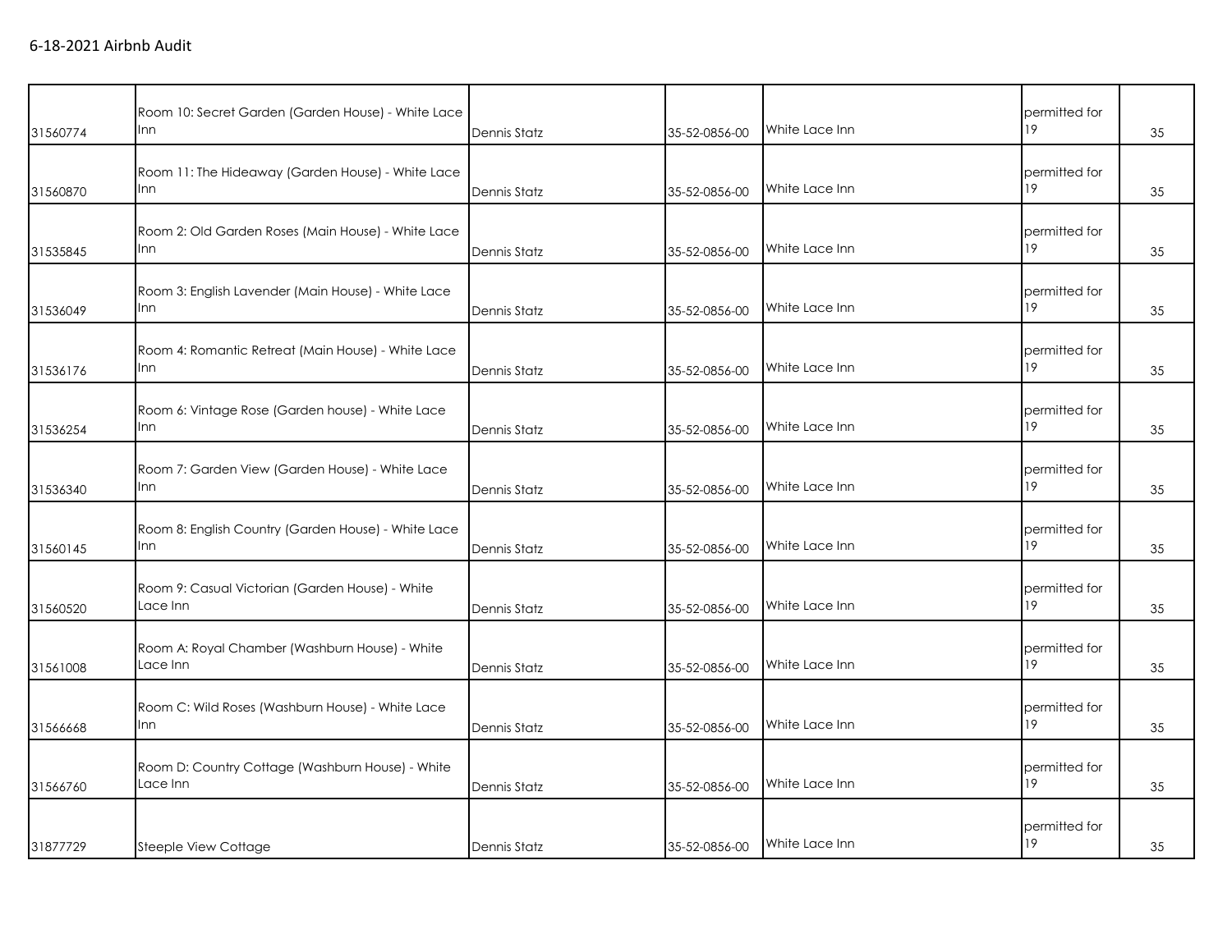6-18-2021 Airbnb Audit

| | | | | | | |
|---|---|---|---|---|---|---|
| 31560774 | Room 10: Secret Garden (Garden House) - White Lace Inn | Dennis Statz | 35-52-0856-00 | White Lace Inn | permitted for 19 | 35 |
| 31560870 | Room 11: The Hideaway (Garden House) - White Lace Inn | Dennis Statz | 35-52-0856-00 | White Lace Inn | permitted for 19 | 35 |
| 31535845 | Room 2: Old Garden Roses (Main House) - White Lace Inn | Dennis Statz | 35-52-0856-00 | White Lace Inn | permitted for 19 | 35 |
| 31536049 | Room 3: English Lavender (Main House) - White Lace Inn | Dennis Statz | 35-52-0856-00 | White Lace Inn | permitted for 19 | 35 |
| 31536176 | Room 4: Romantic Retreat (Main House) - White Lace Inn | Dennis Statz | 35-52-0856-00 | White Lace Inn | permitted for 19 | 35 |
| 31536254 | Room 6: Vintage Rose (Garden house) - White Lace Inn | Dennis Statz | 35-52-0856-00 | White Lace Inn | permitted for 19 | 35 |
| 31536340 | Room 7: Garden View (Garden House) - White Lace Inn | Dennis Statz | 35-52-0856-00 | White Lace Inn | permitted for 19 | 35 |
| 31560145 | Room 8: English Country (Garden House) - White Lace Inn | Dennis Statz | 35-52-0856-00 | White Lace Inn | permitted for 19 | 35 |
| 31560520 | Room 9: Casual Victorian (Garden House) - White Lace Inn | Dennis Statz | 35-52-0856-00 | White Lace Inn | permitted for 19 | 35 |
| 31561008 | Room A: Royal Chamber (Washburn House) - White Lace Inn | Dennis Statz | 35-52-0856-00 | White Lace Inn | permitted for 19 | 35 |
| 31566668 | Room C: Wild Roses (Washburn House) - White Lace Inn | Dennis Statz | 35-52-0856-00 | White Lace Inn | permitted for 19 | 35 |
| 31566760 | Room D: Country Cottage (Washburn House) - White Lace Inn | Dennis Statz | 35-52-0856-00 | White Lace Inn | permitted for 19 | 35 |
| 31877729 | Steeple View Cottage | Dennis Statz | 35-52-0856-00 | White Lace Inn | permitted for 19 | 35 |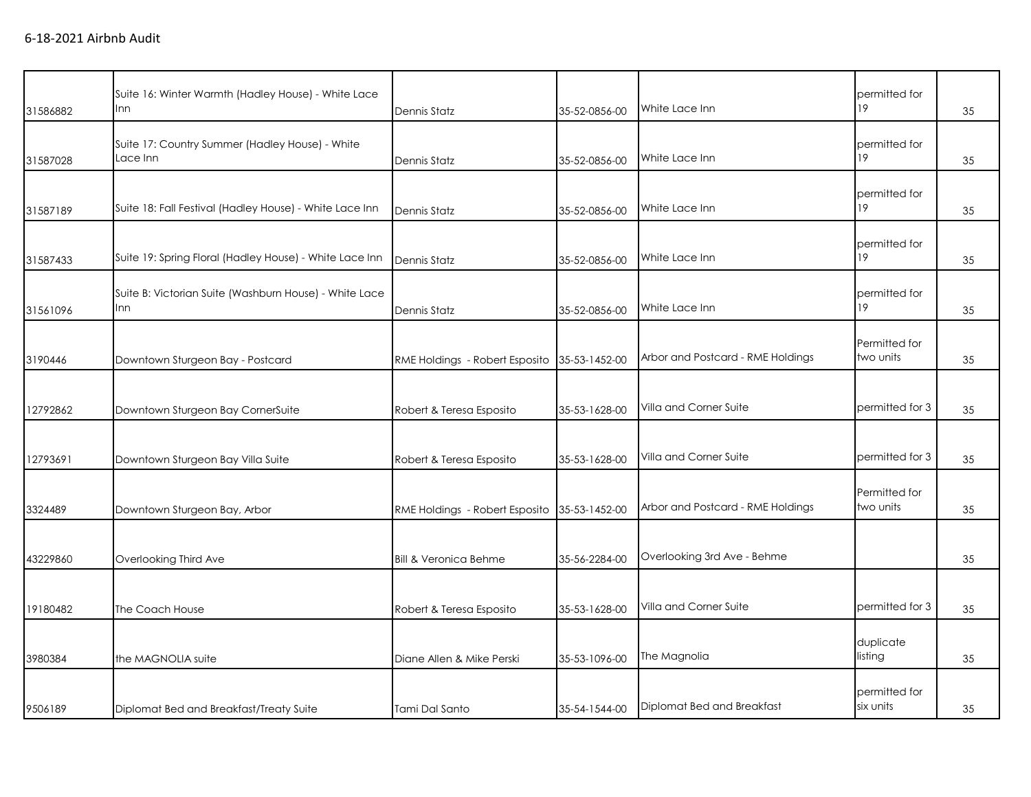6-18-2021 Airbnb Audit

| | | | | | | |
|---|---|---|---|---|---|---|
| 31586882 | Suite 16: Winter Warmth (Hadley House) - White Lace Inn | Dennis Statz | 35-52-0856-00 | White Lace Inn | permitted for 19 | 35 |
| 31587028 | Suite 17: Country Summer (Hadley House) - White Lace Inn | Dennis Statz | 35-52-0856-00 | White Lace Inn | permitted for 19 | 35 |
| 31587189 | Suite 18: Fall Festival (Hadley House) - White Lace Inn | Dennis Statz | 35-52-0856-00 | White Lace Inn | permitted for 19 | 35 |
| 31587433 | Suite 19: Spring Floral (Hadley House) - White Lace Inn | Dennis Statz | 35-52-0856-00 | White Lace Inn | permitted for 19 | 35 |
| 31561096 | Suite B: Victorian Suite (Washburn House) - White Lace Inn | Dennis Statz | 35-52-0856-00 | White Lace Inn | permitted for 19 | 35 |
| 3190446 | Downtown Sturgeon Bay - Postcard | RME Holdings - Robert Esposito | 35-53-1452-00 | Arbor and Postcard - RME Holdings | Permitted for two units | 35 |
| 12792862 | Downtown Sturgeon Bay CornerSuite | Robert & Teresa Esposito | 35-53-1628-00 | Villa and Corner Suite | permitted for 3 | 35 |
| 12793691 | Downtown Sturgeon Bay Villa Suite | Robert & Teresa Esposito | 35-53-1628-00 | Villa and Corner Suite | permitted for 3 | 35 |
| 3324489 | Downtown Sturgeon Bay, Arbor | RME Holdings - Robert Esposito | 35-53-1452-00 | Arbor and Postcard - RME Holdings | Permitted for two units | 35 |
| 43229860 | Overlooking Third Ave | Bill & Veronica Behme | 35-56-2284-00 | Overlooking 3rd Ave - Behme | | 35 |
| 19180482 | The Coach House | Robert & Teresa Esposito | 35-53-1628-00 | Villa and Corner Suite | permitted for 3 | 35 |
| 3980384 | the MAGNOLIA suite | Diane Allen & Mike Perski | 35-53-1096-00 | The Magnolia | duplicate listing | 35 |
| 9506189 | Diplomat Bed and Breakfast/Treaty Suite | Tami Dal Santo | 35-54-1544-00 | Diplomat Bed and Breakfast | permitted for six units | 35 |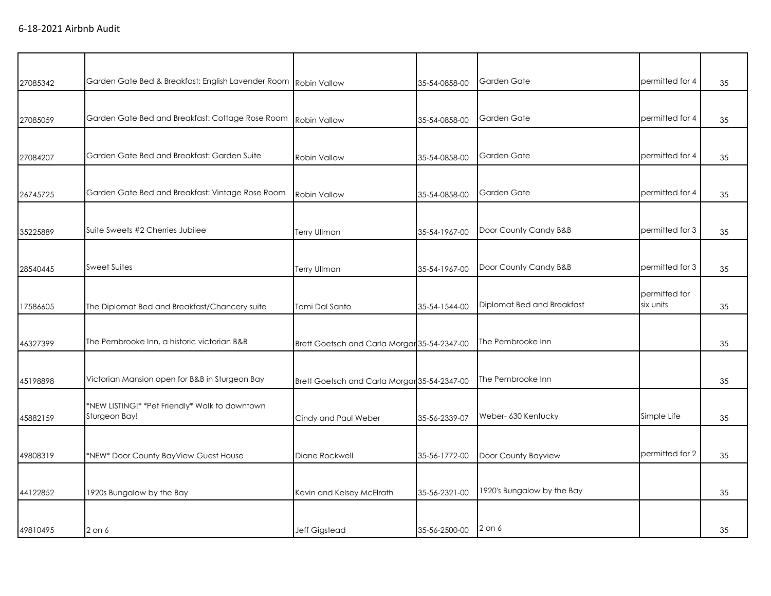6-18-2021 Airbnb Audit

| | | | | | | |
|---|---|---|---|---|---|---|
| 27085342 | Garden Gate Bed & Breakfast: English Lavender Room | Robin Vallow | 35-54-0858-00 | Garden Gate | permitted for 4 | 35 |
| 27085059 | Garden Gate Bed and Breakfast: Cottage Rose Room | Robin Vallow | 35-54-0858-00 | Garden Gate | permitted for 4 | 35 |
| 27084207 | Garden Gate Bed and Breakfast: Garden Suite | Robin Vallow | 35-54-0858-00 | Garden Gate | permitted for 4 | 35 |
| 26745725 | Garden Gate Bed and Breakfast: Vintage Rose Room | Robin Vallow | 35-54-0858-00 | Garden Gate | permitted for 4 | 35 |
| 35225889 | Suite Sweets #2 Cherries Jubilee | Terry Ullman | 35-54-1967-00 | Door County Candy B&B | permitted for 3 | 35 |
| 28540445 | Sweet Suites | Terry Ullman | 35-54-1967-00 | Door County Candy B&B | permitted for 3 | 35 |
| 17586605 | The Diplomat Bed and Breakfast/Chancery suite | Tami Dal Santo | 35-54-1544-00 | Diplomat Bed and Breakfast | permitted for six units | 35 |
| 46327399 | The Pembrooke Inn, a historic victorian B&B | Brett Goetsch and Carla Morgan | 35-54-2347-00 | The Pembrooke Inn | | 35 |
| 45198898 | Victorian Mansion open for B&B in Sturgeon Bay | Brett Goetsch and Carla Morgan | 35-54-2347-00 | The Pembrooke Inn | | 35 |
| 45882159 | *NEW LISTING!* *Pet Friendly* Walk to downtown Sturgeon Bay! | Cindy and Paul Weber | 35-56-2339-07 | Weber- 630 Kentucky | Simple Life | 35 |
| 49808319 | *NEW* Door County BayView Guest House | Diane Rockwell | 35-56-1772-00 | Door County Bayview | permitted for 2 | 35 |
| 44122852 | 1920s Bungalow by the Bay | Kevin and Kelsey McElrath | 35-56-2321-00 | 1920's Bungalow by the Bay | | 35 |
| 49810495 | 2 on 6 | Jeff Gigstead | 35-56-2500-00 | 2 on 6 | | 35 |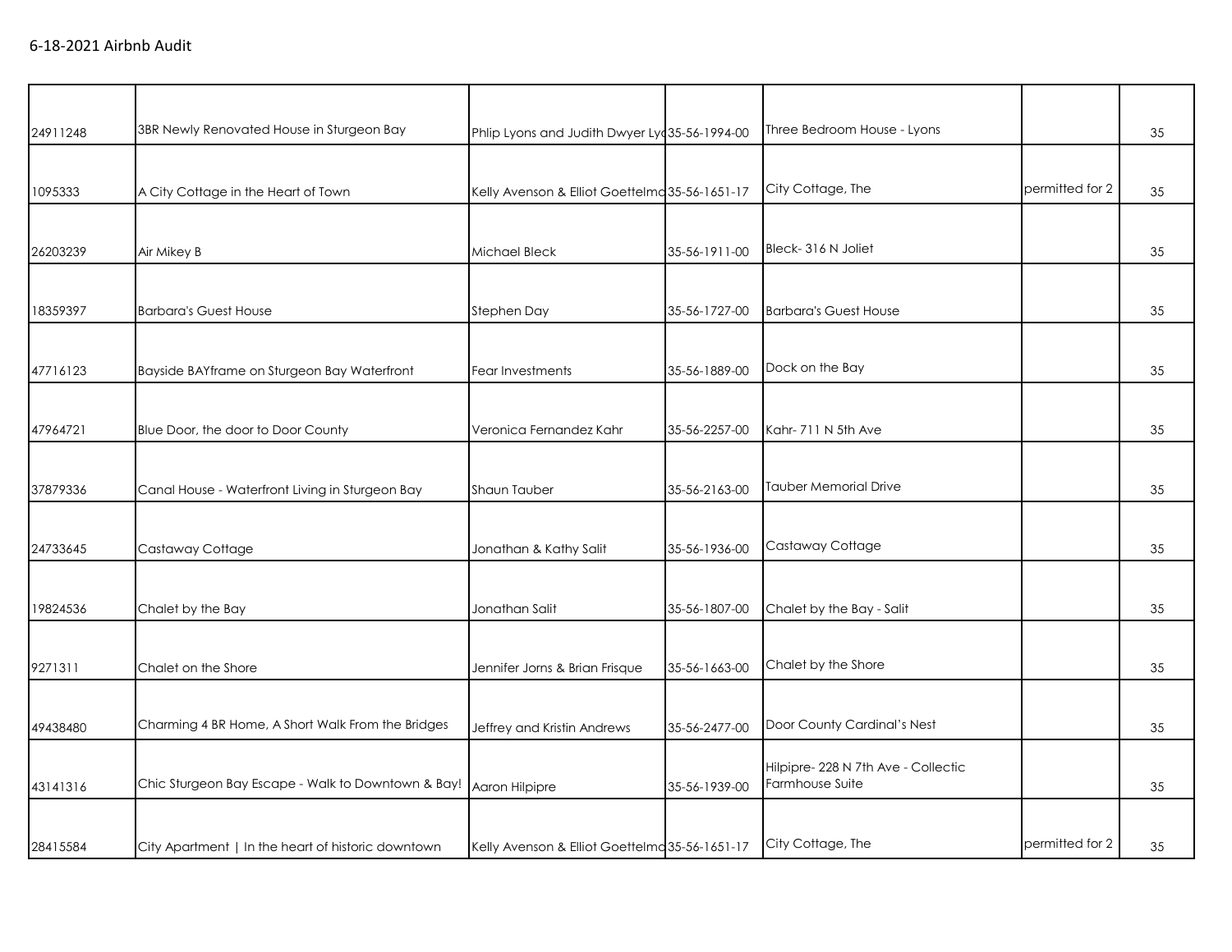6-18-2021 Airbnb Audit

| | | | | | | |
|---|---|---|---|---|---|---|
| 24911248 | 3BR Newly Renovated House in Sturgeon Bay | Phlip Lyons and Judith Dwyer Lyc | 35-56-1994-00 | Three Bedroom House - Lyons | | 35 |
| 1095333 | A City Cottage in the Heart of Town | Kelly Avenson & Elliot Goettelmo | 35-56-1651-17 | City Cottage, The | permitted for 2 | 35 |
| 26203239 | Air Mikey B | Michael Bleck | 35-56-1911-00 | Bleck- 316 N Joliet | | 35 |
| 18359397 | Barbara's Guest House | Stephen Day | 35-56-1727-00 | Barbara's Guest House | | 35 |
| 47716123 | Bayside BAYframe on Sturgeon Bay Waterfront | Fear Investments | 35-56-1889-00 | Dock on the Bay | | 35 |
| 47964721 | Blue Door, the door to Door County | Veronica Fernandez Kahr | 35-56-2257-00 | Kahr- 711 N 5th Ave | | 35 |
| 37879336 | Canal House - Waterfront Living in Sturgeon Bay | Shaun Tauber | 35-56-2163-00 | Tauber Memorial Drive | | 35 |
| 24733645 | Castaway Cottage | Jonathan & Kathy Salit | 35-56-1936-00 | Castaway Cottage | | 35 |
| 19824536 | Chalet by the Bay | Jonathan Salit | 35-56-1807-00 | Chalet by the Bay - Salit | | 35 |
| 9271311 | Chalet on the Shore | Jennifer Jorns & Brian Frisque | 35-56-1663-00 | Chalet by the Shore | | 35 |
| 49438480 | Charming 4 BR Home, A Short Walk From the Bridges | Jeffrey and Kristin Andrews | 35-56-2477-00 | Door County Cardinal's Nest | | 35 |
| 43141316 | Chic Sturgeon Bay Escape - Walk to Downtown & Bay! | Aaron Hilpipre | 35-56-1939-00 | Hilpipre- 228 N 7th Ave - Collectic Farmhouse Suite | | 35 |
| 28415584 | City Apartment \| In the heart of historic downtown | Kelly Avenson & Elliot Goettelmo | 35-56-1651-17 | City Cottage, The | permitted for 2 | 35 |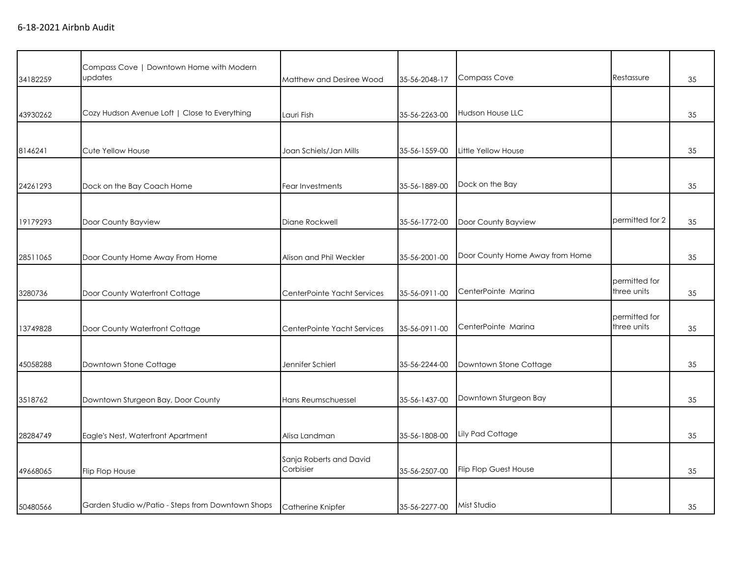6-18-2021 Airbnb Audit

| | | | | | | |
|---|---|---|---|---|---|---|
| 34182259 | Compass Cove \| Downtown Home with Modern updates | Matthew and Desiree Wood | 35-56-2048-17 | Compass Cove | Restassure | 35 |
| 43930262 | Cozy Hudson Avenue Loft \| Close to Everything | Lauri Fish | 35-56-2263-00 | Hudson House LLC | | 35 |
| 8146241 | Cute Yellow House | Joan Schiels/Jan Mills | 35-56-1559-00 | Little Yellow House | | 35 |
| 24261293 | Dock on the Bay Coach Home | Fear Investments | 35-56-1889-00 | Dock on the Bay | | 35 |
| 19179293 | Door County Bayview | Diane Rockwell | 35-56-1772-00 | Door County Bayview | permitted for 2 | 35 |
| 28511065 | Door County Home Away From Home | Alison and Phil Weckler | 35-56-2001-00 | Door County Home Away from Home | | 35 |
| 3280736 | Door County Waterfront Cottage | CenterPointe Yacht Services | 35-56-0911-00 | CenterPointe Marina | permitted for three units | 35 |
| 13749828 | Door County Waterfront Cottage | CenterPointe Yacht Services | 35-56-0911-00 | CenterPointe Marina | permitted for three units | 35 |
| 45058288 | Downtown Stone Cottage | Jennifer Schierl | 35-56-2244-00 | Downtown Stone Cottage | | 35 |
| 3518762 | Downtown Sturgeon Bay, Door County | Hans Reumschuessel | 35-56-1437-00 | Downtown Sturgeon Bay | | 35 |
| 28284749 | Eagle's Nest, Waterfront Apartment | Alisa Landman | 35-56-1808-00 | Lily Pad Cottage | | 35 |
| 49668065 | Flip Flop House | Sanja Roberts and David Corbisier | 35-56-2507-00 | Flip Flop Guest House | | 35 |
| 50480566 | Garden Studio w/Patio - Steps from Downtown Shops | Catherine Knipfer | 35-56-2277-00 | Mist Studio | | 35 |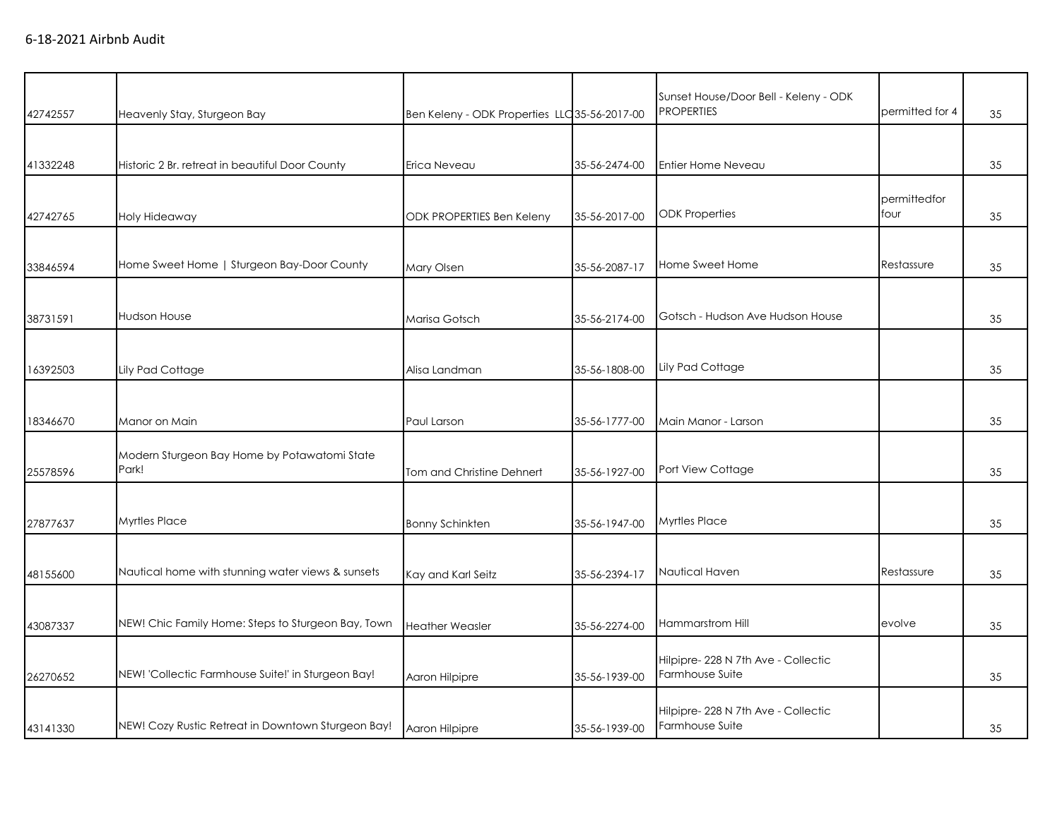6-18-2021 Airbnb Audit

| | | | | | | |
|---|---|---|---|---|---|---|
| 42742557 | Heavenly Stay, Sturgeon Bay | Ben Keleny - ODK Properties LLC | 35-56-2017-00 | Sunset House/Door Bell - Keleny - ODK PROPERTIES | permitted for 4 | 35 |
| 41332248 | Historic 2 Br. retreat in beautiful Door County | Erica Neveau | 35-56-2474-00 | Entier Home Neveau | | 35 |
| 42742765 | Holy Hideaway | ODK PROPERTIES Ben Keleny | 35-56-2017-00 | ODK Properties | permittedfor four | 35 |
| 33846594 | Home Sweet Home \| Sturgeon Bay-Door County | Mary Olsen | 35-56-2087-17 | Home Sweet Home | Restassure | 35 |
| 38731591 | Hudson House | Marisa Gotsch | 35-56-2174-00 | Gotsch - Hudson Ave Hudson House | | 35 |
| 16392503 | Lily Pad Cottage | Alisa Landman | 35-56-1808-00 | Lily Pad Cottage | | 35 |
| 18346670 | Manor on Main | Paul Larson | 35-56-1777-00 | Main Manor - Larson | | 35 |
| 25578596 | Modern Sturgeon Bay Home by Potawatomi State Park! | Tom and Christine Dehnert | 35-56-1927-00 | Port View Cottage | | 35 |
| 27877637 | Myrtles Place | Bonny Schinkten | 35-56-1947-00 | Myrtles Place | | 35 |
| 48155600 | Nautical home with stunning water views & sunsets | Kay and Karl Seitz | 35-56-2394-17 | Nautical Haven | Restassure | 35 |
| 43087337 | NEW! Chic Family Home: Steps to Sturgeon Bay, Town | Heather Weasler | 35-56-2274-00 | Hammarstrom Hill | evolve | 35 |
| 26270652 | NEW! 'Collectic Farmhouse Suite!' in Sturgeon Bay! | Aaron Hilpipre | 35-56-1939-00 | Hilpipre- 228 N 7th Ave - Collectic Farmhouse Suite | | 35 |
| 43141330 | NEW! Cozy Rustic Retreat in Downtown Sturgeon Bay! | Aaron Hilpipre | 35-56-1939-00 | Hilpipre- 228 N 7th Ave - Collectic Farmhouse Suite | | 35 |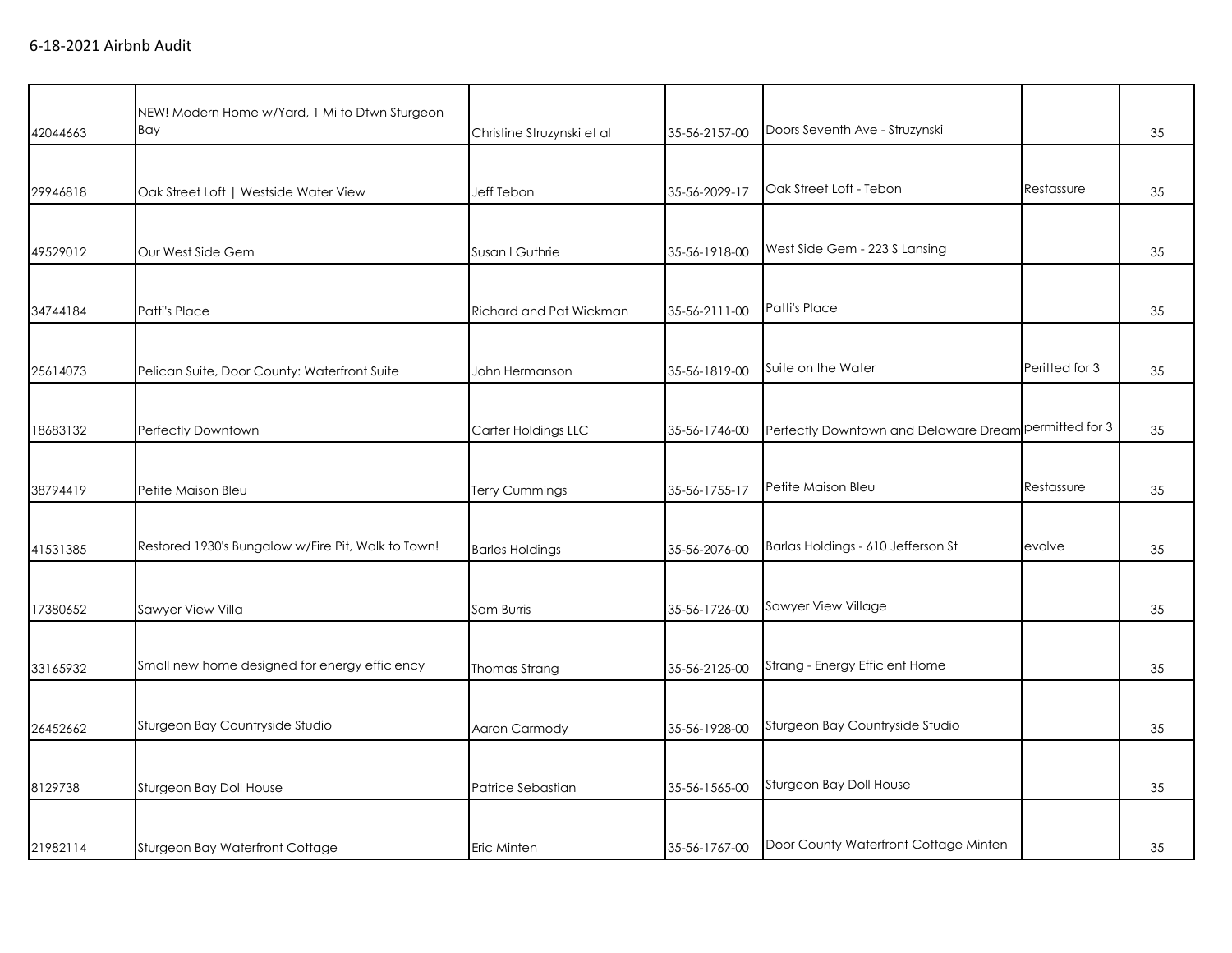6-18-2021 Airbnb Audit

| | | | | | | |
|---|---|---|---|---|---|---|
| 42044663 | NEW! Modern Home w/Yard, 1 Mi to Dtwn Sturgeon Bay | Christine Struzynski et al | 35-56-2157-00 | Doors Seventh Ave - Struzynski | | 35 |
| 29946818 | Oak Street Loft \| Westside Water View | Jeff Tebon | 35-56-2029-17 | Oak Street Loft - Tebon | Restassure | 35 |
| 49529012 | Our West Side Gem | Susan I Guthrie | 35-56-1918-00 | West Side Gem - 223 S Lansing | | 35 |
| 34744184 | Patti's Place | Richard and Pat Wickman | 35-56-2111-00 | Patti's Place | | 35 |
| 25614073 | Pelican Suite, Door County: Waterfront Suite | John Hermanson | 35-56-1819-00 | Suite on the Water | Peritted for 3 | 35 |
| 18683132 | Perfectly Downtown | Carter Holdings LLC | 35-56-1746-00 | Perfectly Downtown and Delaware Dream | permitted for 3 | 35 |
| 38794419 | Petite Maison Bleu | Terry Cummings | 35-56-1755-17 | Petite Maison Bleu | Restassure | 35 |
| 41531385 | Restored 1930's Bungalow w/Fire Pit, Walk to Town! | Barles Holdings | 35-56-2076-00 | Barlas Holdings - 610 Jefferson St | evolve | 35 |
| 17380652 | Sawyer View Villa | Sam Burris | 35-56-1726-00 | Sawyer View Village | | 35 |
| 33165932 | Small new home designed for energy efficiency | Thomas Strang | 35-56-2125-00 | Strang - Energy Efficient Home | | 35 |
| 26452662 | Sturgeon Bay Countryside Studio | Aaron Carmody | 35-56-1928-00 | Sturgeon Bay Countryside Studio | | 35 |
| 8129738 | Sturgeon Bay Doll House | Patrice Sebastian | 35-56-1565-00 | Sturgeon Bay Doll House | | 35 |
| 21982114 | Sturgeon Bay Waterfront Cottage | Eric Minten | 35-56-1767-00 | Door County Waterfront Cottage Minten | | 35 |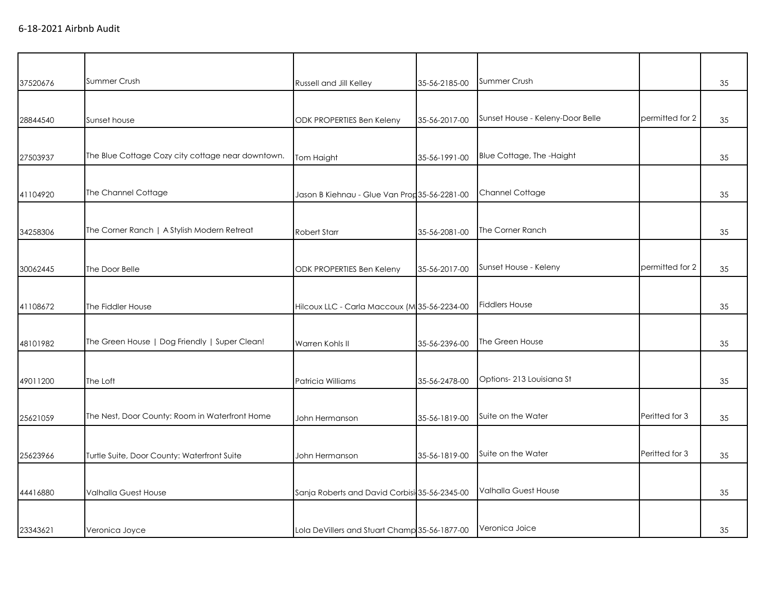6-18-2021 Airbnb Audit

| | | | | | | |
|---|---|---|---|---|---|---|
| 37520676 | Summer Crush | Russell and Jill Kelley | 35-56-2185-00 | Summer Crush | | 35 |
| 28844540 | Sunset house | ODK PROPERTIES Ben Keleny | 35-56-2017-00 | Sunset House - Keleny-Door Belle | permitted for 2 | 35 |
| 27503937 | The Blue Cottage Cozy city cottage near downtown. | Tom Haight | 35-56-1991-00 | Blue Cottage, The -Haight | | 35 |
| 41104920 | The Channel Cottage | Jason B Kiehnau - Glue Van Prop | 35-56-2281-00 | Channel Cottage | | 35 |
| 34258306 | The Corner Ranch \| A Stylish Modern Retreat | Robert Starr | 35-56-2081-00 | The Corner Ranch | | 35 |
| 30062445 | The Door Belle | ODK PROPERTIES Ben Keleny | 35-56-2017-00 | Sunset House - Keleny | permitted for 2 | 35 |
| 41108672 | The Fiddler House | Hilcoux LLC - Carla Maccoux (M | 35-56-2234-00 | Fiddlers House | | 35 |
| 48101982 | The Green House \| Dog Friendly \| Super Clean! | Warren Kohls II | 35-56-2396-00 | The Green House | | 35 |
| 49011200 | The Loft | Patricia Williams | 35-56-2478-00 | Options- 213 Louisiana St | | 35 |
| 25621059 | The Nest, Door County: Room in Waterfront Home | John Hermanson | 35-56-1819-00 | Suite on the Water | Peritted for 3 | 35 |
| 25623966 | Turtle Suite, Door County: Waterfront Suite | John Hermanson | 35-56-1819-00 | Suite on the Water | Peritted for 3 | 35 |
| 44416880 | Valhalla Guest House | Sanja Roberts and David Corbisi | 35-56-2345-00 | Valhalla Guest House | | 35 |
| 23343621 | Veronica Joyce | Lola DeVillers and Stuart Champ | 35-56-1877-00 | Veronica Joice | | 35 |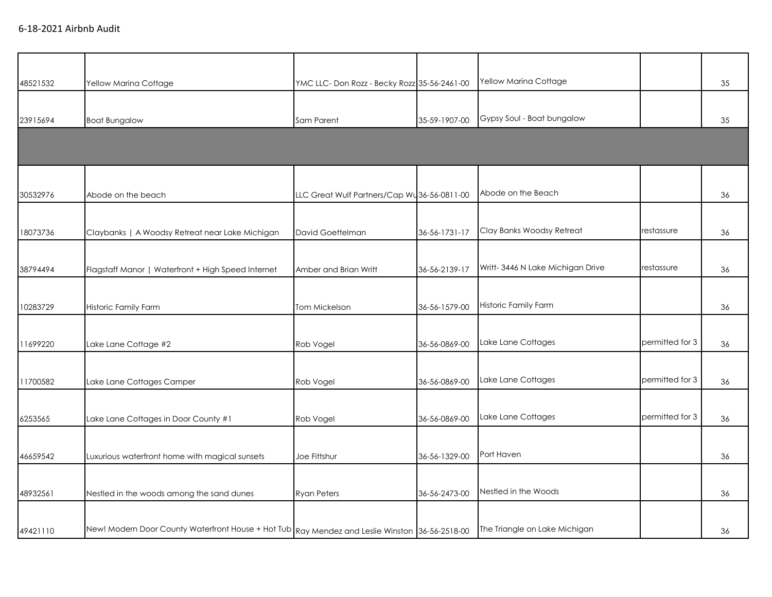6-18-2021 Airbnb Audit

| | | | | | | |
|---|---|---|---|---|---|---|
| 48521532 | Yellow Marina Cottage | YMC LLC- Don Rozz - Becky Rozz | 35-56-2461-00 | Yellow Marina Cottage | | 35 |
| 23915694 | Boat Bungalow | Sam Parent | 35-59-1907-00 | Gypsy Soul - Boat bungalow | | 35 |
| | | | | | | |
| 30532976 | Abode on the beach | LLC Great Wulf Partners/Cap Wu | 36-56-0811-00 | Abode on the Beach | | 36 |
| 18073736 | Claybanks \| A Woodsy Retreat near Lake Michigan | David Goettelman | 36-56-1731-17 | Clay Banks Woodsy Retreat | restassure | 36 |
| 38794494 | Flagstaff Manor \| Waterfront + High Speed Internet | Amber and Brian Writt | 36-56-2139-17 | Writt- 3446 N Lake Michigan Drive | restassure | 36 |
| 10283729 | Historic Family Farm | Tom Mickelson | 36-56-1579-00 | Historic Family Farm | | 36 |
| 11699220 | Lake Lane Cottage #2 | Rob Vogel | 36-56-0869-00 | Lake Lane Cottages | permitted for 3 | 36 |
| 11700582 | Lake Lane Cottages Camper | Rob Vogel | 36-56-0869-00 | Lake Lane Cottages | permitted for 3 | 36 |
| 6253565 | Lake Lane Cottages in Door County #1 | Rob Vogel | 36-56-0869-00 | Lake Lane Cottages | permitted for 3 | 36 |
| 46659542 | Luxurious waterfront home with magical sunsets | Joe Fittshur | 36-56-1329-00 | Port Haven | | 36 |
| 48932561 | Nestled in the woods among the sand dunes | Ryan Peters | 36-56-2473-00 | Nestled in the Woods | | 36 |
| 49421110 | New! Modern Door County Waterfront House + Hot Tub | Ray Mendez and Leslie Winston | 36-56-2518-00 | The Triangle on Lake Michigan | | 36 |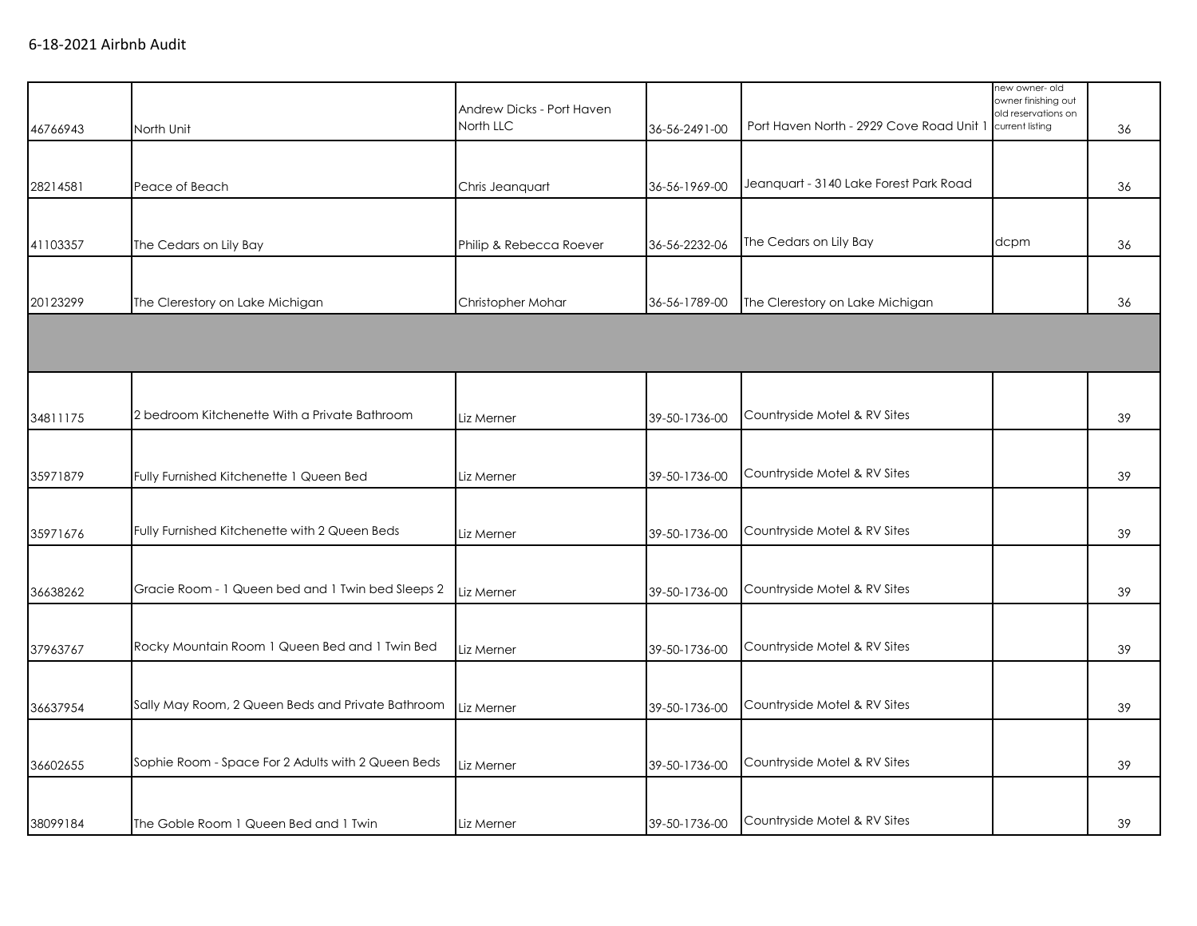6-18-2021 Airbnb Audit

| | | | | | | |
|---|---|---|---|---|---|---|
| 46766943 | North Unit | Andrew Dicks - Port Haven North LLC | 36-56-2491-00 | Port Haven North - 2929 Cove Road Unit 1 | new owner- old owner finishing out old reservations on current listing | 36 |
| 28214581 | Peace of Beach | Chris Jeanquart | 36-56-1969-00 | Jeanquart - 3140 Lake Forest Park Road | | 36 |
| 41103357 | The Cedars on Lily Bay | Philip & Rebecca Roever | 36-56-2232-06 | The Cedars on Lily Bay | dcpm | 36 |
| 20123299 | The Clerestory on Lake Michigan | Christopher Mohar | 36-56-1789-00 | The Clerestory on Lake Michigan | | 36 |
| | | | | | | |
| 34811175 | 2 bedroom Kitchenette With a Private Bathroom | Liz Merner | 39-50-1736-00 | Countryside Motel & RV Sites | | 39 |
| 35971879 | Fully Furnished Kitchenette 1 Queen Bed | Liz Merner | 39-50-1736-00 | Countryside Motel & RV Sites | | 39 |
| 35971676 | Fully Furnished Kitchenette with 2 Queen Beds | Liz Merner | 39-50-1736-00 | Countryside Motel & RV Sites | | 39 |
| 36638262 | Gracie Room - 1 Queen bed and 1 Twin bed Sleeps 2 | Liz Merner | 39-50-1736-00 | Countryside Motel & RV Sites | | 39 |
| 37963767 | Rocky Mountain Room 1 Queen Bed and 1 Twin Bed | Liz Merner | 39-50-1736-00 | Countryside Motel & RV Sites | | 39 |
| 36637954 | Sally May Room, 2 Queen Beds and Private Bathroom | Liz Merner | 39-50-1736-00 | Countryside Motel & RV Sites | | 39 |
| 36602655 | Sophie Room - Space For 2 Adults with 2 Queen Beds | Liz Merner | 39-50-1736-00 | Countryside Motel & RV Sites | | 39 |
| 38099184 | The Goble Room 1 Queen Bed and 1 Twin | Liz Merner | 39-50-1736-00 | Countryside Motel & RV Sites | | 39 |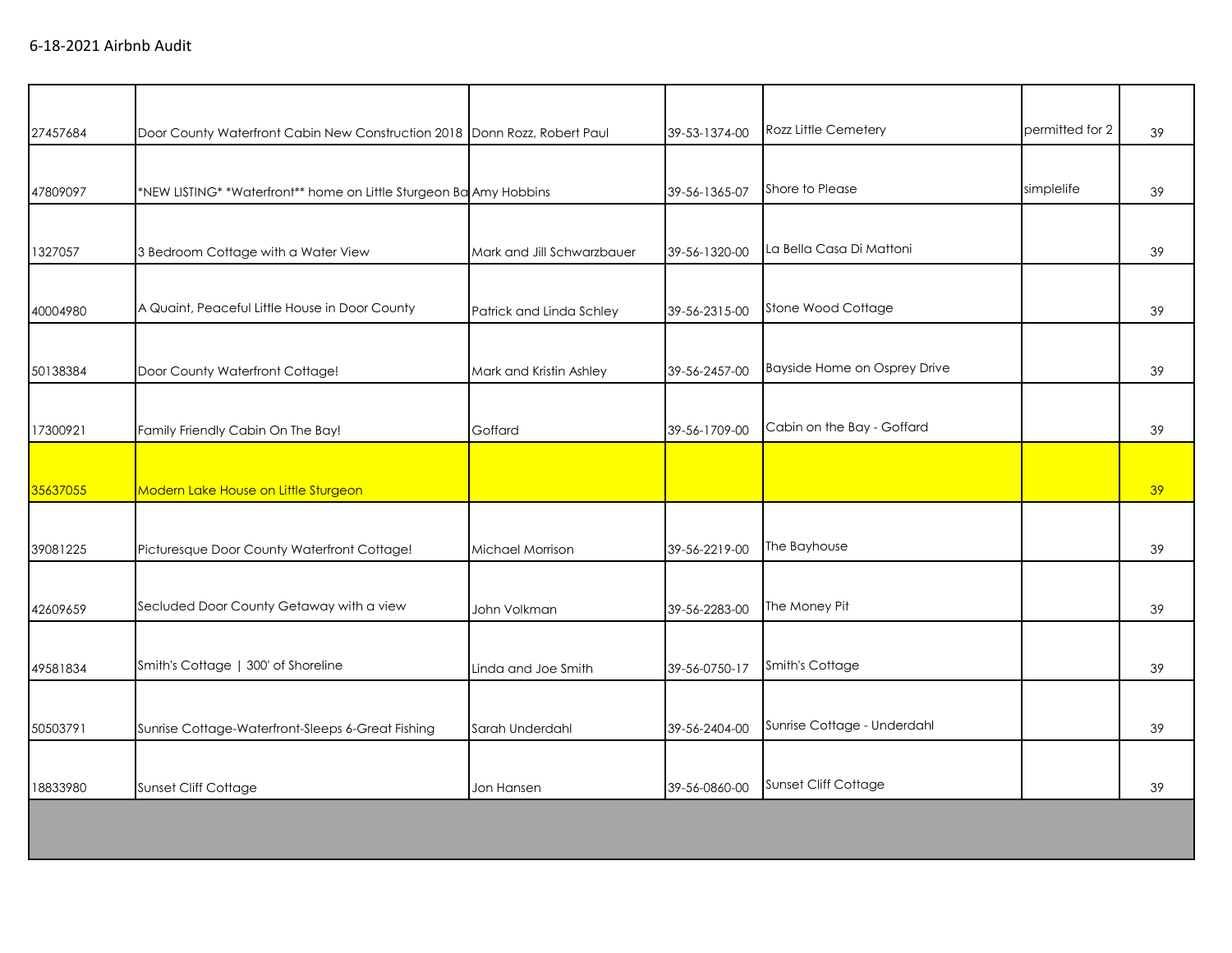6-18-2021 Airbnb Audit

| | | | | | | |
|---|---|---|---|---|---|---|
| 27457684 | Door County Waterfront Cabin New Construction 2018 | Donn Rozz, Robert Paul | 39-53-1374-00 | Rozz Little Cemetery | permitted for 2 | 39 |
| 47809097 | *NEW LISTING* *Waterfront** home on Little Sturgeon Ba | Amy Hobbins | 39-56-1365-07 | Shore to Please | simplelife | 39 |
| 1327057 | 3 Bedroom Cottage with a Water View | Mark and Jill Schwarzbauer | 39-56-1320-00 | La Bella Casa Di Mattoni | | 39 |
| 40004980 | A Quaint, Peaceful Little House in Door County | Patrick and Linda Schley | 39-56-2315-00 | Stone Wood Cottage | | 39 |
| 50138384 | Door County Waterfront Cottage! | Mark and Kristin Ashley | 39-56-2457-00 | Bayside Home on Osprey Drive | | 39 |
| 17300921 | Family Friendly Cabin On The Bay! | Goffard | 39-56-1709-00 | Cabin on the Bay - Goffard | | 39 |
| 35637055 | Modern Lake House on Little Sturgeon | | | | | 39 |
| 39081225 | Picturesque Door County Waterfront Cottage! | Michael Morrison | 39-56-2219-00 | The Bayhouse | | 39 |
| 42609659 | Secluded Door County Getaway with a view | John Volkman | 39-56-2283-00 | The Money Pit | | 39 |
| 49581834 | Smith's Cottage \| 300' of Shoreline | Linda and Joe Smith | 39-56-0750-17 | Smith's Cottage | | 39 |
| 50503791 | Sunrise Cottage-Waterfront-Sleeps 6-Great Fishing | Sarah Underdahl | 39-56-2404-00 | Sunrise Cottage - Underdahl | | 39 |
| 18833980 | Sunset Cliff Cottage | Jon Hansen | 39-56-0860-00 | Sunset Cliff Cottage | | 39 |
| | | | | | | |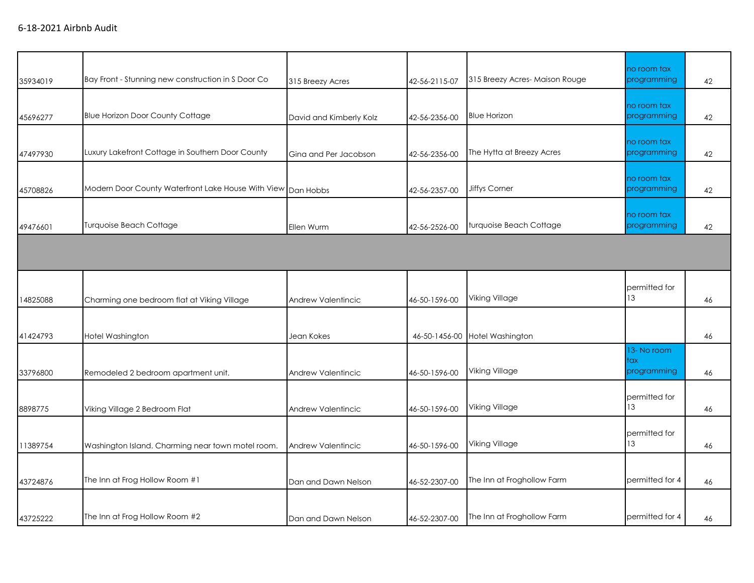6-18-2021 Airbnb Audit

| | | | | | | |
|---|---|---|---|---|---|---|
| 35934019 | Bay Front - Stunning new construction in S Door Co | 315 Breezy Acres | 42-56-2115-07 | 315 Breezy Acres- Maison Rouge | no room tax programming | 42 |
| 45696277 | Blue Horizon Door County Cottage | David and Kimberly Kolz | 42-56-2356-00 | Blue Horizon | no room tax programming | 42 |
| 47497930 | Luxury Lakefront Cottage in Southern Door County | Gina and Per Jacobson | 42-56-2356-00 | The Hytta at Breezy Acres | no room tax programming | 42 |
| 45708826 | Modern Door County Waterfront Lake House With View | Dan Hobbs | 42-56-2357-00 | Jiffys Corner | no room tax programming | 42 |
| 49476601 | Turquoise Beach Cottage | Ellen Wurm | 42-56-2526-00 | turquoise Beach Cottage | no room tax programming | 42 |
| | | | | | | |
| 14825088 | Charming one bedroom flat at Viking Village | Andrew Valentincic | 46-50-1596-00 | Viking Village | permitted for 13 | 46 |
| 41424793 | Hotel Washington | Jean Kokes | 46-50-1456-00 | Hotel Washington | | 46 |
| 33796800 | Remodeled 2 bedroom apartment unit. | Andrew Valentincic | 46-50-1596-00 | Viking Village | 13- No room tax programming | 46 |
| 8898775 | Viking Village 2 Bedroom Flat | Andrew Valentincic | 46-50-1596-00 | Viking Village | permitted for 13 | 46 |
| 11389754 | Washington Island. Charming near town motel room. | Andrew Valentincic | 46-50-1596-00 | Viking Village | permitted for 13 | 46 |
| 43724876 | The Inn at Frog Hollow Room #1 | Dan and Dawn Nelson | 46-52-2307-00 | The Inn at Froghollow Farm | permitted for 4 | 46 |
| 43725222 | The Inn at Frog Hollow Room #2 | Dan and Dawn Nelson | 46-52-2307-00 | The Inn at Froghollow Farm | permitted for 4 | 46 |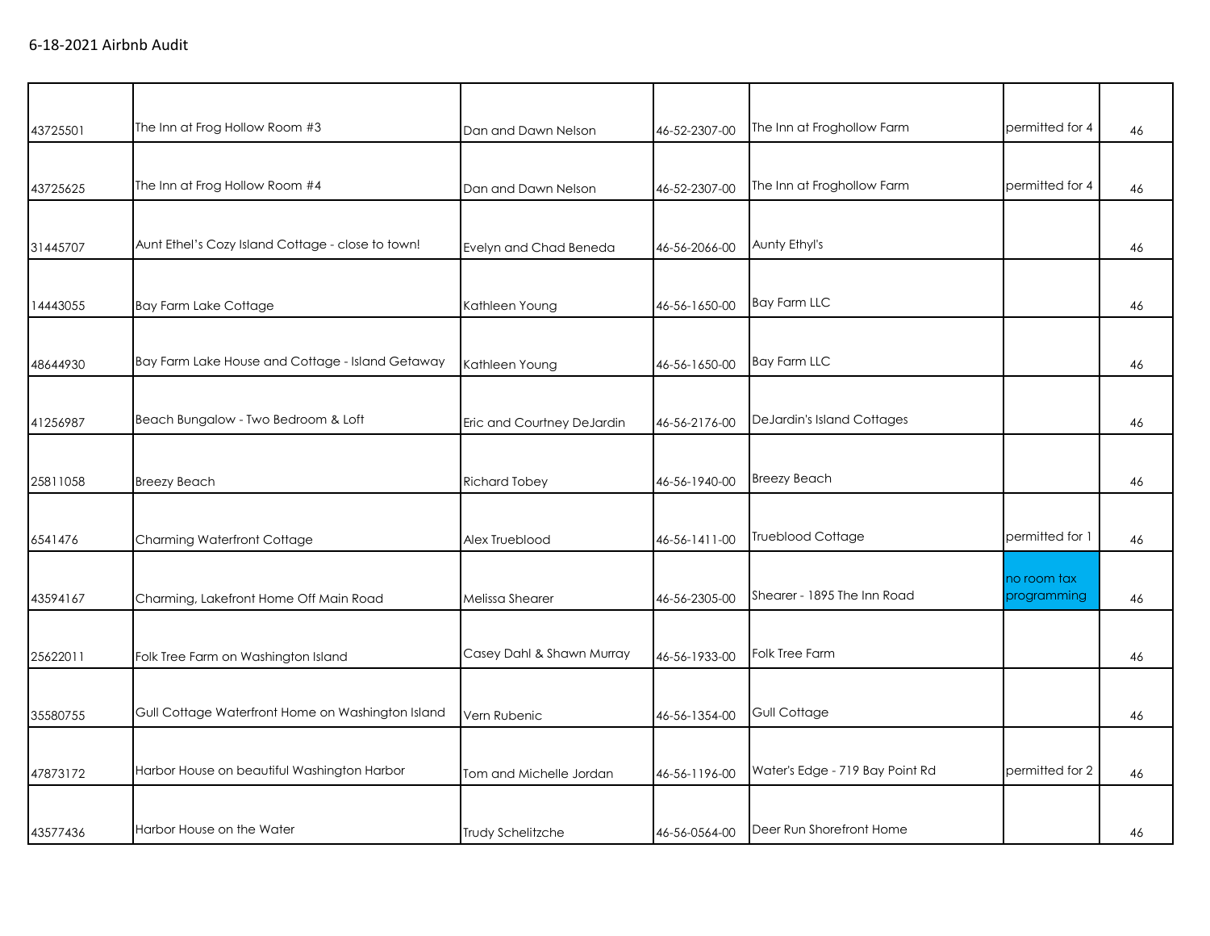6-18-2021 Airbnb Audit

| | | | | | | |
|---|---|---|---|---|---|---|
| 43725501 | The Inn at Frog Hollow Room #3 | Dan and Dawn Nelson | 46-52-2307-00 | The Inn at Froghollow Farm | permitted for 4 | 46 |
| 43725625 | The Inn at Frog Hollow Room #4 | Dan and Dawn Nelson | 46-52-2307-00 | The Inn at Froghollow Farm | permitted for 4 | 46 |
| 31445707 | Aunt Ethel's Cozy Island Cottage - close to town! | Evelyn and Chad Beneda | 46-56-2066-00 | Aunty Ethyl's | | 46 |
| 14443055 | Bay Farm Lake Cottage | Kathleen Young | 46-56-1650-00 | Bay Farm LLC | | 46 |
| 48644930 | Bay Farm Lake House and Cottage - Island Getaway | Kathleen Young | 46-56-1650-00 | Bay Farm LLC | | 46 |
| 41256987 | Beach Bungalow - Two Bedroom & Loft | Eric and Courtney DeJardin | 46-56-2176-00 | DeJardin's Island Cottages | | 46 |
| 25811058 | Breezy Beach | Richard Tobey | 46-56-1940-00 | Breezy Beach | | 46 |
| 6541476 | Charming Waterfront Cottage | Alex Trueblood | 46-56-1411-00 | Trueblood Cottage | permitted for 1 | 46 |
| 43594167 | Charming, Lakefront Home Off Main Road | Melissa Shearer | 46-56-2305-00 | Shearer - 1895 The Inn Road | no room tax programming | 46 |
| 25622011 | Folk Tree Farm on Washington Island | Casey Dahl & Shawn Murray | 46-56-1933-00 | Folk Tree Farm | | 46 |
| 35580755 | Gull Cottage Waterfront Home on Washington Island | Vern Rubenic | 46-56-1354-00 | Gull Cottage | | 46 |
| 47873172 | Harbor House on beautiful Washington Harbor | Tom and Michelle Jordan | 46-56-1196-00 | Water's Edge - 719 Bay Point Rd | permitted for 2 | 46 |
| 43577436 | Harbor House on the Water | Trudy Schelitzche | 46-56-0564-00 | Deer Run Shorefront Home | | 46 |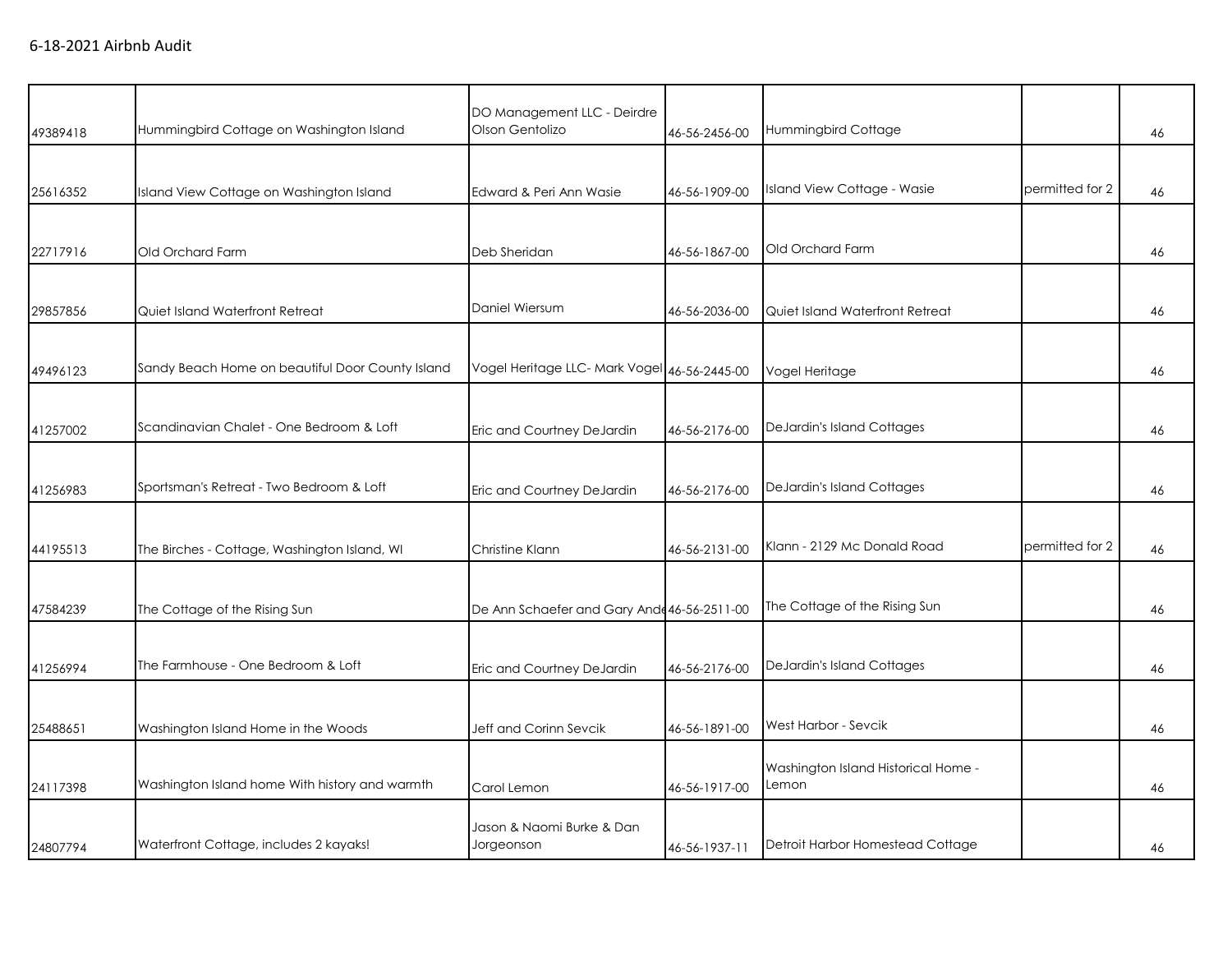6-18-2021 Airbnb Audit

| | | | | | | |
|---|---|---|---|---|---|---|
| 49389418 | Hummingbird Cottage on Washington Island | DO Management LLC - Deirdre Olson Gentolizo | 46-56-2456-00 | Hummingbird Cottage | | 46 |
| 25616352 | Island View Cottage on Washington Island | Edward & Peri Ann Wasie | 46-56-1909-00 | Island View Cottage - Wasie | permitted for 2 | 46 |
| 22717916 | Old Orchard Farm | Deb Sheridan | 46-56-1867-00 | Old Orchard Farm | | 46 |
| 29857856 | Quiet Island Waterfront Retreat | Daniel Wiersum | 46-56-2036-00 | Quiet Island Waterfront Retreat | | 46 |
| 49496123 | Sandy Beach Home on beautiful Door County Island | Vogel Heritage LLC- Mark Vogel | 46-56-2445-00 | Vogel Heritage | | 46 |
| 41257002 | Scandinavian Chalet - One Bedroom & Loft | Eric and Courtney DeJardin | 46-56-2176-00 | DeJardin's Island Cottages | | 46 |
| 41256983 | Sportsman's Retreat - Two Bedroom & Loft | Eric and Courtney DeJardin | 46-56-2176-00 | DeJardin's Island Cottages | | 46 |
| 44195513 | The Birches - Cottage, Washington Island, WI | Christine Klann | 46-56-2131-00 | Klann - 2129 Mc Donald Road | permitted for 2 | 46 |
| 47584239 | The Cottage of the Rising Sun | De Ann Schaefer and Gary And | 46-56-2511-00 | The Cottage of the Rising Sun | | 46 |
| 41256994 | The Farmhouse - One Bedroom & Loft | Eric and Courtney DeJardin | 46-56-2176-00 | DeJardin's Island Cottages | | 46 |
| 25488651 | Washington Island Home in the Woods | Jeff and Corinn Sevcik | 46-56-1891-00 | West Harbor - Sevcik | | 46 |
| 24117398 | Washington Island home With history and warmth | Carol Lemon | 46-56-1917-00 | Washington Island Historical Home - Lemon | | 46 |
| 24807794 | Waterfront Cottage, includes 2 kayaks! | Jason & Naomi Burke & Dan Jorgeonson | 46-56-1937-11 | Detroit Harbor Homestead Cottage | | 46 |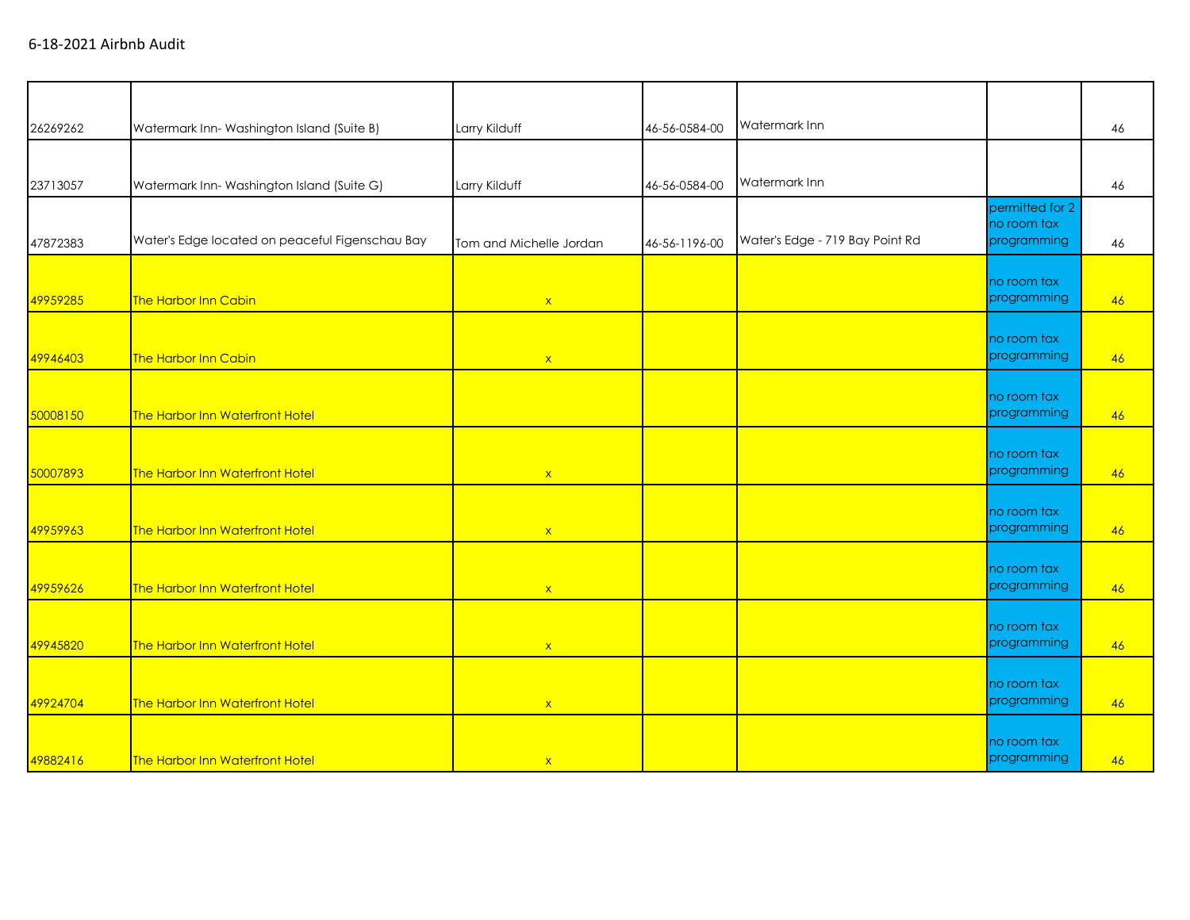6-18-2021 Airbnb Audit

| | | | | | | |
|---|---|---|---|---|---|---|
| 26269262 | Watermark Inn- Washington Island (Suite B) | Larry Kilduff | 46-56-0584-00 | Watermark Inn | | 46 |
| 23713057 | Watermark Inn- Washington Island (Suite G) | Larry Kilduff | 46-56-0584-00 | Watermark Inn | | 46 |
| 47872383 | Water's Edge located on peaceful Figenschau Bay | Tom and Michelle Jordan | 46-56-1196-00 | Water's Edge - 719 Bay Point Rd | permitted for 2 no room tax programming | 46 |
| 49959285 | The Harbor Inn Cabin | x | | | no room tax programming | 46 |
| 49946403 | The Harbor Inn Cabin | x | | | no room tax programming | 46 |
| 50008150 | The Harbor Inn Waterfront Hotel | | | | no room tax programming | 46 |
| 50007893 | The Harbor Inn Waterfront Hotel | x | | | no room tax programming | 46 |
| 49959963 | The Harbor Inn Waterfront Hotel | x | | | no room tax programming | 46 |
| 49959626 | The Harbor Inn Waterfront Hotel | x | | | no room tax programming | 46 |
| 49945820 | The Harbor Inn Waterfront Hotel | x | | | no room tax programming | 46 |
| 49924704 | The Harbor Inn Waterfront Hotel | x | | | no room tax programming | 46 |
| 49882416 | The Harbor Inn Waterfront Hotel | x | | | no room tax programming | 46 |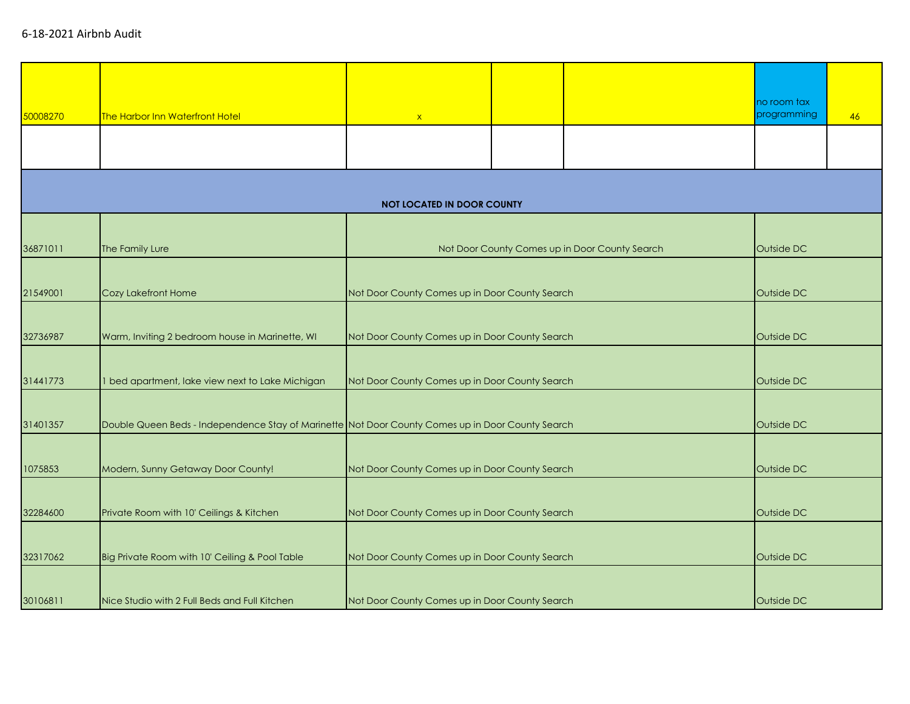6-18-2021 Airbnb Audit

| | | | | | | |
|---|---|---|---|---|---|---|
| 50008270 | The Harbor Inn Waterfront Hotel | x | | | no room tax programming | 46 |
| | | | | | | |
| **NOT LOCATED IN DOOR COUNTY** | | | | | | |
| 36871011 | The Family Lure | Not Door County Comes up in Door County Search | | | Outside DC | |
| 21549001 | Cozy Lakefront Home | Not Door County Comes up in Door County Search | | | Outside DC | |
| 32736987 | Warm, Inviting 2 bedroom house in Marinette, WI | Not Door County Comes up in Door County Search | | | Outside DC | |
| 31441773 | 1 bed apartment, lake view next to Lake Michigan | Not Door County Comes up in Door County Search | | | Outside DC | |
| 31401357 | Double Queen Beds - Independence Stay of Marinette | Not Door County Comes up in Door County Search | | | Outside DC | |
| 1075853 | Modern, Sunny Getaway Door County! | Not Door County Comes up in Door County Search | | | Outside DC | |
| 32284600 | Private Room with 10' Ceilings & Kitchen | Not Door County Comes up in Door County Search | | | Outside DC | |
| 32317062 | Big Private Room with 10' Ceiling & Pool Table | Not Door County Comes up in Door County Search | | | Outside DC | |
| 30106811 | Nice Studio with 2 Full Beds and Full Kitchen | Not Door County Comes up in Door County Search | | | Outside DC | |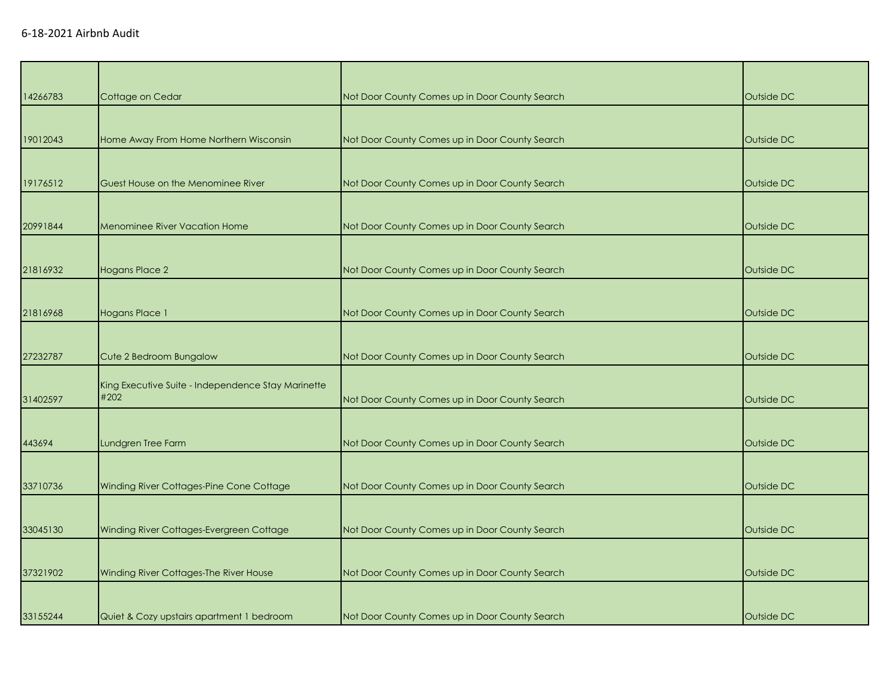6-18-2021 Airbnb Audit

| | | | |
|---|---|---|---|
| 14266783 | Cottage on Cedar | Not Door County Comes up in Door County Search | Outside DC |
| 19012043 | Home Away From Home Northern Wisconsin | Not Door County Comes up in Door County Search | Outside DC |
| 19176512 | Guest House on the Menominee River | Not Door County Comes up in Door County Search | Outside DC |
| 20991844 | Menominee River Vacation Home | Not Door County Comes up in Door County Search | Outside DC |
| 21816932 | Hogans Place 2 | Not Door County Comes up in Door County Search | Outside DC |
| 21816968 | Hogans Place 1 | Not Door County Comes up in Door County Search | Outside DC |
| 27232787 | Cute 2 Bedroom Bungalow | Not Door County Comes up in Door County Search | Outside DC |
| 31402597 | King Executive Suite - Independence Stay Marinette #202 | Not Door County Comes up in Door County Search | Outside DC |
| 443694 | Lundgren Tree Farm | Not Door County Comes up in Door County Search | Outside DC |
| 33710736 | Winding River Cottages-Pine Cone Cottage | Not Door County Comes up in Door County Search | Outside DC |
| 33045130 | Winding River Cottages-Evergreen Cottage | Not Door County Comes up in Door County Search | Outside DC |
| 37321902 | Winding River Cottages-The River House | Not Door County Comes up in Door County Search | Outside DC |
| 33155244 | Quiet & Cozy upstairs apartment 1 bedroom | Not Door County Comes up in Door County Search | Outside DC |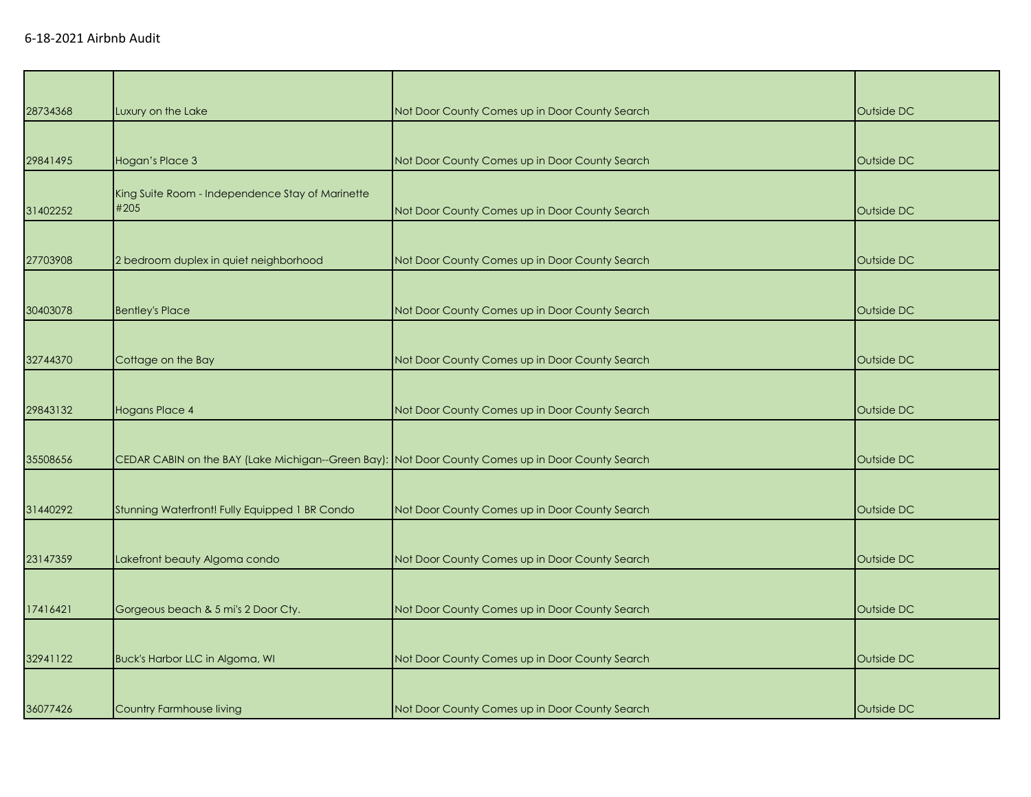| 28734368 | Luxury on the Lake | Not Door County Comes up in Door County Search | Outside DC |
|---|---|---|---|
| 29841495 | Hogan's Place 3 | Not Door County Comes up in Door County Search | Outside DC |
| 31402252 | King Suite Room - Independence Stay of Marinette #205 | Not Door County Comes up in Door County Search | Outside DC |
| 27703908 | 2 bedroom duplex in quiet neighborhood | Not Door County Comes up in Door County Search | Outside DC |
| 30403078 | Bentley's Place | Not Door County Comes up in Door County Search | Outside DC |
| 32744370 | Cottage on the Bay | Not Door County Comes up in Door County Search | Outside DC |
| 29843132 | Hogans Place 4 | Not Door County Comes up in Door County Search | Outside DC |
| 35508656 | CEDAR CABIN on the BAY (Lake Michigan--Green Bay): | Not Door County Comes up in Door County Search | Outside DC |
| 31440292 | Stunning Waterfront! Fully Equipped 1 BR Condo | Not Door County Comes up in Door County Search | Outside DC |
| 23147359 | Lakefront beauty Algoma condo | Not Door County Comes up in Door County Search | Outside DC |
| 17416421 | Gorgeous beach & 5 mi's 2 Door Cty. | Not Door County Comes up in Door County Search | Outside DC |
| 32941122 | Buck's Harbor LLC in Algoma, WI | Not Door County Comes up in Door County Search | Outside DC |
| 36077426 | Country Farmhouse living | Not Door County Comes up in Door County Search | Outside DC |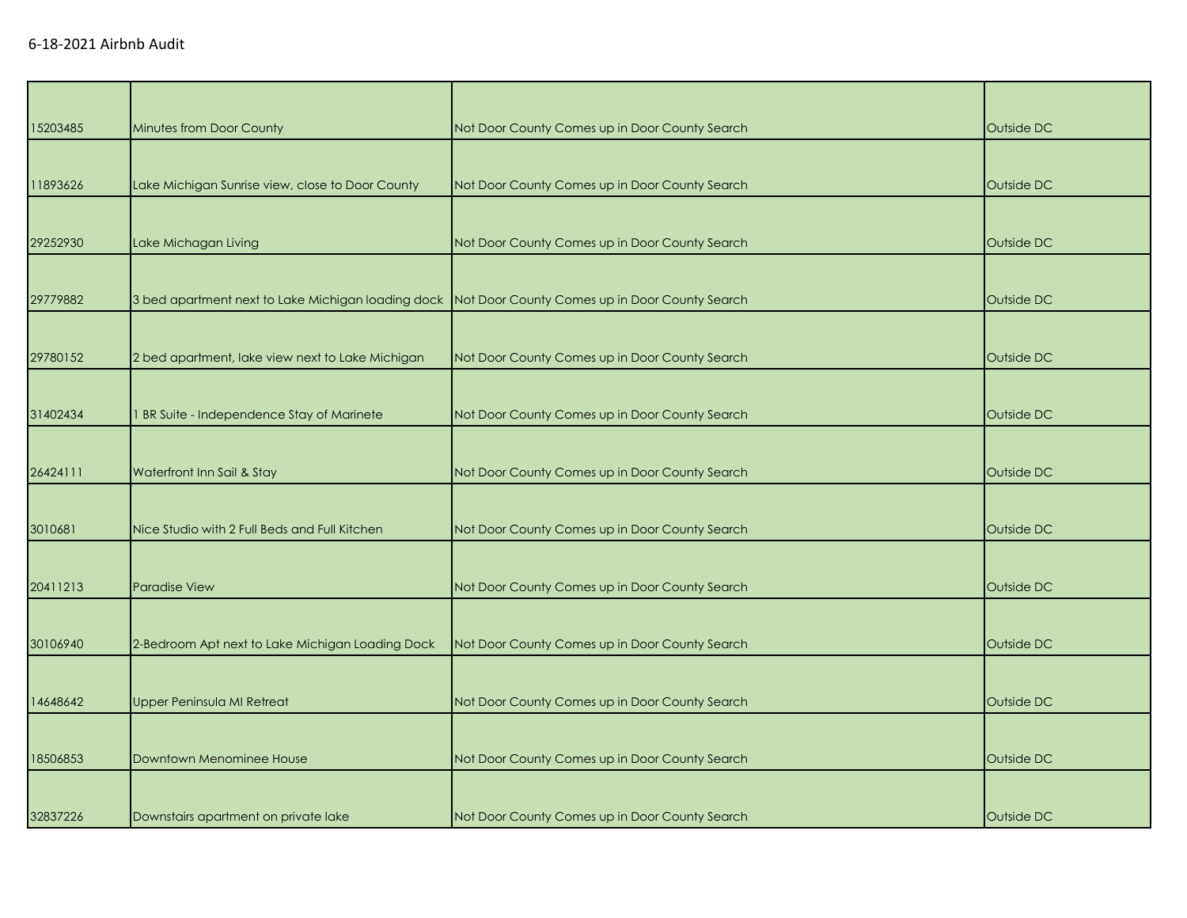6-18-2021 Airbnb Audit

| | | | |
|---|---|---|---|
| 15203485 | Minutes from Door County | Not Door County Comes up in Door County Search | Outside DC |
| 11893626 | Lake Michigan Sunrise view, close to Door County | Not Door County Comes up in Door County Search | Outside DC |
| 29252930 | Lake Michagan Living | Not Door County Comes up in Door County Search | Outside DC |
| 29779882 | 3 bed apartment next to Lake Michigan loading dock | Not Door County Comes up in Door County Search | Outside DC |
| 29780152 | 2 bed apartment, lake view next to Lake Michigan | Not Door County Comes up in Door County Search | Outside DC |
| 31402434 | 1 BR Suite - Independence Stay of Marinete | Not Door County Comes up in Door County Search | Outside DC |
| 26424111 | Waterfront Inn Sail & Stay | Not Door County Comes up in Door County Search | Outside DC |
| 3010681 | Nice Studio with 2 Full Beds and Full Kitchen | Not Door County Comes up in Door County Search | Outside DC |
| 20411213 | Paradise View | Not Door County Comes up in Door County Search | Outside DC |
| 30106940 | 2-Bedroom Apt next to Lake Michigan Loading Dock | Not Door County Comes up in Door County Search | Outside DC |
| 14648642 | Upper Peninsula MI Retreat | Not Door County Comes up in Door County Search | Outside DC |
| 18506853 | Downtown Menominee House | Not Door County Comes up in Door County Search | Outside DC |
| 32837226 | Downstairs apartment on private lake | Not Door County Comes up in Door County Search | Outside DC |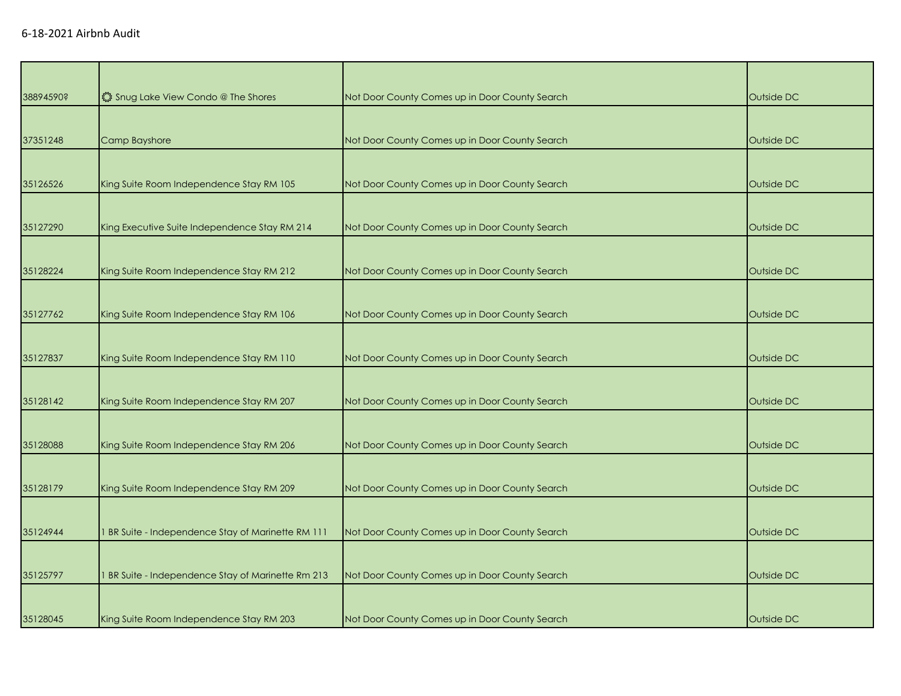6-18-2021 Airbnb Audit

| | | | |
|---|---|---|---|
| 38894590? | ❂ Snug Lake View Condo @ The Shores | Not Door County Comes up in Door County Search | Outside DC |
| 37351248 | Camp Bayshore | Not Door County Comes up in Door County Search | Outside DC |
| 35126526 | King Suite Room Independence Stay RM 105 | Not Door County Comes up in Door County Search | Outside DC |
| 35127290 | King Executive Suite Independence Stay RM 214 | Not Door County Comes up in Door County Search | Outside DC |
| 35128224 | King Suite Room Independence Stay RM 212 | Not Door County Comes up in Door County Search | Outside DC |
| 35127762 | King Suite Room Independence Stay RM 106 | Not Door County Comes up in Door County Search | Outside DC |
| 35127837 | King Suite Room Independence Stay RM 110 | Not Door County Comes up in Door County Search | Outside DC |
| 35128142 | King Suite Room Independence Stay RM 207 | Not Door County Comes up in Door County Search | Outside DC |
| 35128088 | King Suite Room Independence Stay RM 206 | Not Door County Comes up in Door County Search | Outside DC |
| 35128179 | King Suite Room Independence Stay RM 209 | Not Door County Comes up in Door County Search | Outside DC |
| 35124944 | 1 BR Suite - Independence Stay of Marinette RM 111 | Not Door County Comes up in Door County Search | Outside DC |
| 35125797 | 1 BR Suite - Independence Stay of Marinette Rm 213 | Not Door County Comes up in Door County Search | Outside DC |
| 35128045 | King Suite Room Independence Stay RM 203 | Not Door County Comes up in Door County Search | Outside DC |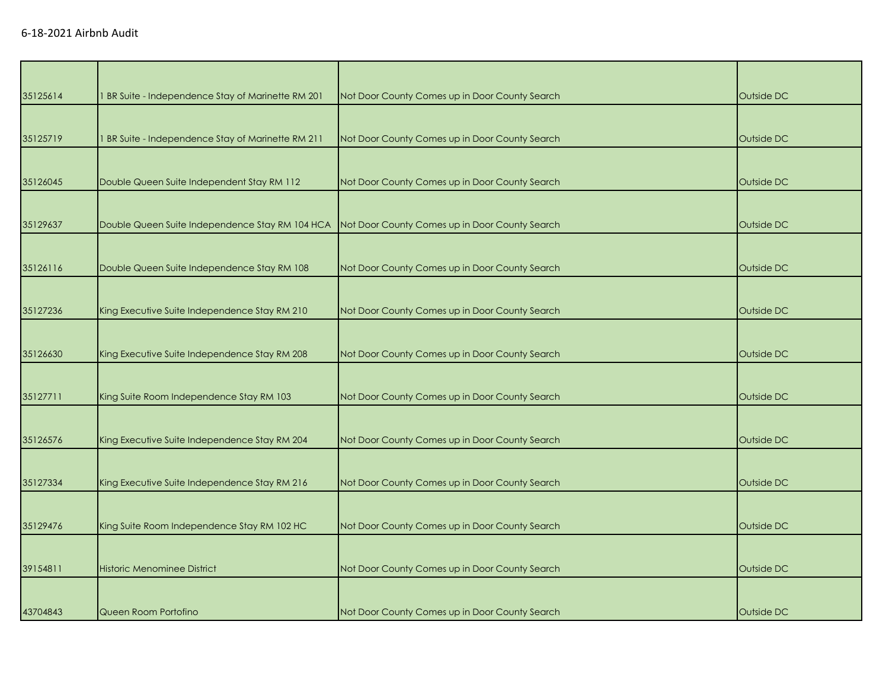| | | | |
|---|---|---|---|
| 35125614 | 1 BR Suite - Independence Stay of Marinette RM 201 | Not Door County Comes up in Door County Search | Outside DC |
| 35125719 | 1 BR Suite - Independence Stay of Marinette RM 211 | Not Door County Comes up in Door County Search | Outside DC |
| 35126045 | Double Queen Suite Independent Stay RM 112 | Not Door County Comes up in Door County Search | Outside DC |
| 35129637 | Double Queen Suite Independence Stay RM 104 HCA | Not Door County Comes up in Door County Search | Outside DC |
| 35126116 | Double Queen Suite Independence Stay RM 108 | Not Door County Comes up in Door County Search | Outside DC |
| 35127236 | King Executive Suite Independence Stay RM 210 | Not Door County Comes up in Door County Search | Outside DC |
| 35126630 | King Executive Suite Independence Stay RM 208 | Not Door County Comes up in Door County Search | Outside DC |
| 35127711 | King Suite Room Independence Stay RM 103 | Not Door County Comes up in Door County Search | Outside DC |
| 35126576 | King Executive Suite Independence Stay RM 204 | Not Door County Comes up in Door County Search | Outside DC |
| 35127334 | King Executive Suite Independence Stay RM 216 | Not Door County Comes up in Door County Search | Outside DC |
| 35129476 | King Suite Room Independence Stay RM 102 HC | Not Door County Comes up in Door County Search | Outside DC |
| 39154811 | Historic Menominee District | Not Door County Comes up in Door County Search | Outside DC |
| 43704843 | Queen Room Portofino | Not Door County Comes up in Door County Search | Outside DC |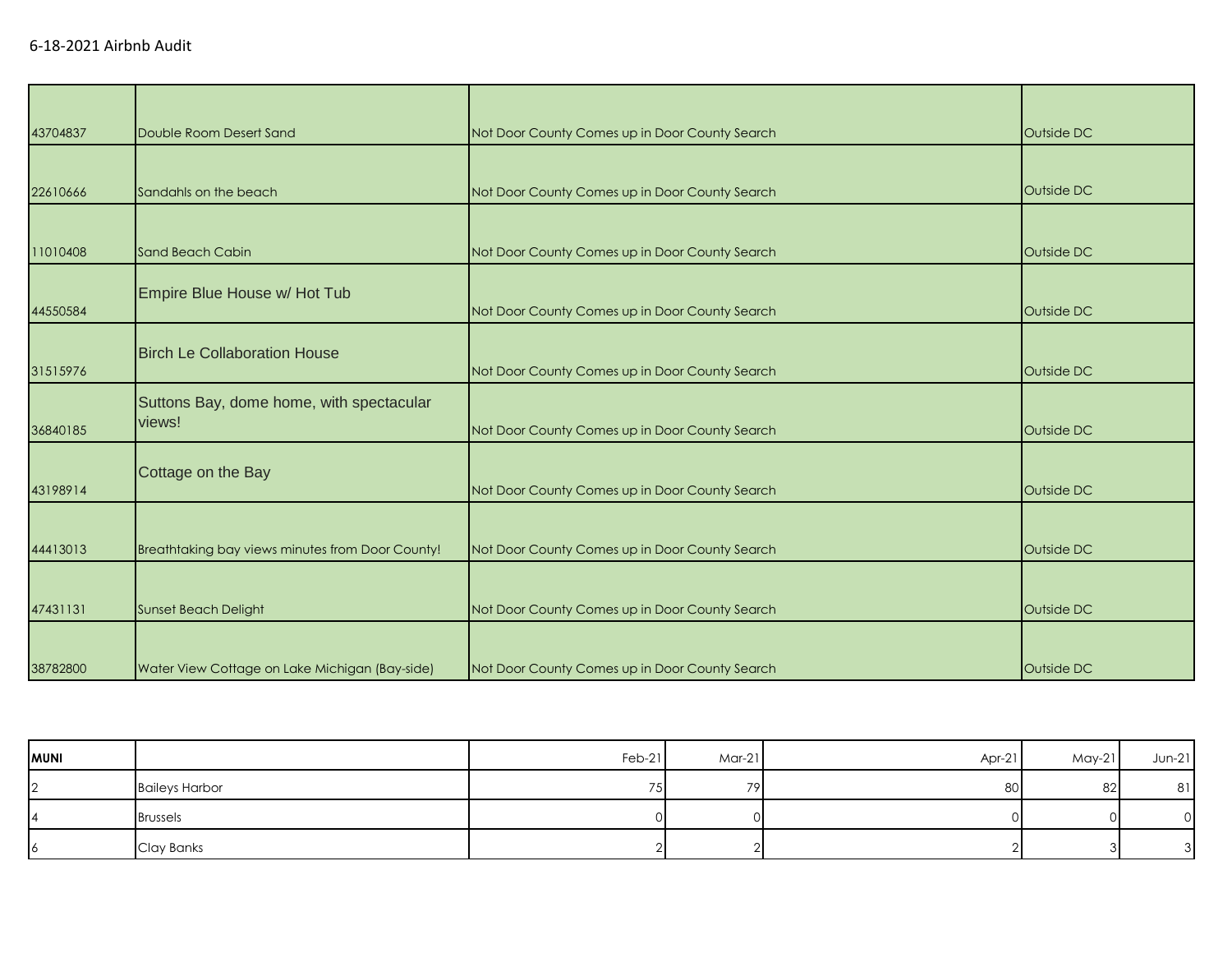| | | | |
|---|---|---|---|
| 43704837 | Double Room Desert Sand | Not Door County Comes up in Door County Search | Outside DC |
| 22610666 | Sandahls on the beach | Not Door County Comes up in Door County Search | Outside DC |
| 11010408 | Sand Beach Cabin | Not Door County Comes up in Door County Search | Outside DC |
| 44550584 | Empire Blue House w/ Hot Tub | Not Door County Comes up in Door County Search | Outside DC |
| 31515976 | Birch Le Collaboration House | Not Door County Comes up in Door County Search | Outside DC |
| 36840185 | Suttons Bay, dome home, with spectacular views! | Not Door County Comes up in Door County Search | Outside DC |
| 43198914 | Cottage on the Bay | Not Door County Comes up in Door County Search | Outside DC |
| 44413013 | Breathtaking bay views minutes from Door County! | Not Door County Comes up in Door County Search | Outside DC |
| 47431131 | Sunset Beach Delight | Not Door County Comes up in Door County Search | Outside DC |
| 38782800 | Water View Cottage on Lake Michigan (Bay-side) | Not Door County Comes up in Door County Search | Outside DC |

| **MUNI** | | Feb-21 | Mar-21 | Apr-21 | May-21 | Jun-21 |
|---|---|---|---|---|---|---|
| 2 | Baileys Harbor | 75 | 79 | 80 | 82 | 81 |
| 4 | Brussels | 0 | 0 | 0 | 0 | 0 |
| 6 | Clay Banks | 2 | 2 | 2 | 3 | 3 |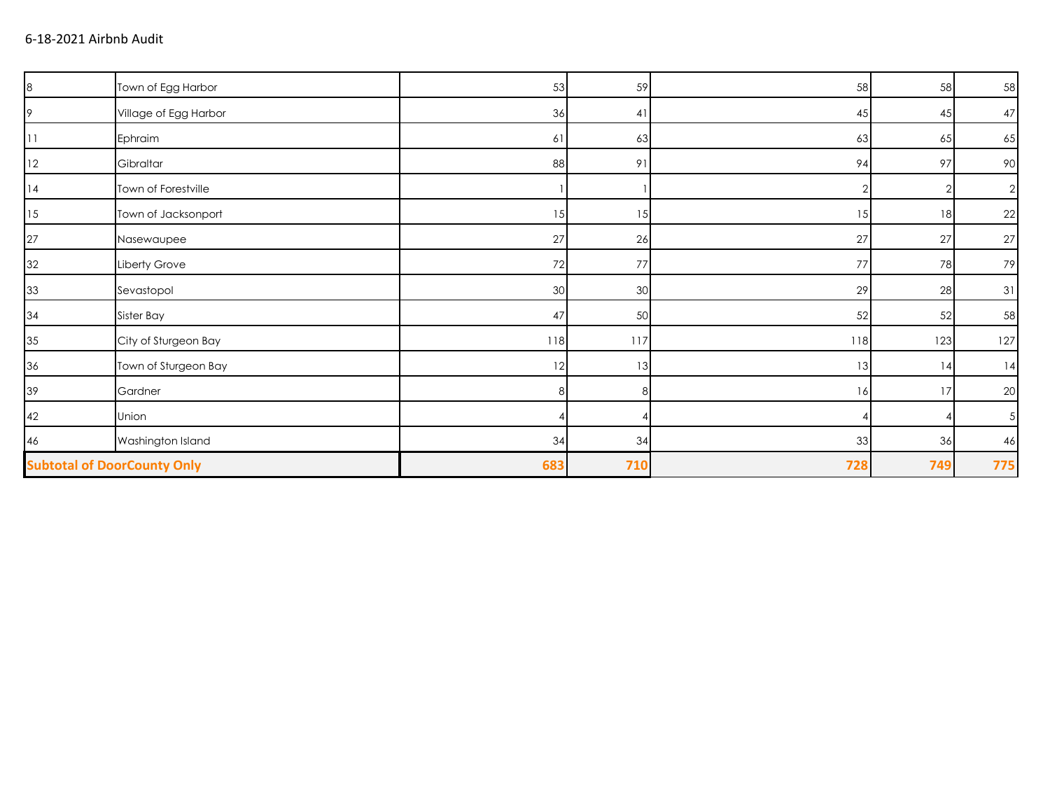6-18-2021 Airbnb Audit

| | | | | | | |
|---|---|---|---|---|---|---|
| 8 | Town of Egg Harbor | 53 | 59 | 58 | 58 | 58 |
| 9 | Village of Egg Harbor | 36 | 41 | 45 | 45 | 47 |
| 11 | Ephraim | 61 | 63 | 63 | 65 | 65 |
| 12 | Gibraltar | 88 | 91 | 94 | 97 | 90 |
| 14 | Town of Forestville | 1 | 1 | 2 | 2 | 2 |
| 15 | Town of Jacksonport | 15 | 15 | 15 | 18 | 22 |
| 27 | Nasewaupee | 27 | 26 | 27 | 27 | 27 |
| 32 | Liberty Grove | 72 | 77 | 77 | 78 | 79 |
| 33 | Sevastopol | 30 | 30 | 29 | 28 | 31 |
| 34 | Sister Bay | 47 | 50 | 52 | 52 | 58 |
| 35 | City of Sturgeon Bay | 118 | 117 | 118 | 123 | 127 |
| 36 | Town of Sturgeon Bay | 12 | 13 | 13 | 14 | 14 |
| 39 | Gardner | 8 | 8 | 16 | 17 | 20 |
| 42 | Union | 4 | 4 | 4 | 4 | 5 |
| 46 | Washington Island | 34 | 34 | 33 | 36 | 46 |
| **Subtotal of DoorCounty Only** | | **683** | **710** | **728** | **749** | **775** |